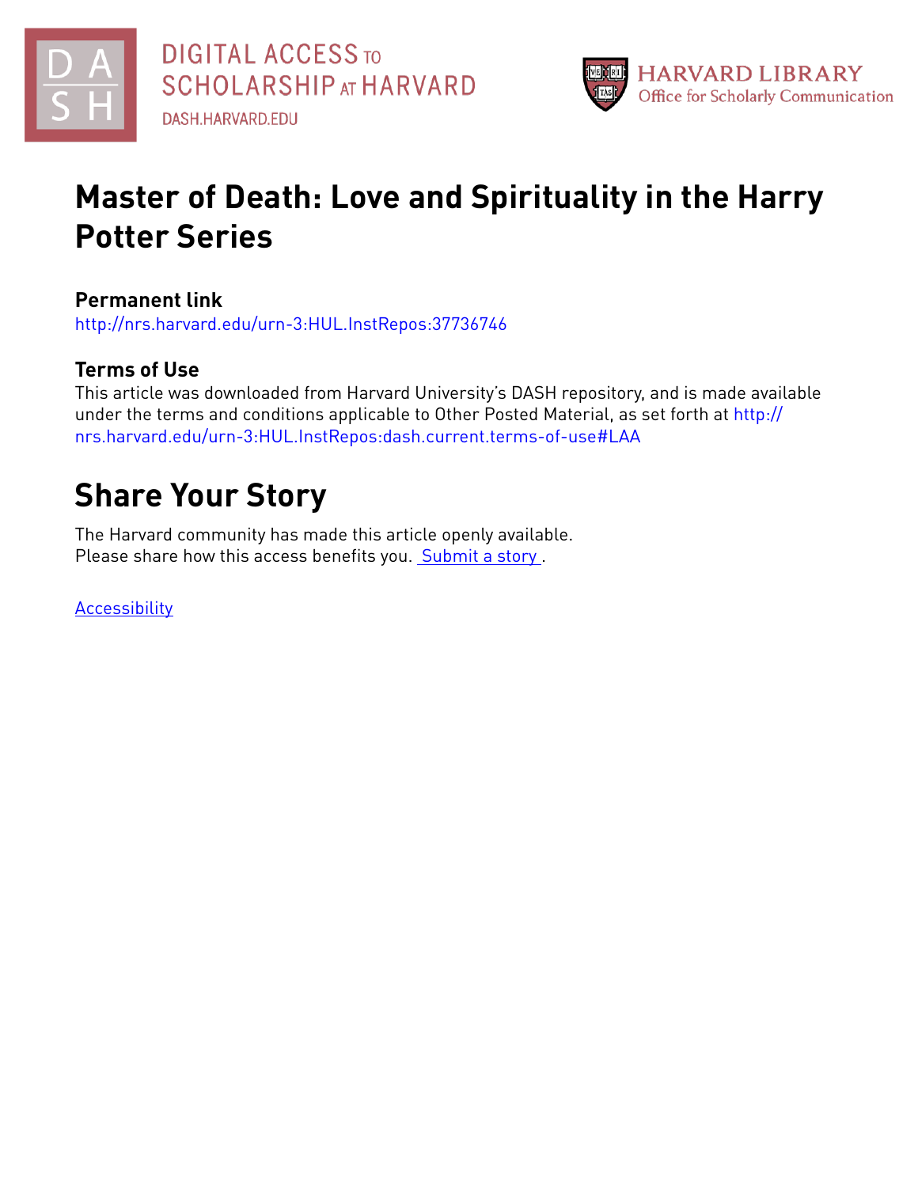DIGITAL ACCESS TO SCHOLARSHIP AT HARVARD
DASH.HARVARD.EDU

HARVARD LIBRARY
Office for Scholarly Communication

# Master of Death: Love and Spirituality in the Harry Potter Series

### Permanent link

http://nrs.harvard.edu/urn-3:HUL.InstRepos:37736746

### Terms of Use

This article was downloaded from Harvard University's DASH repository, and is made available under the terms and conditions applicable to Other Posted Material, as set forth at http://nrs.harvard.edu/urn-3:HUL.InstRepos:dash.current.terms-of-use#LAA

## Share Your Story

The Harvard community has made this article openly available.
Please share how this access benefits you. Submit a story .

Accessibility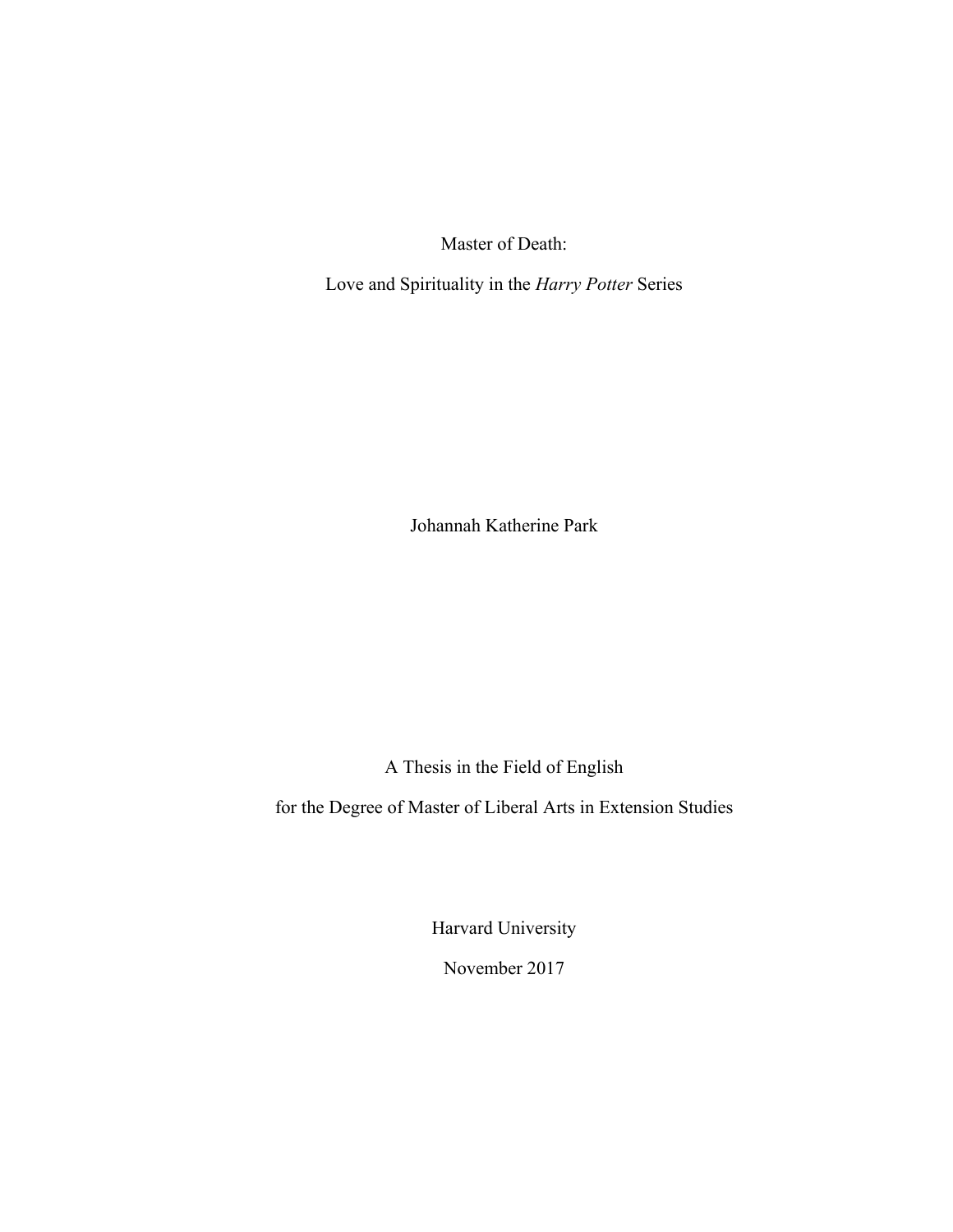Master of Death:

Love and Spirituality in the *Harry Potter* Series

Johannah Katherine Park

A Thesis in the Field of English

for the Degree of Master of Liberal Arts in Extension Studies

Harvard University

November 2017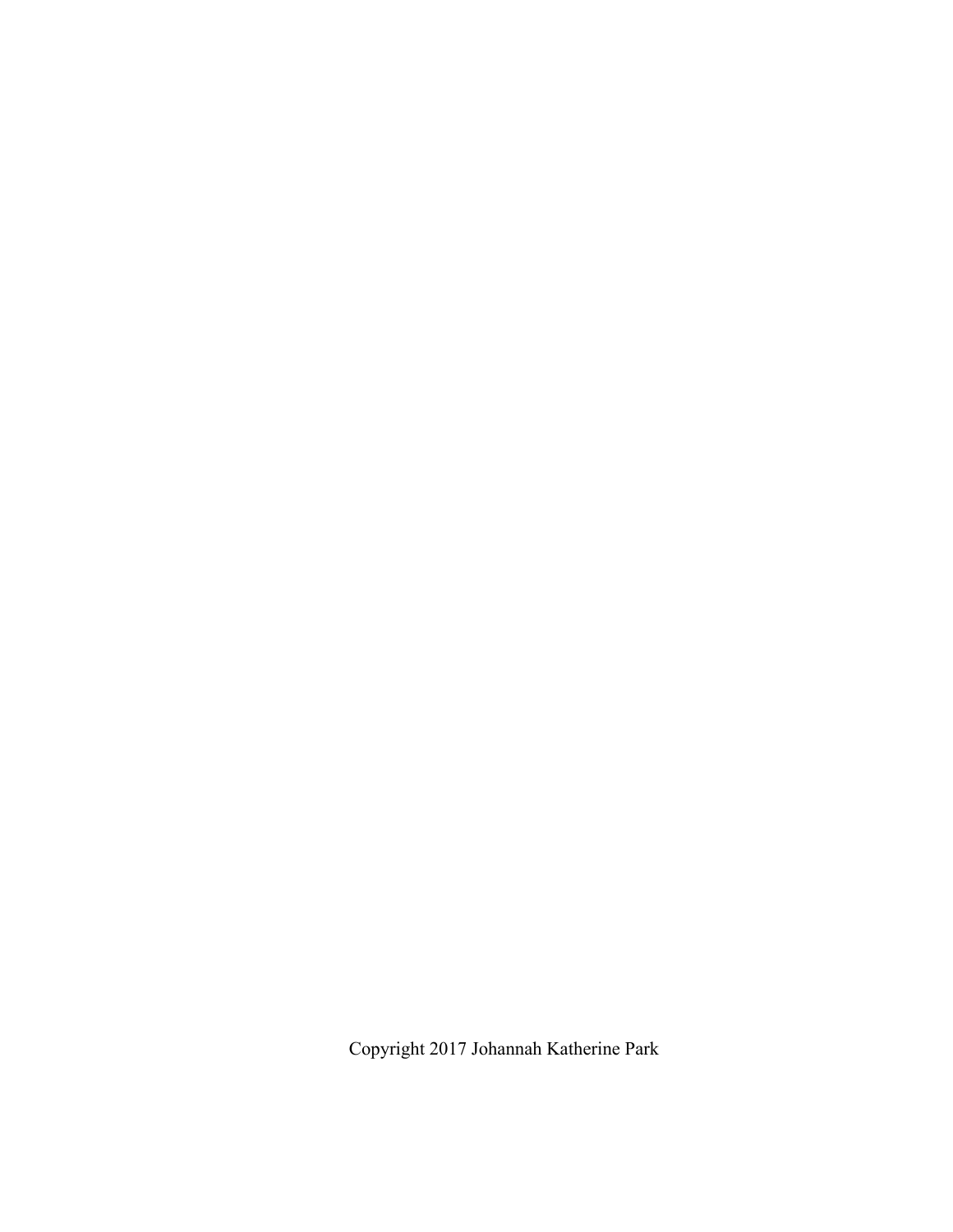Copyright 2017 Johannah Katherine Park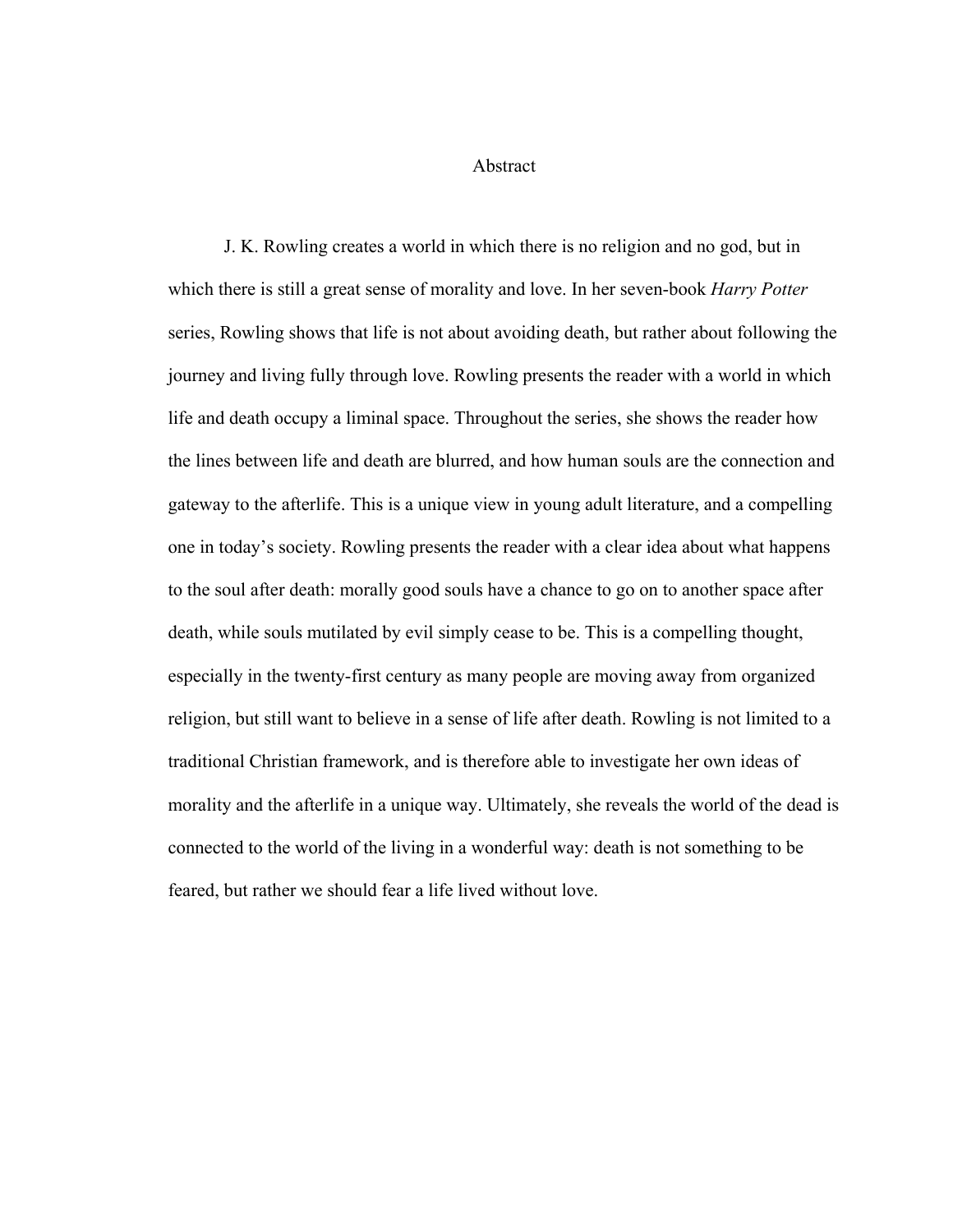# Abstract

J. K. Rowling creates a world in which there is no religion and no god, but in which there is still a great sense of morality and love. In her seven-book *Harry Potter* series, Rowling shows that life is not about avoiding death, but rather about following the journey and living fully through love. Rowling presents the reader with a world in which life and death occupy a liminal space. Throughout the series, she shows the reader how the lines between life and death are blurred, and how human souls are the connection and gateway to the afterlife. This is a unique view in young adult literature, and a compelling one in today's society. Rowling presents the reader with a clear idea about what happens to the soul after death: morally good souls have a chance to go on to another space after death, while souls mutilated by evil simply cease to be. This is a compelling thought, especially in the twenty-first century as many people are moving away from organized religion, but still want to believe in a sense of life after death. Rowling is not limited to a traditional Christian framework, and is therefore able to investigate her own ideas of morality and the afterlife in a unique way. Ultimately, she reveals the world of the dead is connected to the world of the living in a wonderful way: death is not something to be feared, but rather we should fear a life lived without love.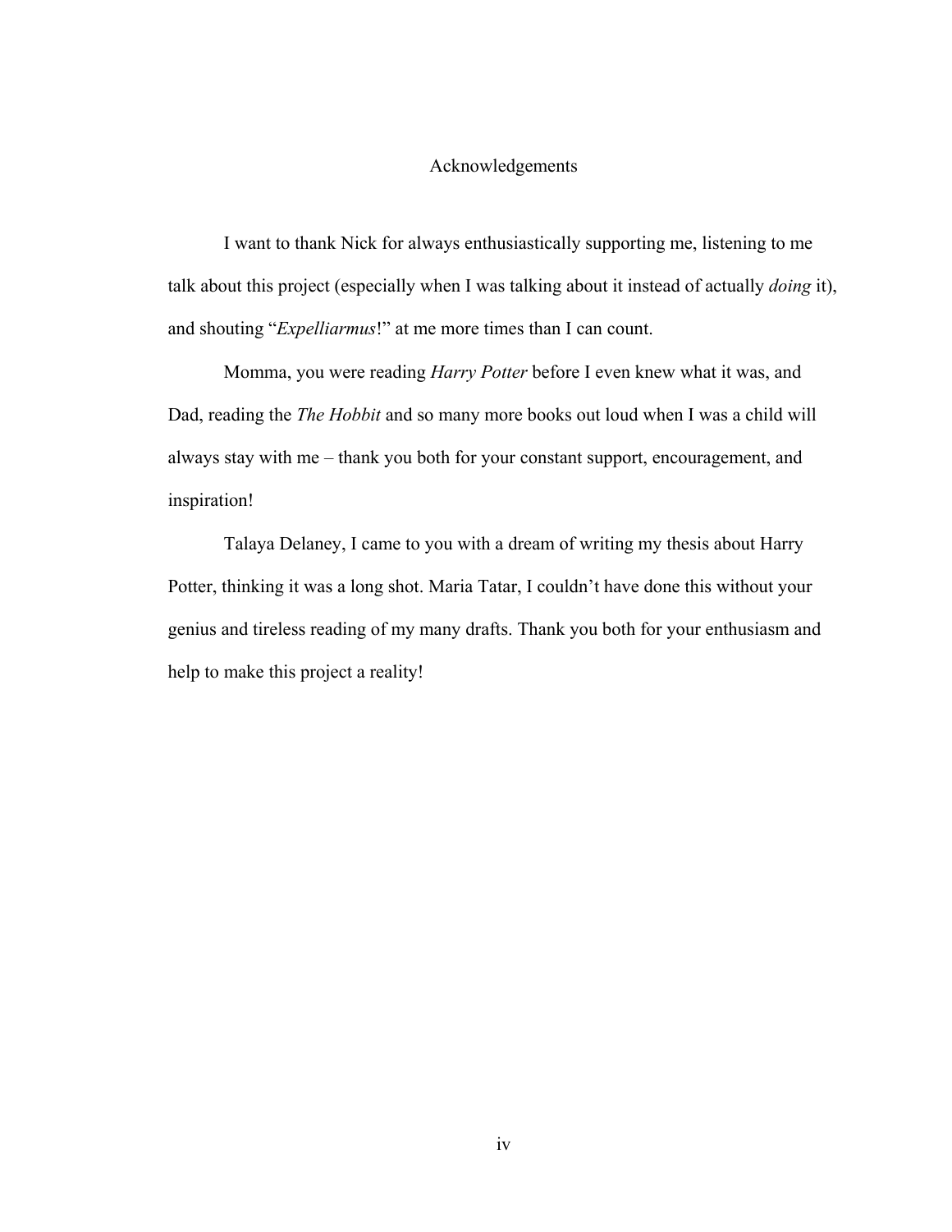# Acknowledgements

I want to thank Nick for always enthusiastically supporting me, listening to me talk about this project (especially when I was talking about it instead of actually *doing* it), and shouting "*Expelliarmus*!" at me more times than I can count.

Momma, you were reading *Harry Potter* before I even knew what it was, and Dad, reading the *The Hobbit* and so many more books out loud when I was a child will always stay with me – thank you both for your constant support, encouragement, and inspiration!

Talaya Delaney, I came to you with a dream of writing my thesis about Harry Potter, thinking it was a long shot. Maria Tatar, I couldn't have done this without your genius and tireless reading of my many drafts. Thank you both for your enthusiasm and help to make this project a reality!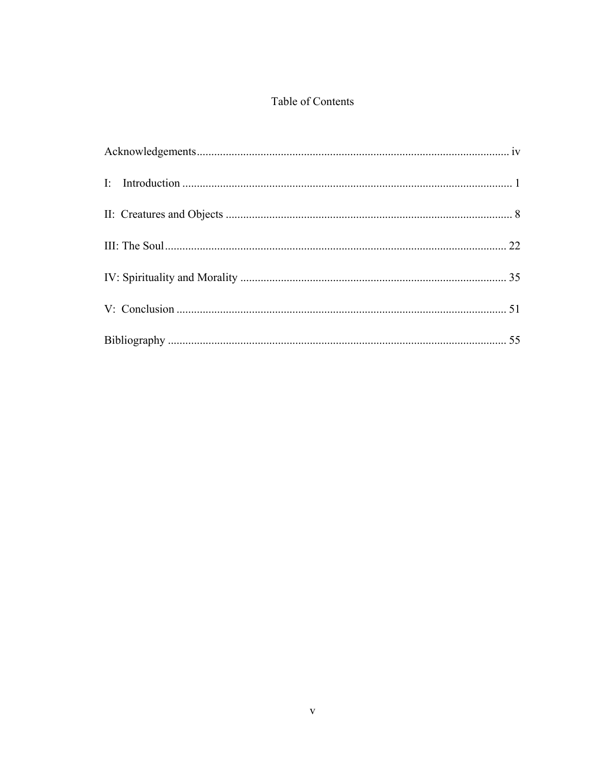# Table of Contents

Acknowledgements ........................................................................................................ iv

I: Introduction ................................................................................................................ 1

II: Creatures and Objects .................................................................................................. 8

III: The Soul .................................................................................................................... 22

IV: Spirituality and Morality ........................................................................................... 35

V: Conclusion ................................................................................................................. 51

Bibliography ................................................................................................................... 55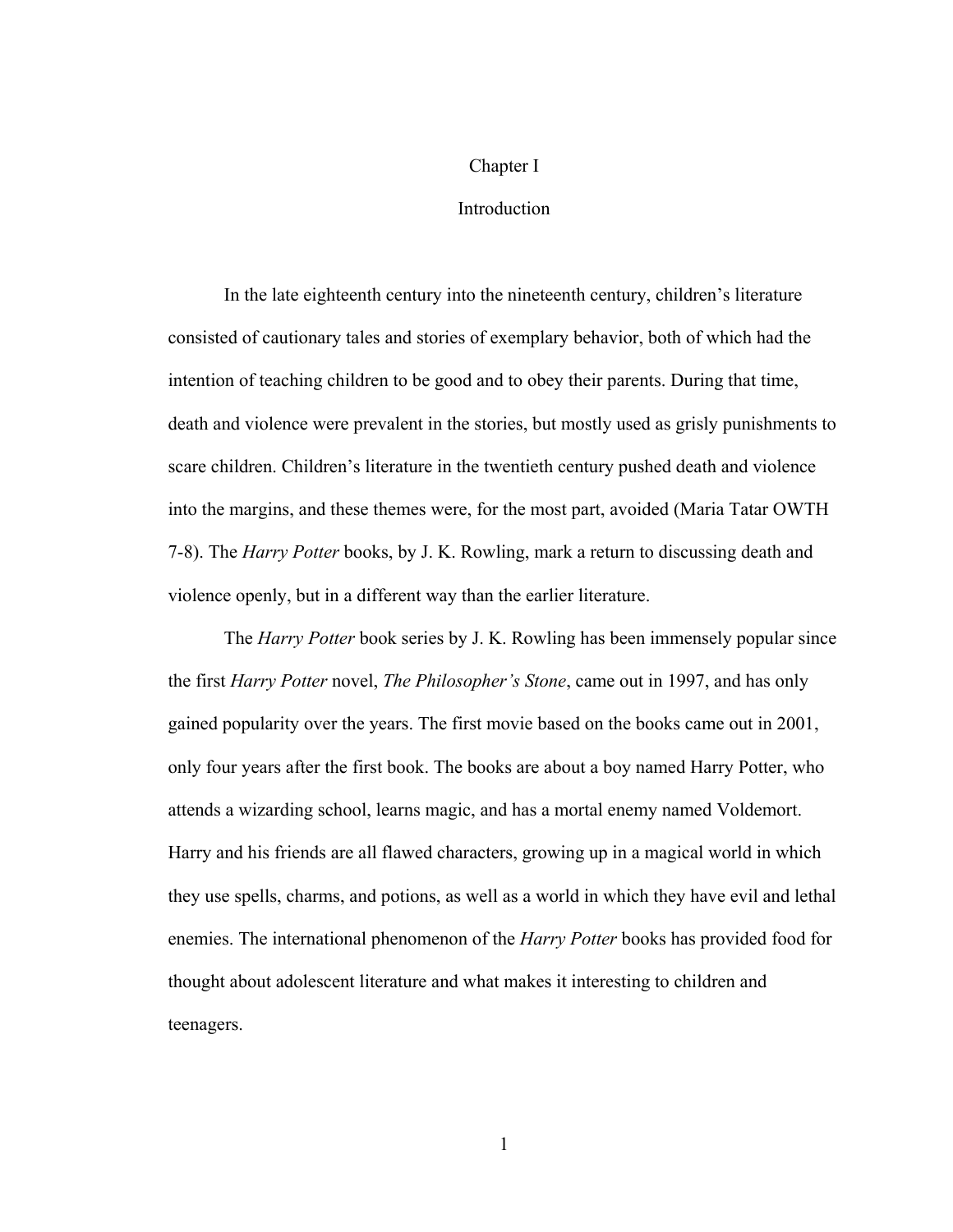# Chapter I

## Introduction

In the late eighteenth century into the nineteenth century, children's literature consisted of cautionary tales and stories of exemplary behavior, both of which had the intention of teaching children to be good and to obey their parents. During that time, death and violence were prevalent in the stories, but mostly used as grisly punishments to scare children. Children's literature in the twentieth century pushed death and violence into the margins, and these themes were, for the most part, avoided (Maria Tatar OWTH 7-8). The *Harry Potter* books, by J. K. Rowling, mark a return to discussing death and violence openly, but in a different way than the earlier literature.

The *Harry Potter* book series by J. K. Rowling has been immensely popular since the first *Harry Potter* novel, *The Philosopher's Stone*, came out in 1997, and has only gained popularity over the years. The first movie based on the books came out in 2001, only four years after the first book. The books are about a boy named Harry Potter, who attends a wizarding school, learns magic, and has a mortal enemy named Voldemort. Harry and his friends are all flawed characters, growing up in a magical world in which they use spells, charms, and potions, as well as a world in which they have evil and lethal enemies. The international phenomenon of the *Harry Potter* books has provided food for thought about adolescent literature and what makes it interesting to children and teenagers.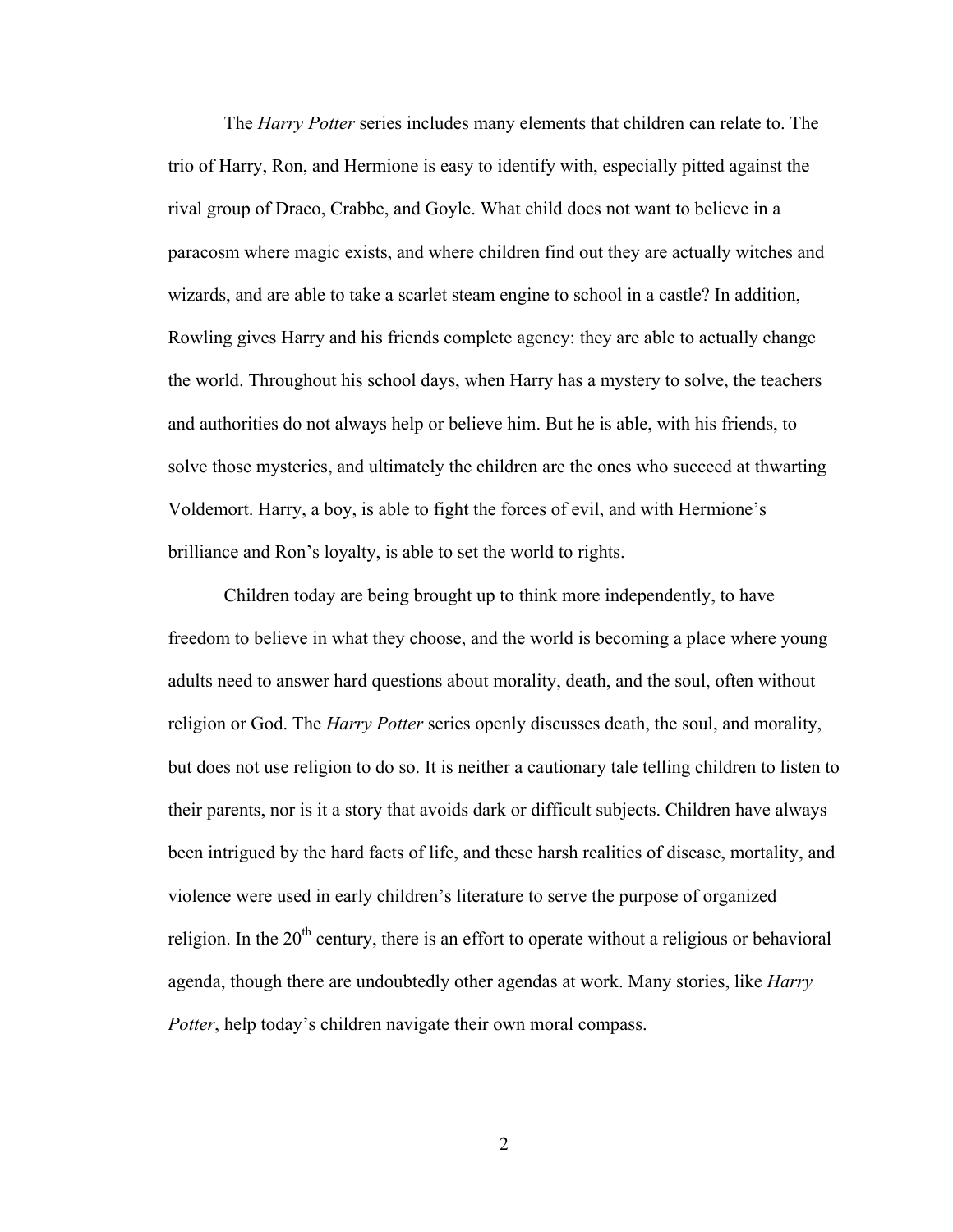The *Harry Potter* series includes many elements that children can relate to. The trio of Harry, Ron, and Hermione is easy to identify with, especially pitted against the rival group of Draco, Crabbe, and Goyle. What child does not want to believe in a paracosm where magic exists, and where children find out they are actually witches and wizards, and are able to take a scarlet steam engine to school in a castle? In addition, Rowling gives Harry and his friends complete agency: they are able to actually change the world. Throughout his school days, when Harry has a mystery to solve, the teachers and authorities do not always help or believe him. But he is able, with his friends, to solve those mysteries, and ultimately the children are the ones who succeed at thwarting Voldemort. Harry, a boy, is able to fight the forces of evil, and with Hermione's brilliance and Ron's loyalty, is able to set the world to rights.

Children today are being brought up to think more independently, to have freedom to believe in what they choose, and the world is becoming a place where young adults need to answer hard questions about morality, death, and the soul, often without religion or God. The *Harry Potter* series openly discusses death, the soul, and morality, but does not use religion to do so. It is neither a cautionary tale telling children to listen to their parents, nor is it a story that avoids dark or difficult subjects. Children have always been intrigued by the hard facts of life, and these harsh realities of disease, mortality, and violence were used in early children's literature to serve the purpose of organized religion. In the 20th century, there is an effort to operate without a religious or behavioral agenda, though there are undoubtedly other agendas at work. Many stories, like *Harry Potter*, help today's children navigate their own moral compass.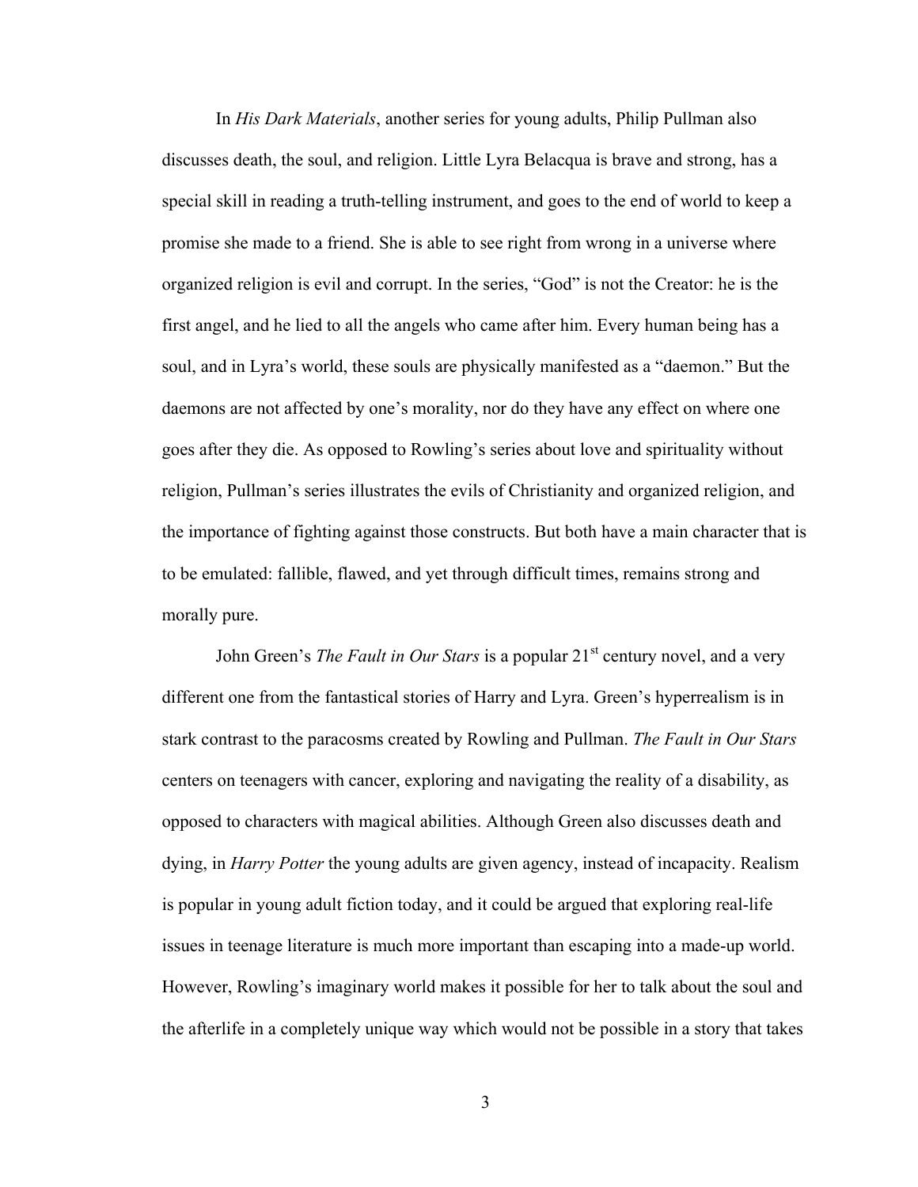In *His Dark Materials*, another series for young adults, Philip Pullman also discusses death, the soul, and religion. Little Lyra Belacqua is brave and strong, has a special skill in reading a truth-telling instrument, and goes to the end of world to keep a promise she made to a friend. She is able to see right from wrong in a universe where organized religion is evil and corrupt. In the series, "God" is not the Creator: he is the first angel, and he lied to all the angels who came after him. Every human being has a soul, and in Lyra's world, these souls are physically manifested as a "daemon." But the daemons are not affected by one's morality, nor do they have any effect on where one goes after they die. As opposed to Rowling's series about love and spirituality without religion, Pullman's series illustrates the evils of Christianity and organized religion, and the importance of fighting against those constructs. But both have a main character that is to be emulated: fallible, flawed, and yet through difficult times, remains strong and morally pure.

John Green's *The Fault in Our Stars* is a popular 21st century novel, and a very different one from the fantastical stories of Harry and Lyra. Green's hyperrealism is in stark contrast to the paracosms created by Rowling and Pullman. *The Fault in Our Stars* centers on teenagers with cancer, exploring and navigating the reality of a disability, as opposed to characters with magical abilities. Although Green also discusses death and dying, in *Harry Potter* the young adults are given agency, instead of incapacity. Realism is popular in young adult fiction today, and it could be argued that exploring real-life issues in teenage literature is much more important than escaping into a made-up world. However, Rowling's imaginary world makes it possible for her to talk about the soul and the afterlife in a completely unique way which would not be possible in a story that takes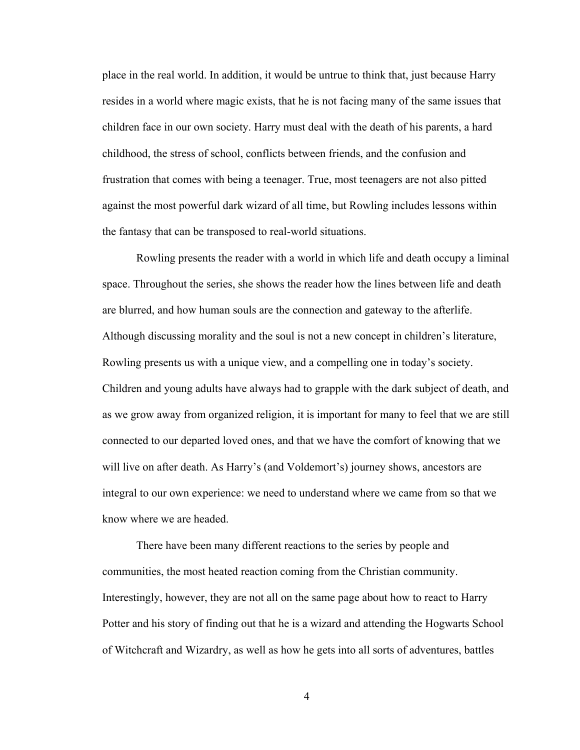place in the real world. In addition, it would be untrue to think that, just because Harry resides in a world where magic exists, that he is not facing many of the same issues that children face in our own society. Harry must deal with the death of his parents, a hard childhood, the stress of school, conflicts between friends, and the confusion and frustration that comes with being a teenager. True, most teenagers are not also pitted against the most powerful dark wizard of all time, but Rowling includes lessons within the fantasy that can be transposed to real-world situations.

Rowling presents the reader with a world in which life and death occupy a liminal space. Throughout the series, she shows the reader how the lines between life and death are blurred, and how human souls are the connection and gateway to the afterlife. Although discussing morality and the soul is not a new concept in children's literature, Rowling presents us with a unique view, and a compelling one in today's society. Children and young adults have always had to grapple with the dark subject of death, and as we grow away from organized religion, it is important for many to feel that we are still connected to our departed loved ones, and that we have the comfort of knowing that we will live on after death. As Harry's (and Voldemort's) journey shows, ancestors are integral to our own experience: we need to understand where we came from so that we know where we are headed.

There have been many different reactions to the series by people and communities, the most heated reaction coming from the Christian community. Interestingly, however, they are not all on the same page about how to react to Harry Potter and his story of finding out that he is a wizard and attending the Hogwarts School of Witchcraft and Wizardry, as well as how he gets into all sorts of adventures, battles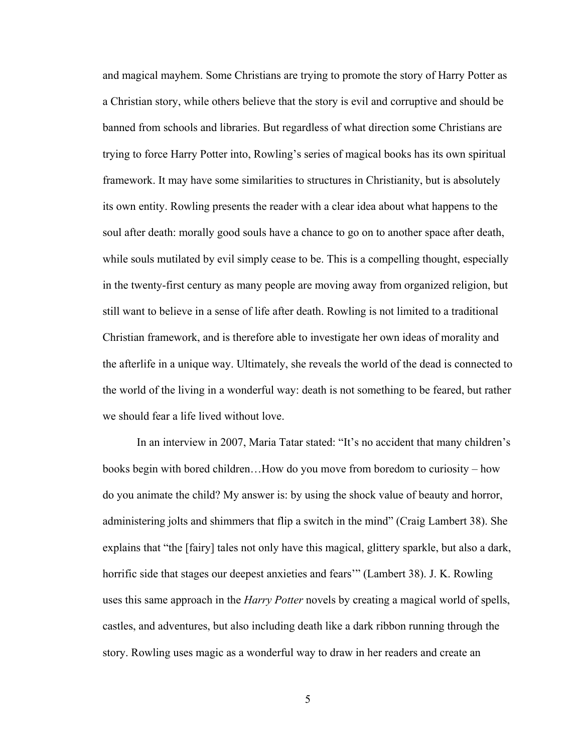and magical mayhem. Some Christians are trying to promote the story of Harry Potter as a Christian story, while others believe that the story is evil and corruptive and should be banned from schools and libraries. But regardless of what direction some Christians are trying to force Harry Potter into, Rowling's series of magical books has its own spiritual framework. It may have some similarities to structures in Christianity, but is absolutely its own entity. Rowling presents the reader with a clear idea about what happens to the soul after death: morally good souls have a chance to go on to another space after death, while souls mutilated by evil simply cease to be. This is a compelling thought, especially in the twenty-first century as many people are moving away from organized religion, but still want to believe in a sense of life after death. Rowling is not limited to a traditional Christian framework, and is therefore able to investigate her own ideas of morality and the afterlife in a unique way. Ultimately, she reveals the world of the dead is connected to the world of the living in a wonderful way: death is not something to be feared, but rather we should fear a life lived without love.

In an interview in 2007, Maria Tatar stated: "It's no accident that many children's books begin with bored children…How do you move from boredom to curiosity – how do you animate the child? My answer is: by using the shock value of beauty and horror, administering jolts and shimmers that flip a switch in the mind" (Craig Lambert 38). She explains that "the [fairy] tales not only have this magical, glittery sparkle, but also a dark, horrific side that stages our deepest anxieties and fears'" (Lambert 38). J. K. Rowling uses this same approach in the *Harry Potter* novels by creating a magical world of spells, castles, and adventures, but also including death like a dark ribbon running through the story. Rowling uses magic as a wonderful way to draw in her readers and create an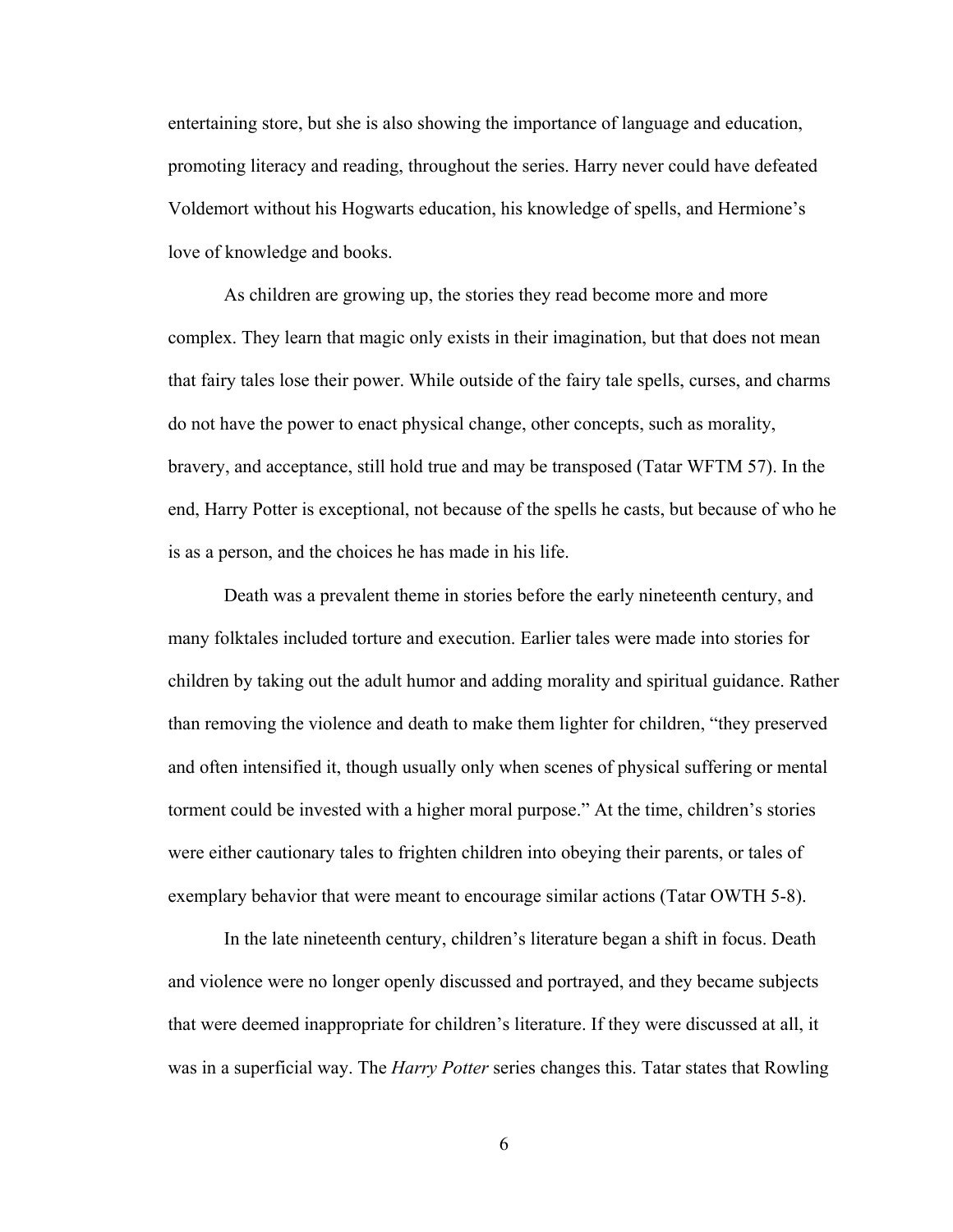entertaining store, but she is also showing the importance of language and education, promoting literacy and reading, throughout the series. Harry never could have defeated Voldemort without his Hogwarts education, his knowledge of spells, and Hermione's love of knowledge and books.

As children are growing up, the stories they read become more and more complex. They learn that magic only exists in their imagination, but that does not mean that fairy tales lose their power. While outside of the fairy tale spells, curses, and charms do not have the power to enact physical change, other concepts, such as morality, bravery, and acceptance, still hold true and may be transposed (Tatar WFTM 57). In the end, Harry Potter is exceptional, not because of the spells he casts, but because of who he is as a person, and the choices he has made in his life.

Death was a prevalent theme in stories before the early nineteenth century, and many folktales included torture and execution. Earlier tales were made into stories for children by taking out the adult humor and adding morality and spiritual guidance. Rather than removing the violence and death to make them lighter for children, "they preserved and often intensified it, though usually only when scenes of physical suffering or mental torment could be invested with a higher moral purpose." At the time, children's stories were either cautionary tales to frighten children into obeying their parents, or tales of exemplary behavior that were meant to encourage similar actions (Tatar OWTH 5-8).

In the late nineteenth century, children's literature began a shift in focus. Death and violence were no longer openly discussed and portrayed, and they became subjects that were deemed inappropriate for children's literature. If they were discussed at all, it was in a superficial way. The *Harry Potter* series changes this. Tatar states that Rowling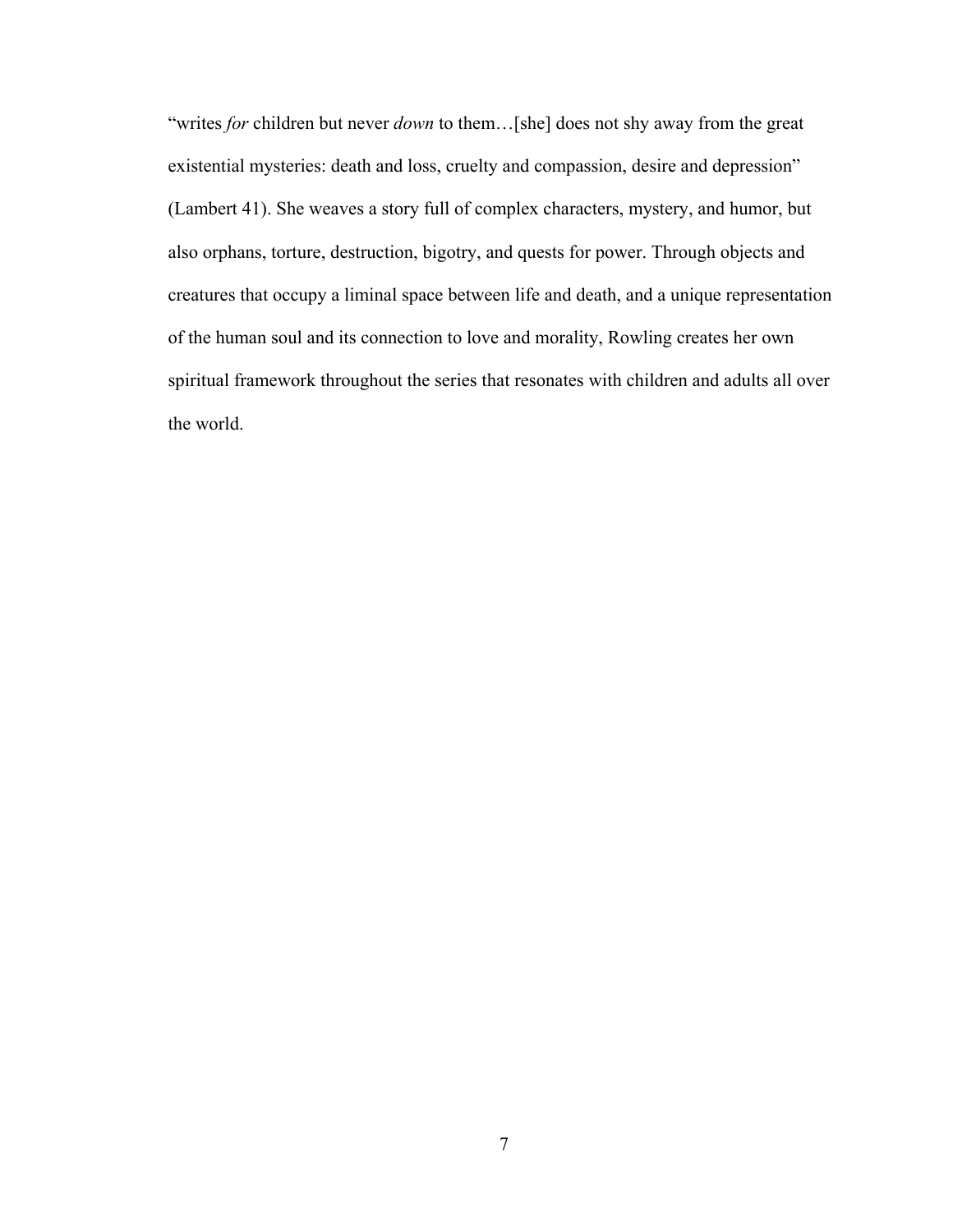“writes *for* children but never *down* to them…[she] does not shy away from the great existential mysteries: death and loss, cruelty and compassion, desire and depression” (Lambert 41). She weaves a story full of complex characters, mystery, and humor, but also orphans, torture, destruction, bigotry, and quests for power. Through objects and creatures that occupy a liminal space between life and death, and a unique representation of the human soul and its connection to love and morality, Rowling creates her own spiritual framework throughout the series that resonates with children and adults all over the world.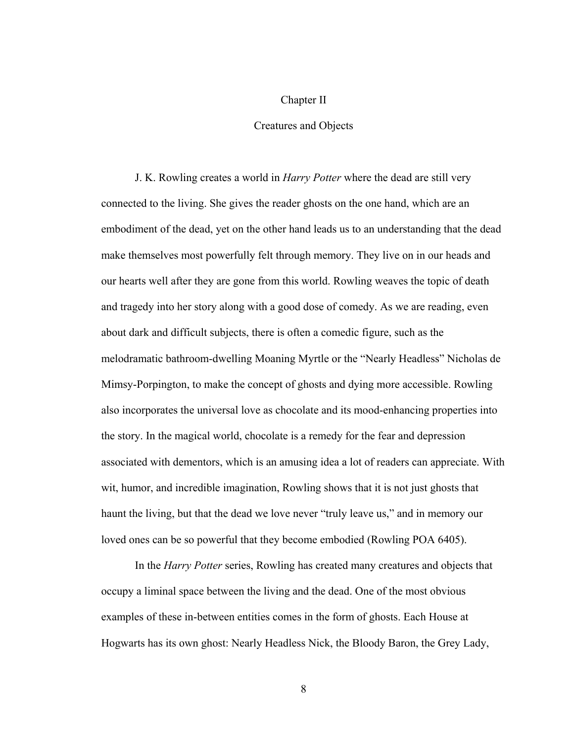# Chapter II

## Creatures and Objects

J. K. Rowling creates a world in *Harry Potter* where the dead are still very connected to the living. She gives the reader ghosts on the one hand, which are an embodiment of the dead, yet on the other hand leads us to an understanding that the dead make themselves most powerfully felt through memory. They live on in our heads and our hearts well after they are gone from this world. Rowling weaves the topic of death and tragedy into her story along with a good dose of comedy. As we are reading, even about dark and difficult subjects, there is often a comedic figure, such as the melodramatic bathroom-dwelling Moaning Myrtle or the "Nearly Headless" Nicholas de Mimsy-Porpington, to make the concept of ghosts and dying more accessible. Rowling also incorporates the universal love as chocolate and its mood-enhancing properties into the story. In the magical world, chocolate is a remedy for the fear and depression associated with dementors, which is an amusing idea a lot of readers can appreciate. With wit, humor, and incredible imagination, Rowling shows that it is not just ghosts that haunt the living, but that the dead we love never "truly leave us," and in memory our loved ones can be so powerful that they become embodied (Rowling POA 6405).

In the *Harry Potter* series, Rowling has created many creatures and objects that occupy a liminal space between the living and the dead. One of the most obvious examples of these in-between entities comes in the form of ghosts. Each House at Hogwarts has its own ghost: Nearly Headless Nick, the Bloody Baron, the Grey Lady,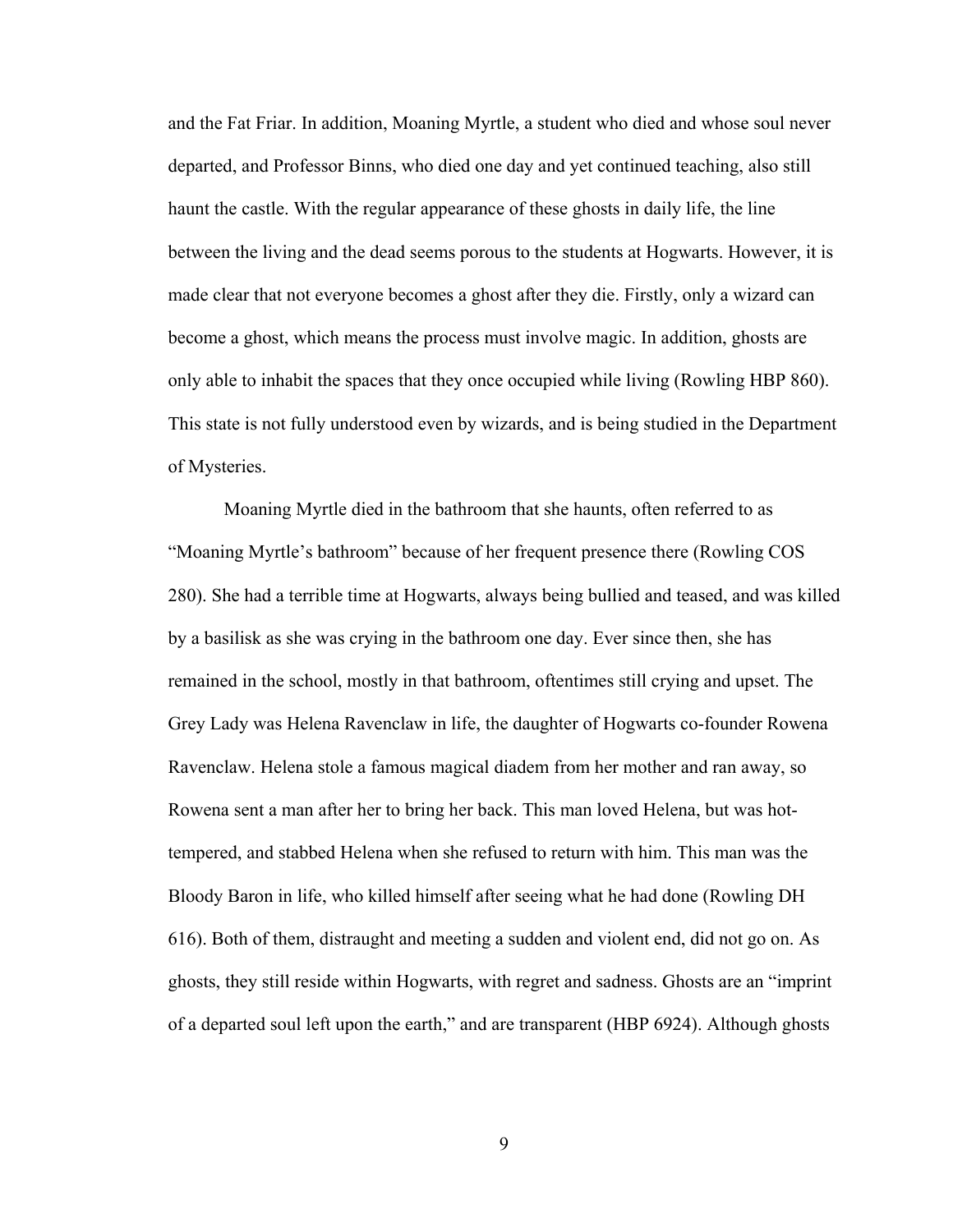and the Fat Friar. In addition, Moaning Myrtle, a student who died and whose soul never departed, and Professor Binns, who died one day and yet continued teaching, also still haunt the castle. With the regular appearance of these ghosts in daily life, the line between the living and the dead seems porous to the students at Hogwarts. However, it is made clear that not everyone becomes a ghost after they die. Firstly, only a wizard can become a ghost, which means the process must involve magic. In addition, ghosts are only able to inhabit the spaces that they once occupied while living (Rowling HBP 860). This state is not fully understood even by wizards, and is being studied in the Department of Mysteries.

Moaning Myrtle died in the bathroom that she haunts, often referred to as "Moaning Myrtle's bathroom" because of her frequent presence there (Rowling COS 280). She had a terrible time at Hogwarts, always being bullied and teased, and was killed by a basilisk as she was crying in the bathroom one day. Ever since then, she has remained in the school, mostly in that bathroom, oftentimes still crying and upset. The Grey Lady was Helena Ravenclaw in life, the daughter of Hogwarts co-founder Rowena Ravenclaw. Helena stole a famous magical diadem from her mother and ran away, so Rowena sent a man after her to bring her back. This man loved Helena, but was hot-tempered, and stabbed Helena when she refused to return with him. This man was the Bloody Baron in life, who killed himself after seeing what he had done (Rowling DH 616). Both of them, distraught and meeting a sudden and violent end, did not go on. As ghosts, they still reside within Hogwarts, with regret and sadness. Ghosts are an "imprint of a departed soul left upon the earth," and are transparent (HBP 6924). Although ghosts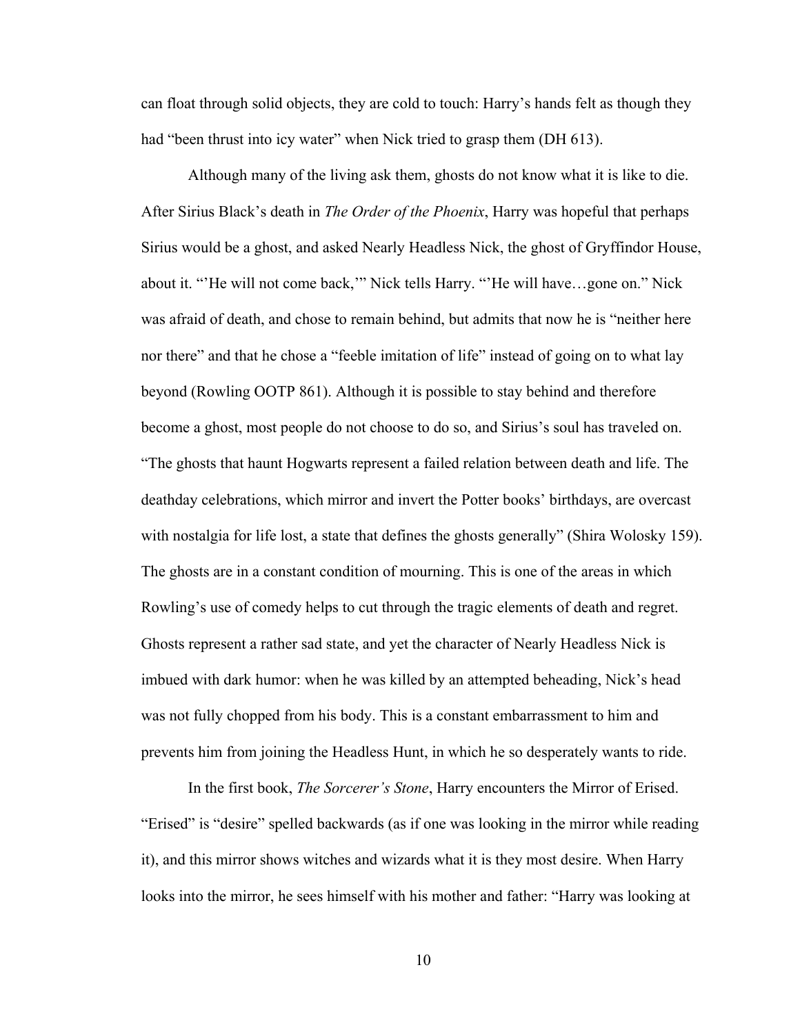can float through solid objects, they are cold to touch: Harry's hands felt as though they had "been thrust into icy water" when Nick tried to grasp them (DH 613).

Although many of the living ask them, ghosts do not know what it is like to die. After Sirius Black's death in *The Order of the Phoenix*, Harry was hopeful that perhaps Sirius would be a ghost, and asked Nearly Headless Nick, the ghost of Gryffindor House, about it. "'He will not come back,'" Nick tells Harry. "'He will have…gone on." Nick was afraid of death, and chose to remain behind, but admits that now he is "neither here nor there" and that he chose a "feeble imitation of life" instead of going on to what lay beyond (Rowling OOTP 861). Although it is possible to stay behind and therefore become a ghost, most people do not choose to do so, and Sirius's soul has traveled on. "The ghosts that haunt Hogwarts represent a failed relation between death and life. The deathday celebrations, which mirror and invert the Potter books' birthdays, are overcast with nostalgia for life lost, a state that defines the ghosts generally" (Shira Wolosky 159). The ghosts are in a constant condition of mourning. This is one of the areas in which Rowling's use of comedy helps to cut through the tragic elements of death and regret. Ghosts represent a rather sad state, and yet the character of Nearly Headless Nick is imbued with dark humor: when he was killed by an attempted beheading, Nick's head was not fully chopped from his body. This is a constant embarrassment to him and prevents him from joining the Headless Hunt, in which he so desperately wants to ride.

In the first book, *The Sorcerer's Stone*, Harry encounters the Mirror of Erised. "Erised" is "desire" spelled backwards (as if one was looking in the mirror while reading it), and this mirror shows witches and wizards what it is they most desire. When Harry looks into the mirror, he sees himself with his mother and father: "Harry was looking at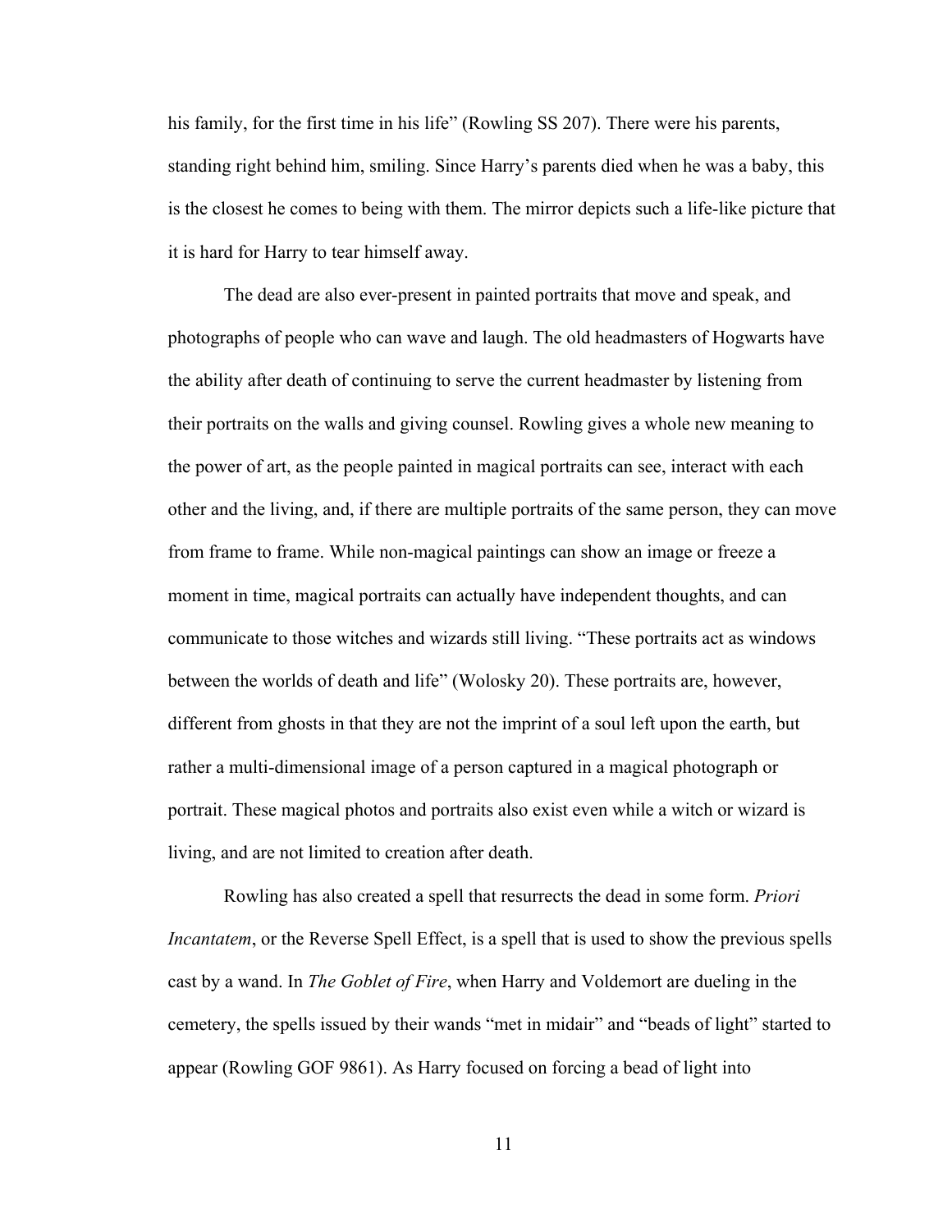his family, for the first time in his life" (Rowling SS 207). There were his parents, standing right behind him, smiling. Since Harry's parents died when he was a baby, this is the closest he comes to being with them. The mirror depicts such a life-like picture that it is hard for Harry to tear himself away.

The dead are also ever-present in painted portraits that move and speak, and photographs of people who can wave and laugh. The old headmasters of Hogwarts have the ability after death of continuing to serve the current headmaster by listening from their portraits on the walls and giving counsel. Rowling gives a whole new meaning to the power of art, as the people painted in magical portraits can see, interact with each other and the living, and, if there are multiple portraits of the same person, they can move from frame to frame. While non-magical paintings can show an image or freeze a moment in time, magical portraits can actually have independent thoughts, and can communicate to those witches and wizards still living. "These portraits act as windows between the worlds of death and life" (Wolosky 20). These portraits are, however, different from ghosts in that they are not the imprint of a soul left upon the earth, but rather a multi-dimensional image of a person captured in a magical photograph or portrait. These magical photos and portraits also exist even while a witch or wizard is living, and are not limited to creation after death.

Rowling has also created a spell that resurrects the dead in some form. *Priori Incantatem*, or the Reverse Spell Effect, is a spell that is used to show the previous spells cast by a wand. In *The Goblet of Fire*, when Harry and Voldemort are dueling in the cemetery, the spells issued by their wands "met in midair" and "beads of light" started to appear (Rowling GOF 9861). As Harry focused on forcing a bead of light into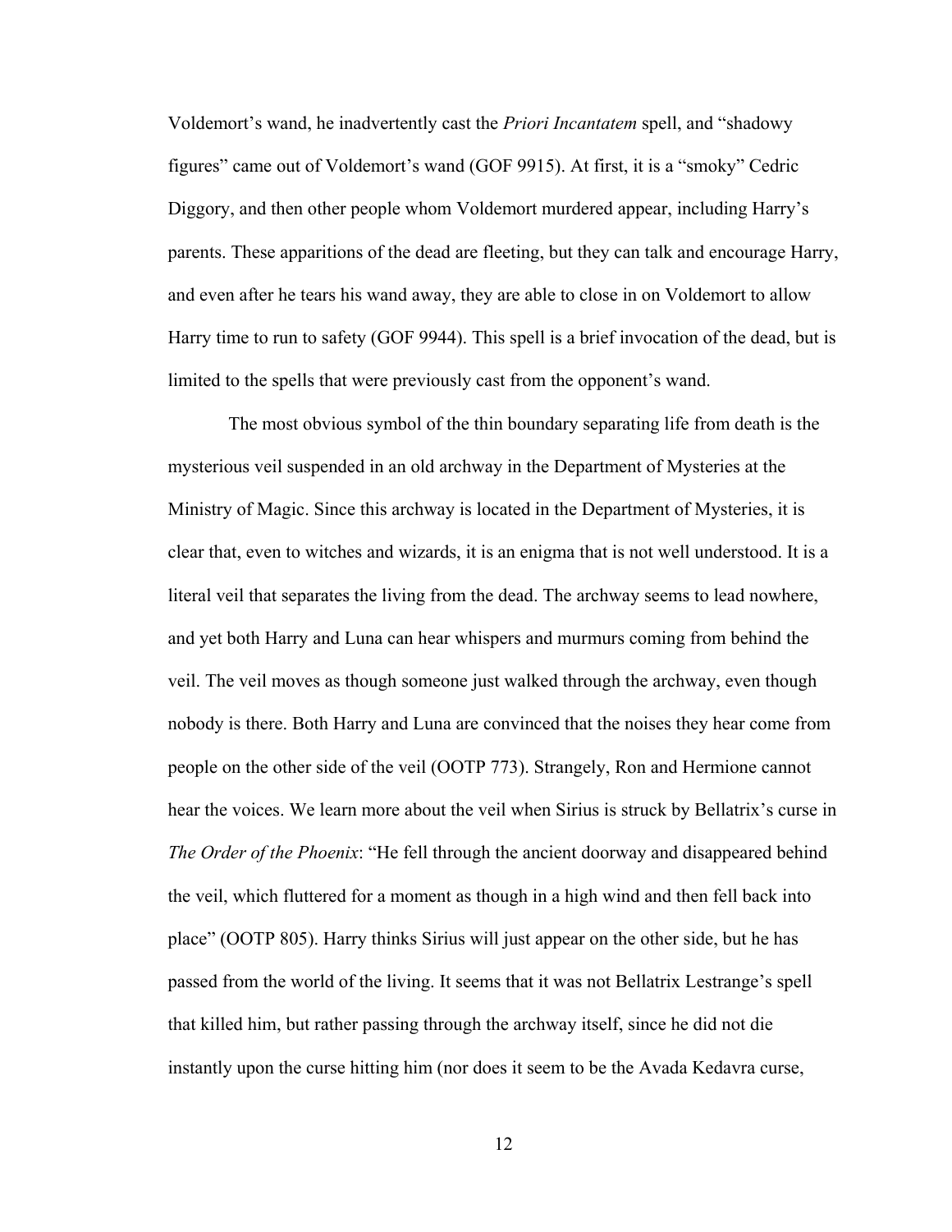Voldemort's wand, he inadvertently cast the *Priori Incantatem* spell, and "shadowy figures" came out of Voldemort's wand (GOF 9915). At first, it is a "smoky" Cedric Diggory, and then other people whom Voldemort murdered appear, including Harry's parents. These apparitions of the dead are fleeting, but they can talk and encourage Harry, and even after he tears his wand away, they are able to close in on Voldemort to allow Harry time to run to safety (GOF 9944). This spell is a brief invocation of the dead, but is limited to the spells that were previously cast from the opponent's wand.

The most obvious symbol of the thin boundary separating life from death is the mysterious veil suspended in an old archway in the Department of Mysteries at the Ministry of Magic. Since this archway is located in the Department of Mysteries, it is clear that, even to witches and wizards, it is an enigma that is not well understood. It is a literal veil that separates the living from the dead. The archway seems to lead nowhere, and yet both Harry and Luna can hear whispers and murmurs coming from behind the veil. The veil moves as though someone just walked through the archway, even though nobody is there. Both Harry and Luna are convinced that the noises they hear come from people on the other side of the veil (OOTP 773). Strangely, Ron and Hermione cannot hear the voices. We learn more about the veil when Sirius is struck by Bellatrix's curse in *The Order of the Phoenix*: "He fell through the ancient doorway and disappeared behind the veil, which fluttered for a moment as though in a high wind and then fell back into place" (OOTP 805). Harry thinks Sirius will just appear on the other side, but he has passed from the world of the living. It seems that it was not Bellatrix Lestrange's spell that killed him, but rather passing through the archway itself, since he did not die instantly upon the curse hitting him (nor does it seem to be the Avada Kedavra curse,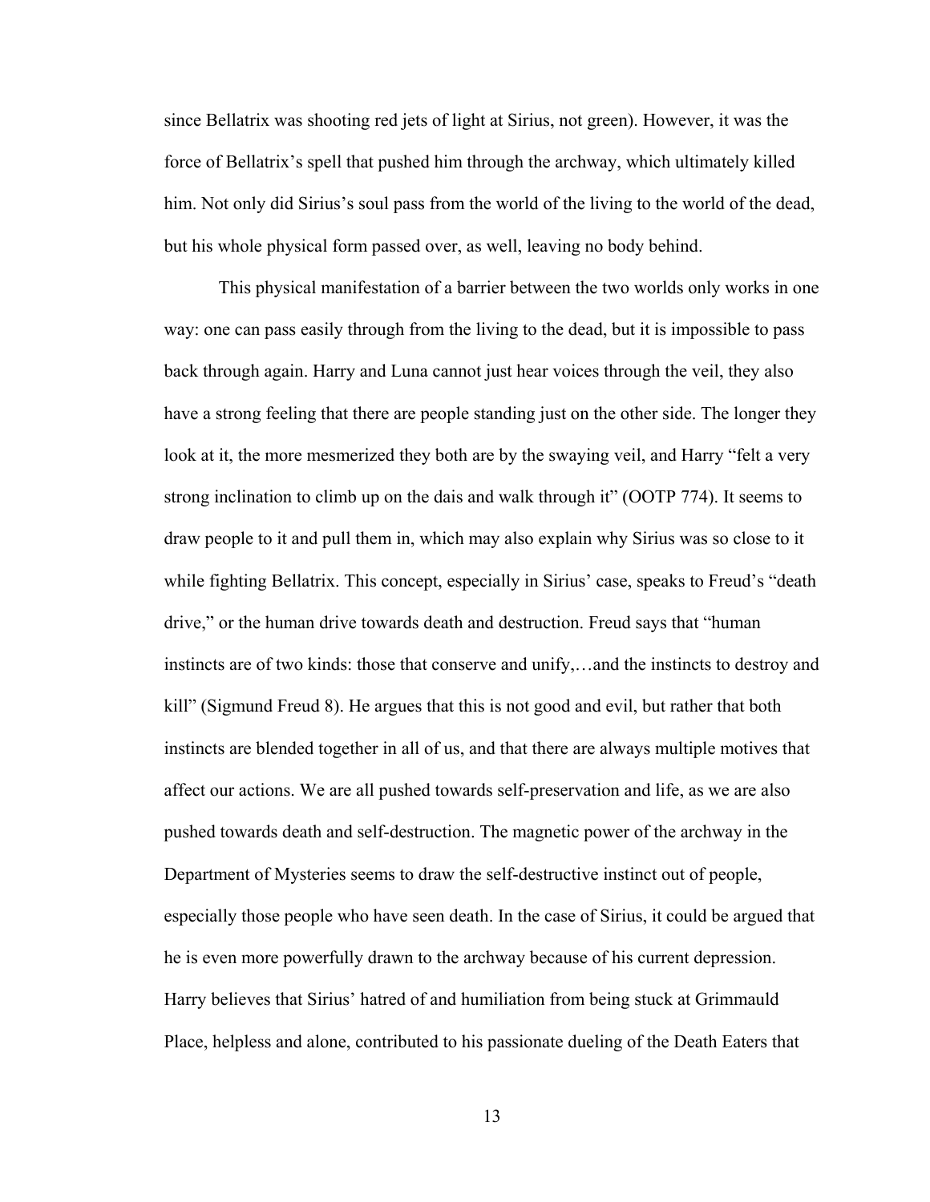since Bellatrix was shooting red jets of light at Sirius, not green). However, it was the force of Bellatrix's spell that pushed him through the archway, which ultimately killed him. Not only did Sirius's soul pass from the world of the living to the world of the dead, but his whole physical form passed over, as well, leaving no body behind.

This physical manifestation of a barrier between the two worlds only works in one way: one can pass easily through from the living to the dead, but it is impossible to pass back through again. Harry and Luna cannot just hear voices through the veil, they also have a strong feeling that there are people standing just on the other side. The longer they look at it, the more mesmerized they both are by the swaying veil, and Harry "felt a very strong inclination to climb up on the dais and walk through it" (OOTP 774). It seems to draw people to it and pull them in, which may also explain why Sirius was so close to it while fighting Bellatrix. This concept, especially in Sirius' case, speaks to Freud's "death drive," or the human drive towards death and destruction. Freud says that "human instincts are of two kinds: those that conserve and unify,…and the instincts to destroy and kill" (Sigmund Freud 8). He argues that this is not good and evil, but rather that both instincts are blended together in all of us, and that there are always multiple motives that affect our actions. We are all pushed towards self-preservation and life, as we are also pushed towards death and self-destruction. The magnetic power of the archway in the Department of Mysteries seems to draw the self-destructive instinct out of people, especially those people who have seen death. In the case of Sirius, it could be argued that he is even more powerfully drawn to the archway because of his current depression. Harry believes that Sirius' hatred of and humiliation from being stuck at Grimmauld Place, helpless and alone, contributed to his passionate dueling of the Death Eaters that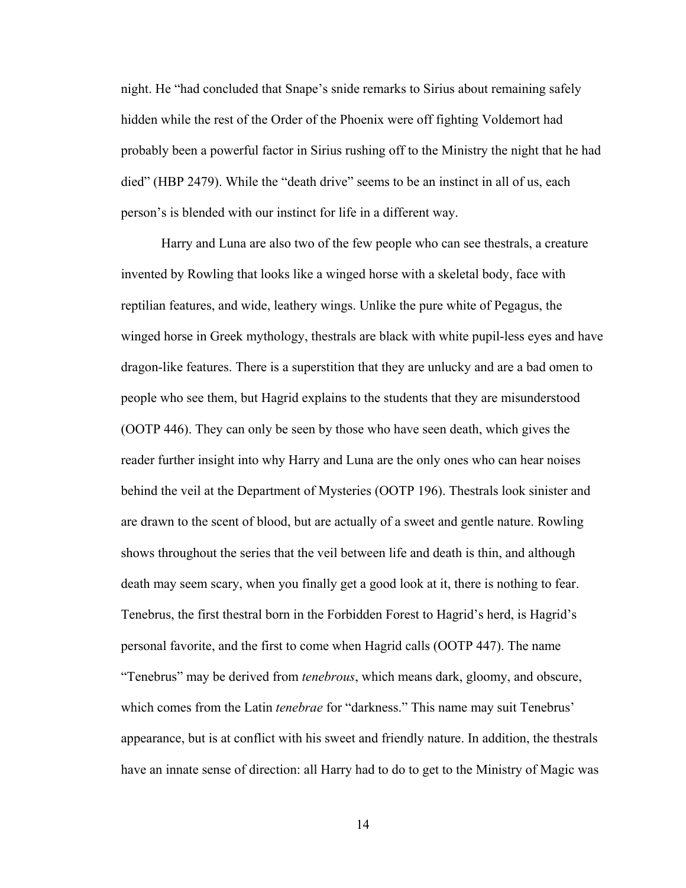night. He "had concluded that Snape's snide remarks to Sirius about remaining safely hidden while the rest of the Order of the Phoenix were off fighting Voldemort had probably been a powerful factor in Sirius rushing off to the Ministry the night that he had died" (HBP 2479). While the "death drive" seems to be an instinct in all of us, each person's is blended with our instinct for life in a different way.

Harry and Luna are also two of the few people who can see thestrals, a creature invented by Rowling that looks like a winged horse with a skeletal body, face with reptilian features, and wide, leathery wings. Unlike the pure white of Pegasus, the winged horse in Greek mythology, thestrals are black with white pupil-less eyes and have dragon-like features. There is a superstition that they are unlucky and are a bad omen to people who see them, but Hagrid explains to the students that they are misunderstood (OOTP 446). They can only be seen by those who have seen death, which gives the reader further insight into why Harry and Luna are the only ones who can hear noises behind the veil at the Department of Mysteries (OOTP 196). Thestrals look sinister and are drawn to the scent of blood, but are actually of a sweet and gentle nature. Rowling shows throughout the series that the veil between life and death is thin, and although death may seem scary, when you finally get a good look at it, there is nothing to fear. Tenebrus, the first thestral born in the Forbidden Forest to Hagrid's herd, is Hagrid's personal favorite, and the first to come when Hagrid calls (OOTP 447). The name "Tenebrus" may be derived from *tenebrous*, which means dark, gloomy, and obscure, which comes from the Latin *tenebrae* for "darkness." This name may suit Tenebrus' appearance, but is at conflict with his sweet and friendly nature. In addition, the thestrals have an innate sense of direction: all Harry had to do to get to the Ministry of Magic was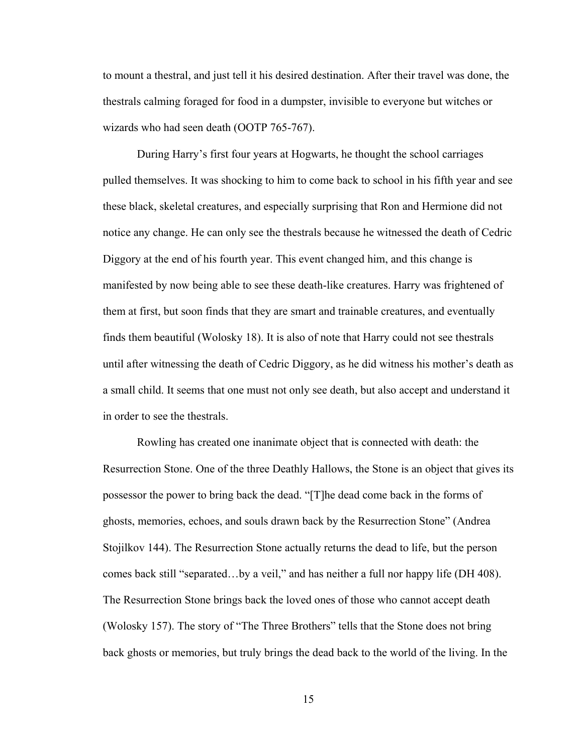to mount a thestral, and just tell it his desired destination. After their travel was done, the thestrals calming foraged for food in a dumpster, invisible to everyone but witches or wizards who had seen death (OOTP 765-767).

During Harry's first four years at Hogwarts, he thought the school carriages pulled themselves. It was shocking to him to come back to school in his fifth year and see these black, skeletal creatures, and especially surprising that Ron and Hermione did not notice any change. He can only see the thestrals because he witnessed the death of Cedric Diggory at the end of his fourth year. This event changed him, and this change is manifested by now being able to see these death-like creatures. Harry was frightened of them at first, but soon finds that they are smart and trainable creatures, and eventually finds them beautiful (Wolosky 18). It is also of note that Harry could not see thestrals until after witnessing the death of Cedric Diggory, as he did witness his mother's death as a small child. It seems that one must not only see death, but also accept and understand it in order to see the thestrals.

Rowling has created one inanimate object that is connected with death: the Resurrection Stone. One of the three Deathly Hallows, the Stone is an object that gives its possessor the power to bring back the dead. "[T]he dead come back in the forms of ghosts, memories, echoes, and souls drawn back by the Resurrection Stone" (Andrea Stojilkov 144). The Resurrection Stone actually returns the dead to life, but the person comes back still "separated…by a veil," and has neither a full nor happy life (DH 408). The Resurrection Stone brings back the loved ones of those who cannot accept death (Wolosky 157). The story of "The Three Brothers" tells that the Stone does not bring back ghosts or memories, but truly brings the dead back to the world of the living. In the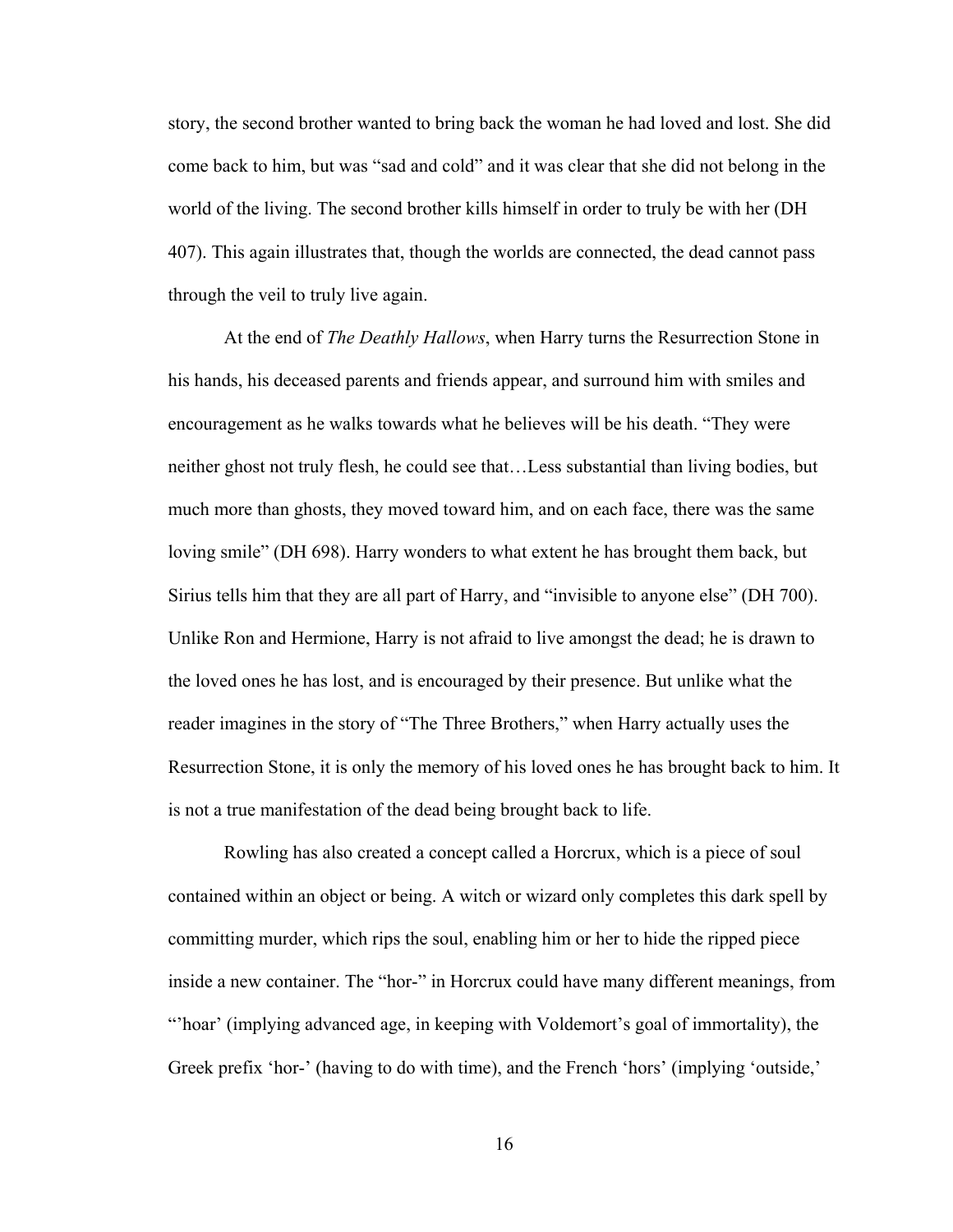story, the second brother wanted to bring back the woman he had loved and lost. She did come back to him, but was "sad and cold" and it was clear that she did not belong in the world of the living. The second brother kills himself in order to truly be with her (DH 407). This again illustrates that, though the worlds are connected, the dead cannot pass through the veil to truly live again.

At the end of *The Deathly Hallows*, when Harry turns the Resurrection Stone in his hands, his deceased parents and friends appear, and surround him with smiles and encouragement as he walks towards what he believes will be his death. "They were neither ghost not truly flesh, he could see that…Less substantial than living bodies, but much more than ghosts, they moved toward him, and on each face, there was the same loving smile" (DH 698). Harry wonders to what extent he has brought them back, but Sirius tells him that they are all part of Harry, and "invisible to anyone else" (DH 700). Unlike Ron and Hermione, Harry is not afraid to live amongst the dead; he is drawn to the loved ones he has lost, and is encouraged by their presence. But unlike what the reader imagines in the story of "The Three Brothers," when Harry actually uses the Resurrection Stone, it is only the memory of his loved ones he has brought back to him. It is not a true manifestation of the dead being brought back to life.

Rowling has also created a concept called a Horcrux, which is a piece of soul contained within an object or being. A witch or wizard only completes this dark spell by committing murder, which rips the soul, enabling him or her to hide the ripped piece inside a new container. The "hor-" in Horcrux could have many different meanings, from "'hoar' (implying advanced age, in keeping with Voldemort's goal of immortality), the Greek prefix 'hor-' (having to do with time), and the French 'hors' (implying 'outside,'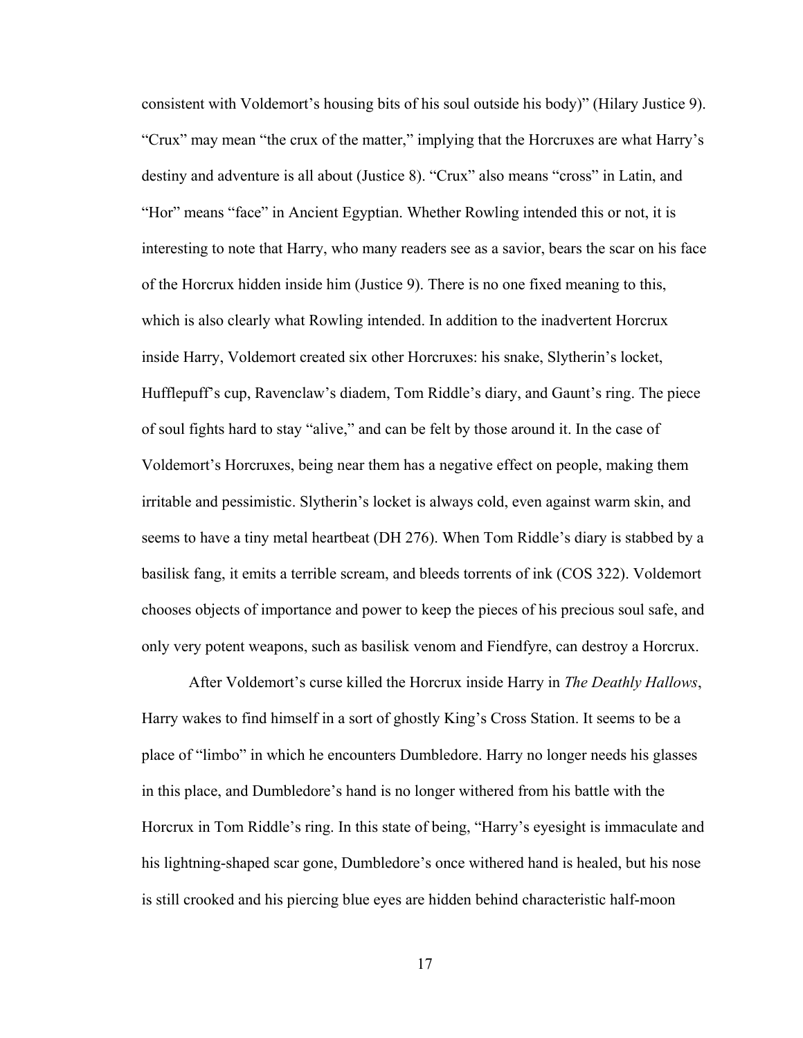consistent with Voldemort's housing bits of his soul outside his body)" (Hilary Justice 9). "Crux" may mean "the crux of the matter," implying that the Horcruxes are what Harry's destiny and adventure is all about (Justice 8). "Crux" also means "cross" in Latin, and "Hor" means "face" in Ancient Egyptian. Whether Rowling intended this or not, it is interesting to note that Harry, who many readers see as a savior, bears the scar on his face of the Horcrux hidden inside him (Justice 9). There is no one fixed meaning to this, which is also clearly what Rowling intended. In addition to the inadvertent Horcrux inside Harry, Voldemort created six other Horcruxes: his snake, Slytherin's locket, Hufflepuff's cup, Ravenclaw's diadem, Tom Riddle's diary, and Gaunt's ring. The piece of soul fights hard to stay "alive," and can be felt by those around it. In the case of Voldemort's Horcruxes, being near them has a negative effect on people, making them irritable and pessimistic. Slytherin's locket is always cold, even against warm skin, and seems to have a tiny metal heartbeat (DH 276). When Tom Riddle's diary is stabbed by a basilisk fang, it emits a terrible scream, and bleeds torrents of ink (COS 322). Voldemort chooses objects of importance and power to keep the pieces of his precious soul safe, and only very potent weapons, such as basilisk venom and Fiendfyre, can destroy a Horcrux.

After Voldemort's curse killed the Horcrux inside Harry in *The Deathly Hallows*, Harry wakes to find himself in a sort of ghostly King's Cross Station. It seems to be a place of "limbo" in which he encounters Dumbledore. Harry no longer needs his glasses in this place, and Dumbledore's hand is no longer withered from his battle with the Horcrux in Tom Riddle's ring. In this state of being, "Harry's eyesight is immaculate and his lightning-shaped scar gone, Dumbledore's once withered hand is healed, but his nose is still crooked and his piercing blue eyes are hidden behind characteristic half-moon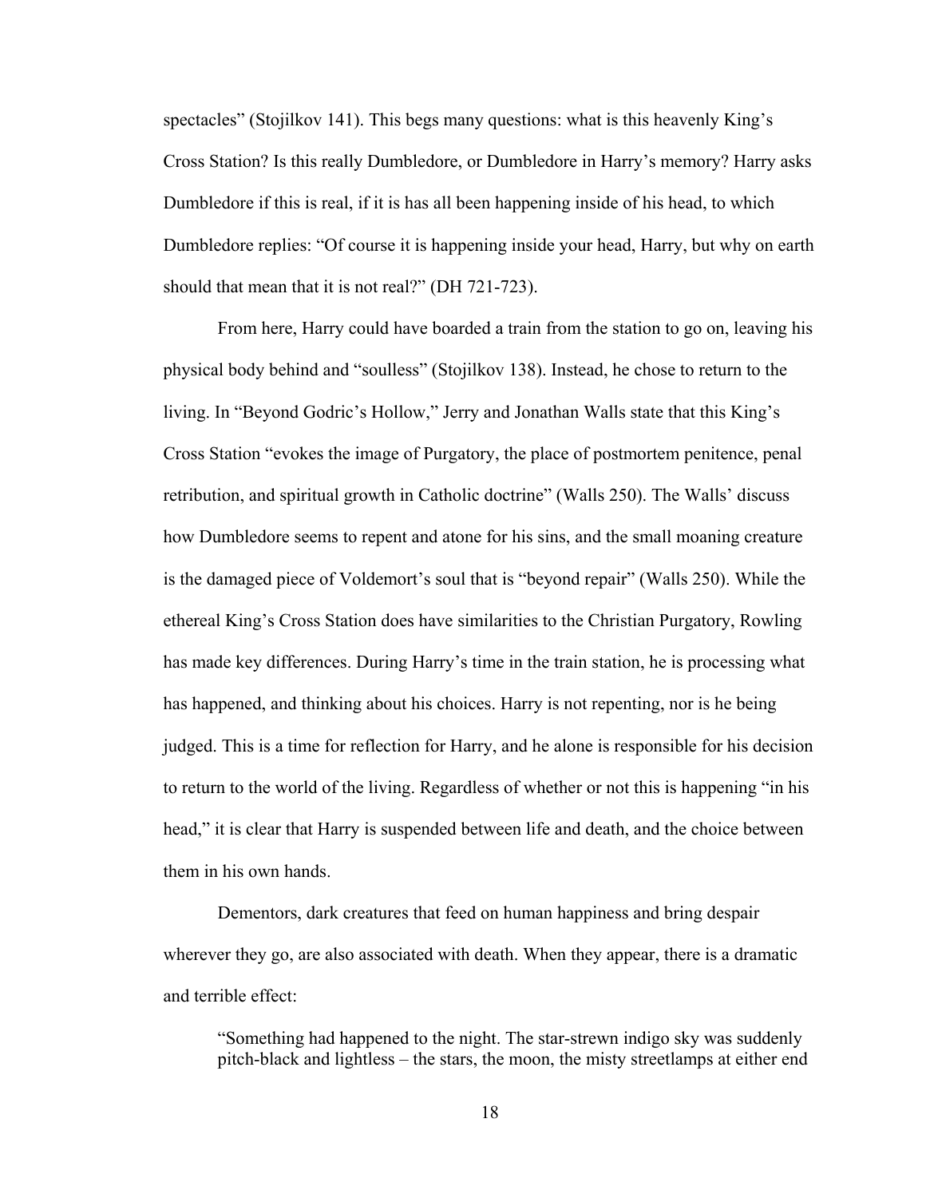spectacles" (Stojilkov 141). This begs many questions: what is this heavenly King's Cross Station? Is this really Dumbledore, or Dumbledore in Harry's memory? Harry asks Dumbledore if this is real, if it is has all been happening inside of his head, to which Dumbledore replies: "Of course it is happening inside your head, Harry, but why on earth should that mean that it is not real?" (DH 721-723).

From here, Harry could have boarded a train from the station to go on, leaving his physical body behind and "soulless" (Stojilkov 138). Instead, he chose to return to the living. In "Beyond Godric's Hollow," Jerry and Jonathan Walls state that this King's Cross Station "evokes the image of Purgatory, the place of postmortem penitence, penal retribution, and spiritual growth in Catholic doctrine" (Walls 250). The Walls' discuss how Dumbledore seems to repent and atone for his sins, and the small moaning creature is the damaged piece of Voldemort's soul that is "beyond repair" (Walls 250). While the ethereal King's Cross Station does have similarities to the Christian Purgatory, Rowling has made key differences. During Harry's time in the train station, he is processing what has happened, and thinking about his choices. Harry is not repenting, nor is he being judged. This is a time for reflection for Harry, and he alone is responsible for his decision to return to the world of the living. Regardless of whether or not this is happening "in his head," it is clear that Harry is suspended between life and death, and the choice between them in his own hands.

Dementors, dark creatures that feed on human happiness and bring despair wherever they go, are also associated with death. When they appear, there is a dramatic and terrible effect:

> "Something had happened to the night. The star-strewn indigo sky was suddenly pitch-black and lightless – the stars, the moon, the misty streetlamps at either end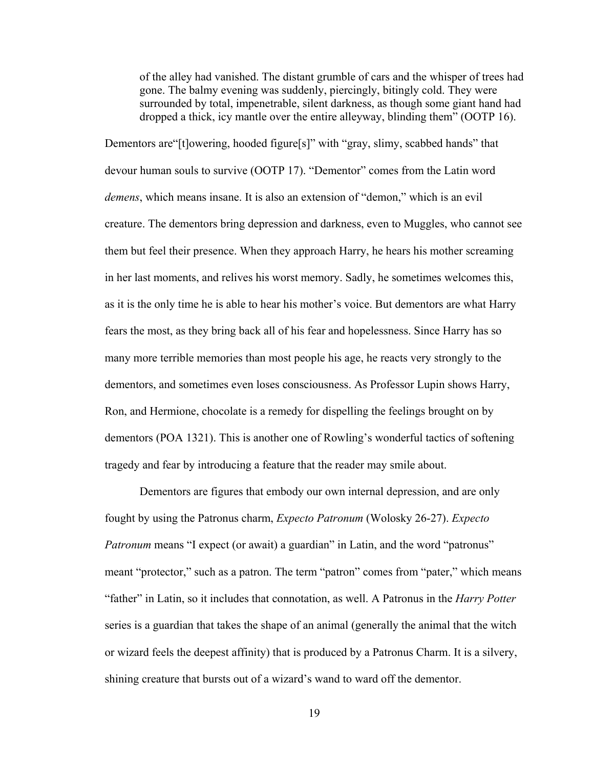> of the alley had vanished. The distant grumble of cars and the whisper of trees had gone. The balmy evening was suddenly, piercingly, bitingly cold. They were surrounded by total, impenetrable, silent darkness, as though some giant hand had dropped a thick, icy mantle over the entire alleyway, blinding them" (OOTP 16).

Dementors are"[t]owering, hooded figure[s]" with "gray, slimy, scabbed hands" that devour human souls to survive (OOTP 17). "Dementor" comes from the Latin word *demens*, which means insane. It is also an extension of "demon," which is an evil creature. The dementors bring depression and darkness, even to Muggles, who cannot see them but feel their presence. When they approach Harry, he hears his mother screaming in her last moments, and relives his worst memory. Sadly, he sometimes welcomes this, as it is the only time he is able to hear his mother's voice. But dementors are what Harry fears the most, as they bring back all of his fear and hopelessness. Since Harry has so many more terrible memories than most people his age, he reacts very strongly to the dementors, and sometimes even loses consciousness. As Professor Lupin shows Harry, Ron, and Hermione, chocolate is a remedy for dispelling the feelings brought on by dementors (POA 1321). This is another one of Rowling's wonderful tactics of softening tragedy and fear by introducing a feature that the reader may smile about.

Dementors are figures that embody our own internal depression, and are only fought by using the Patronus charm, *Expecto Patronum* (Wolosky 26-27). *Expecto Patronum* means "I expect (or await) a guardian" in Latin, and the word "patronus" meant "protector," such as a patron. The term "patron" comes from "pater," which means "father" in Latin, so it includes that connotation, as well. A Patronus in the *Harry Potter* series is a guardian that takes the shape of an animal (generally the animal that the witch or wizard feels the deepest affinity) that is produced by a Patronus Charm. It is a silvery, shining creature that bursts out of a wizard's wand to ward off the dementor.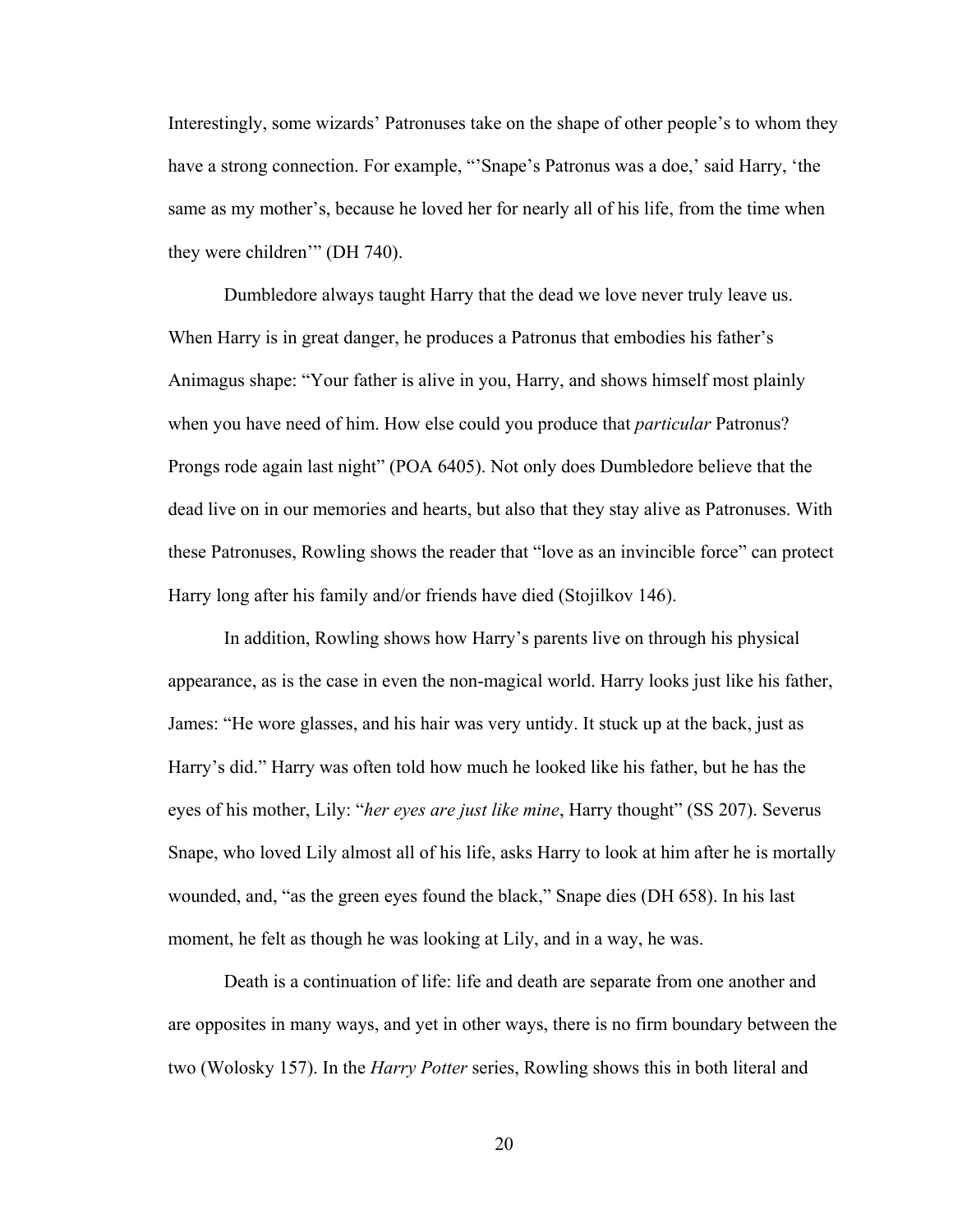Interestingly, some wizards' Patronuses take on the shape of other people's to whom they have a strong connection. For example, "'Snape's Patronus was a doe,' said Harry, 'the same as my mother's, because he loved her for nearly all of his life, from the time when they were children'" (DH 740).

Dumbledore always taught Harry that the dead we love never truly leave us. When Harry is in great danger, he produces a Patronus that embodies his father's Animagus shape: "Your father is alive in you, Harry, and shows himself most plainly when you have need of him. How else could you produce that *particular* Patronus? Prongs rode again last night" (POA 6405). Not only does Dumbledore believe that the dead live on in our memories and hearts, but also that they stay alive as Patronuses. With these Patronuses, Rowling shows the reader that "love as an invincible force" can protect Harry long after his family and/or friends have died (Stojilkov 146).

In addition, Rowling shows how Harry's parents live on through his physical appearance, as is the case in even the non-magical world. Harry looks just like his father, James: "He wore glasses, and his hair was very untidy. It stuck up at the back, just as Harry's did." Harry was often told how much he looked like his father, but he has the eyes of his mother, Lily: "*her eyes are just like mine*, Harry thought" (SS 207). Severus Snape, who loved Lily almost all of his life, asks Harry to look at him after he is mortally wounded, and, "as the green eyes found the black," Snape dies (DH 658). In his last moment, he felt as though he was looking at Lily, and in a way, he was.

Death is a continuation of life: life and death are separate from one another and are opposites in many ways, and yet in other ways, there is no firm boundary between the two (Wolosky 157). In the *Harry Potter* series, Rowling shows this in both literal and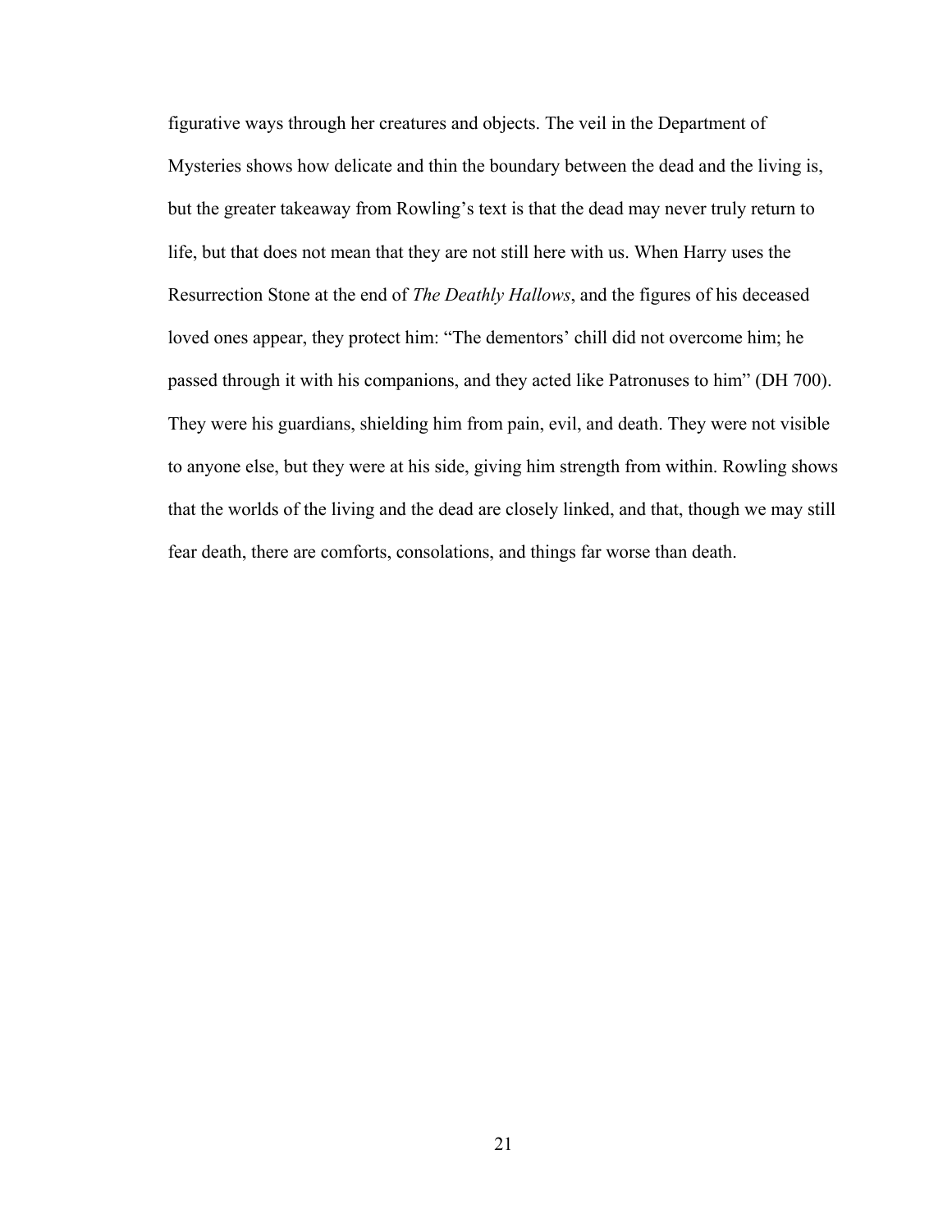figurative ways through her creatures and objects. The veil in the Department of Mysteries shows how delicate and thin the boundary between the dead and the living is, but the greater takeaway from Rowling's text is that the dead may never truly return to life, but that does not mean that they are not still here with us. When Harry uses the Resurrection Stone at the end of *The Deathly Hallows*, and the figures of his deceased loved ones appear, they protect him: "The dementors' chill did not overcome him; he passed through it with his companions, and they acted like Patronuses to him" (DH 700). They were his guardians, shielding him from pain, evil, and death. They were not visible to anyone else, but they were at his side, giving him strength from within. Rowling shows that the worlds of the living and the dead are closely linked, and that, though we may still fear death, there are comforts, consolations, and things far worse than death.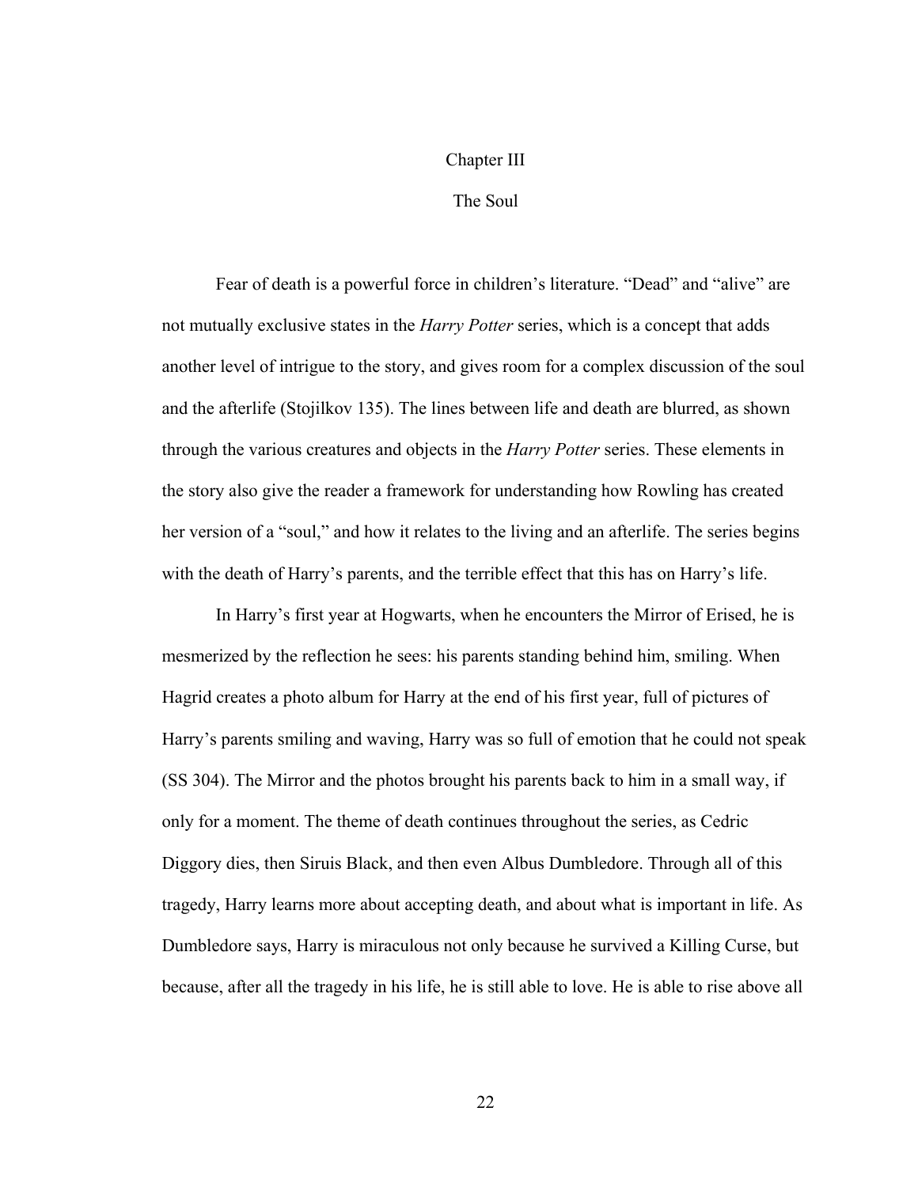# Chapter III

## The Soul

Fear of death is a powerful force in children's literature. "Dead" and "alive" are not mutually exclusive states in the *Harry Potter* series, which is a concept that adds another level of intrigue to the story, and gives room for a complex discussion of the soul and the afterlife (Stojilkov 135). The lines between life and death are blurred, as shown through the various creatures and objects in the *Harry Potter* series. These elements in the story also give the reader a framework for understanding how Rowling has created her version of a "soul," and how it relates to the living and an afterlife. The series begins with the death of Harry's parents, and the terrible effect that this has on Harry's life.

In Harry's first year at Hogwarts, when he encounters the Mirror of Erised, he is mesmerized by the reflection he sees: his parents standing behind him, smiling. When Hagrid creates a photo album for Harry at the end of his first year, full of pictures of Harry's parents smiling and waving, Harry was so full of emotion that he could not speak (SS 304). The Mirror and the photos brought his parents back to him in a small way, if only for a moment. The theme of death continues throughout the series, as Cedric Diggory dies, then Siruis Black, and then even Albus Dumbledore. Through all of this tragedy, Harry learns more about accepting death, and about what is important in life. As Dumbledore says, Harry is miraculous not only because he survived a Killing Curse, but because, after all the tragedy in his life, he is still able to love. He is able to rise above all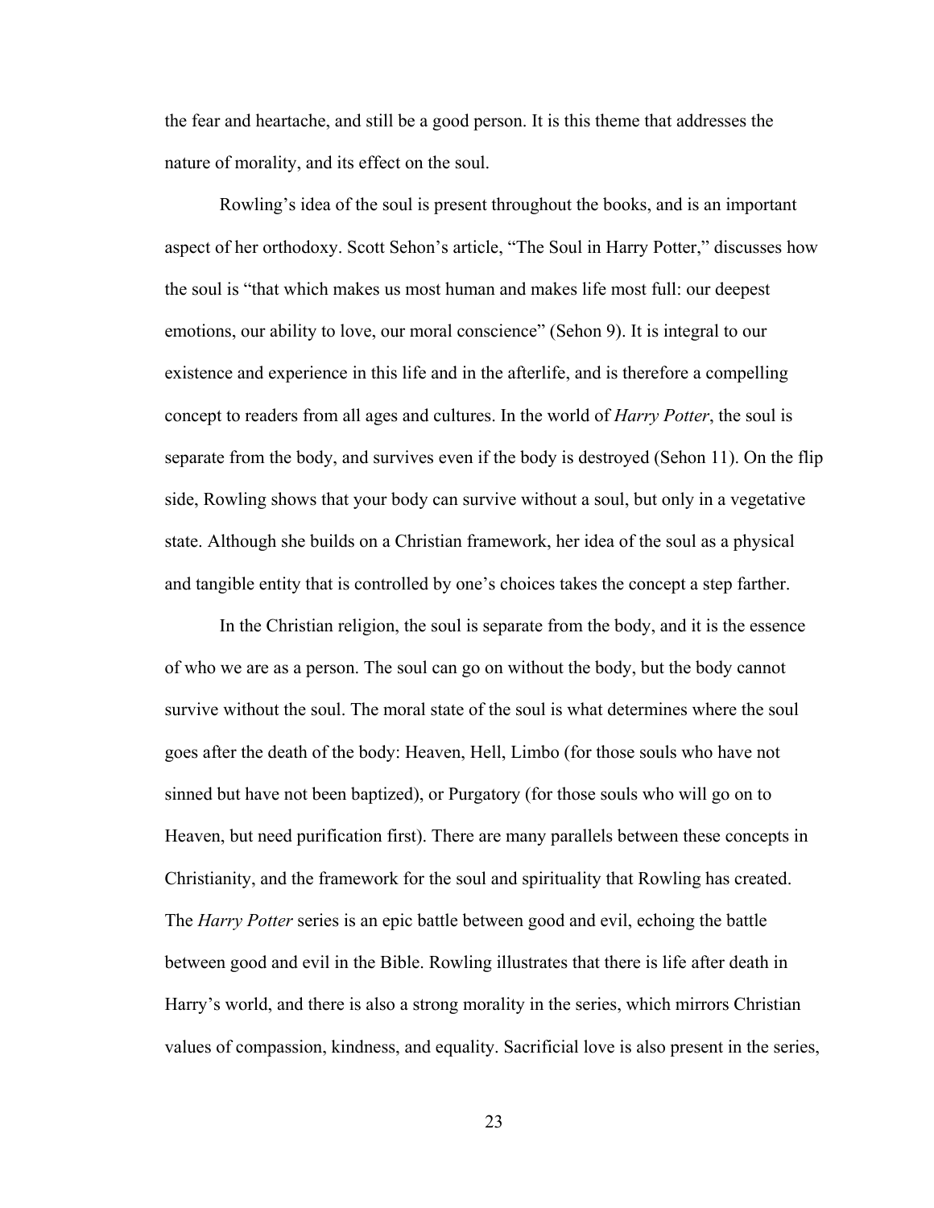the fear and heartache, and still be a good person. It is this theme that addresses the nature of morality, and its effect on the soul.

Rowling's idea of the soul is present throughout the books, and is an important aspect of her orthodoxy. Scott Sehon's article, "The Soul in Harry Potter," discusses how the soul is "that which makes us most human and makes life most full: our deepest emotions, our ability to love, our moral conscience" (Sehon 9). It is integral to our existence and experience in this life and in the afterlife, and is therefore a compelling concept to readers from all ages and cultures. In the world of *Harry Potter*, the soul is separate from the body, and survives even if the body is destroyed (Sehon 11). On the flip side, Rowling shows that your body can survive without a soul, but only in a vegetative state. Although she builds on a Christian framework, her idea of the soul as a physical and tangible entity that is controlled by one's choices takes the concept a step farther.

In the Christian religion, the soul is separate from the body, and it is the essence of who we are as a person. The soul can go on without the body, but the body cannot survive without the soul. The moral state of the soul is what determines where the soul goes after the death of the body: Heaven, Hell, Limbo (for those souls who have not sinned but have not been baptized), or Purgatory (for those souls who will go on to Heaven, but need purification first). There are many parallels between these concepts in Christianity, and the framework for the soul and spirituality that Rowling has created. The *Harry Potter* series is an epic battle between good and evil, echoing the battle between good and evil in the Bible. Rowling illustrates that there is life after death in Harry's world, and there is also a strong morality in the series, which mirrors Christian values of compassion, kindness, and equality. Sacrificial love is also present in the series,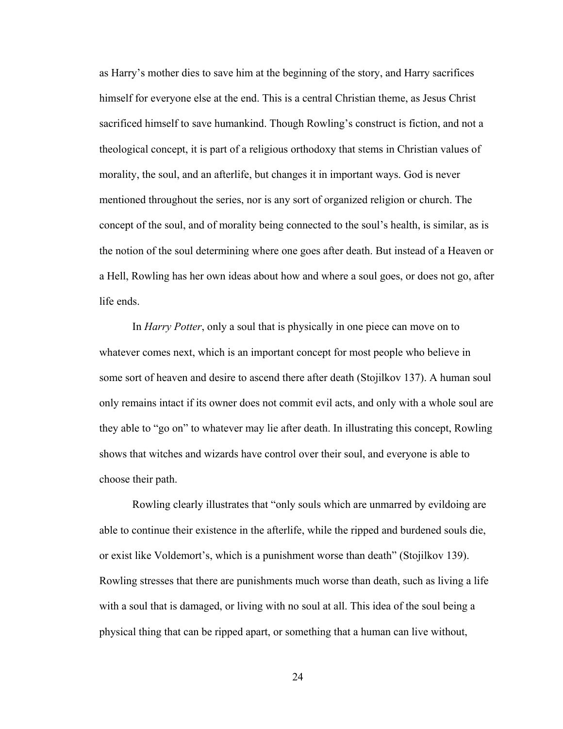as Harry's mother dies to save him at the beginning of the story, and Harry sacrifices himself for everyone else at the end. This is a central Christian theme, as Jesus Christ sacrificed himself to save humankind. Though Rowling's construct is fiction, and not a theological concept, it is part of a religious orthodoxy that stems in Christian values of morality, the soul, and an afterlife, but changes it in important ways. God is never mentioned throughout the series, nor is any sort of organized religion or church. The concept of the soul, and of morality being connected to the soul's health, is similar, as is the notion of the soul determining where one goes after death. But instead of a Heaven or a Hell, Rowling has her own ideas about how and where a soul goes, or does not go, after life ends.

In *Harry Potter*, only a soul that is physically in one piece can move on to whatever comes next, which is an important concept for most people who believe in some sort of heaven and desire to ascend there after death (Stojilkov 137). A human soul only remains intact if its owner does not commit evil acts, and only with a whole soul are they able to "go on" to whatever may lie after death. In illustrating this concept, Rowling shows that witches and wizards have control over their soul, and everyone is able to choose their path.

Rowling clearly illustrates that "only souls which are unmarred by evildoing are able to continue their existence in the afterlife, while the ripped and burdened souls die, or exist like Voldemort's, which is a punishment worse than death" (Stojilkov 139). Rowling stresses that there are punishments much worse than death, such as living a life with a soul that is damaged, or living with no soul at all. This idea of the soul being a physical thing that can be ripped apart, or something that a human can live without,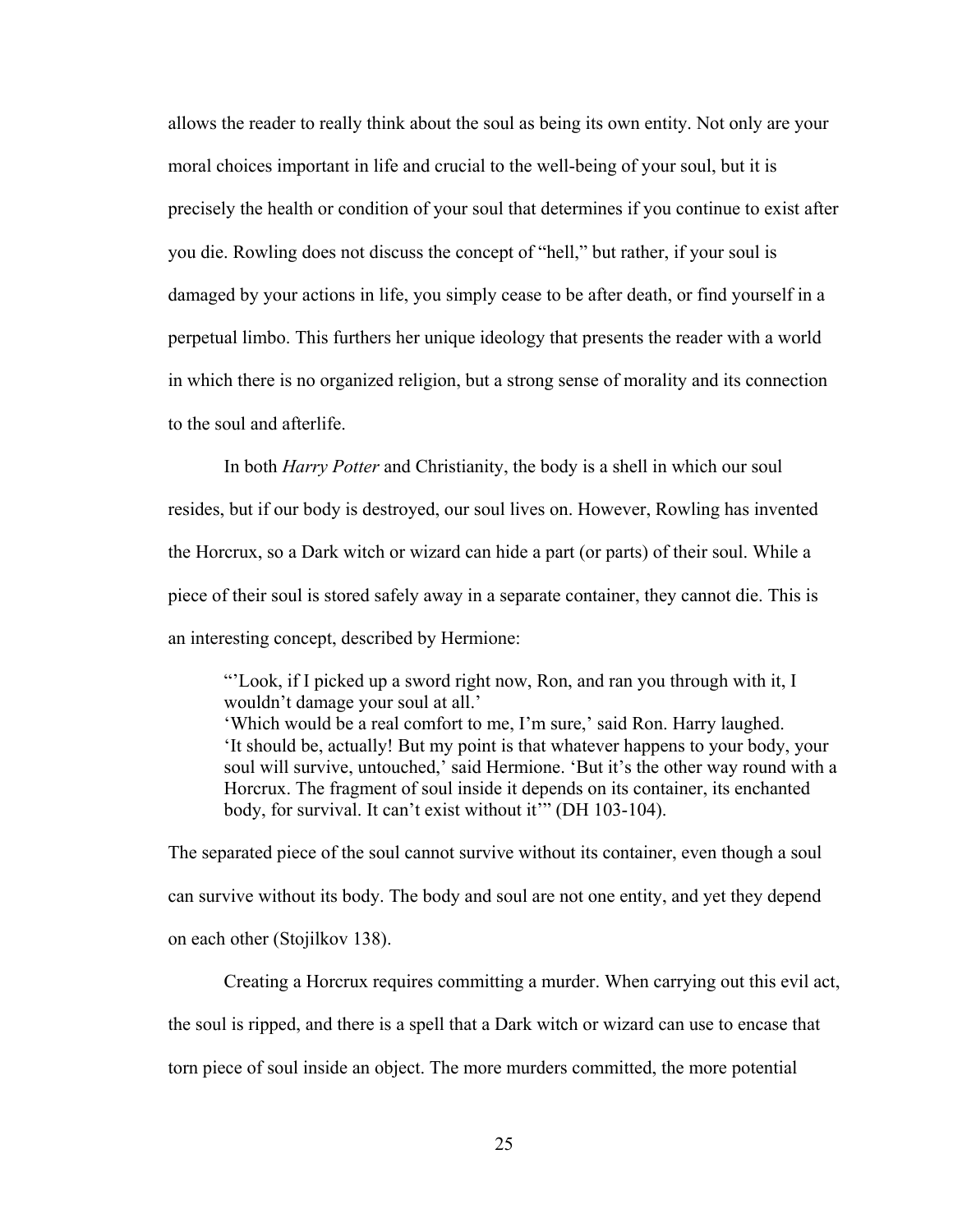allows the reader to really think about the soul as being its own entity. Not only are your moral choices important in life and crucial to the well-being of your soul, but it is precisely the health or condition of your soul that determines if you continue to exist after you die. Rowling does not discuss the concept of "hell," but rather, if your soul is damaged by your actions in life, you simply cease to be after death, or find yourself in a perpetual limbo. This furthers her unique ideology that presents the reader with a world in which there is no organized religion, but a strong sense of morality and its connection to the soul and afterlife.

In both *Harry Potter* and Christianity, the body is a shell in which our soul resides, but if our body is destroyed, our soul lives on. However, Rowling has invented the Horcrux, so a Dark witch or wizard can hide a part (or parts) of their soul. While a piece of their soul is stored safely away in a separate container, they cannot die. This is an interesting concept, described by Hermione:

> "'Look, if I picked up a sword right now, Ron, and ran you through with it, I wouldn't damage your soul at all.'
> 'Which would be a real comfort to me, I'm sure,' said Ron. Harry laughed.
> 'It should be, actually! But my point is that whatever happens to your body, your soul will survive, untouched,' said Hermione. 'But it's the other way round with a Horcrux. The fragment of soul inside it depends on its container, its enchanted body, for survival. It can't exist without it'" (DH 103-104).

The separated piece of the soul cannot survive without its container, even though a soul can survive without its body. The body and soul are not one entity, and yet they depend on each other (Stojilkov 138).

Creating a Horcrux requires committing a murder. When carrying out this evil act, the soul is ripped, and there is a spell that a Dark witch or wizard can use to encase that torn piece of soul inside an object. The more murders committed, the more potential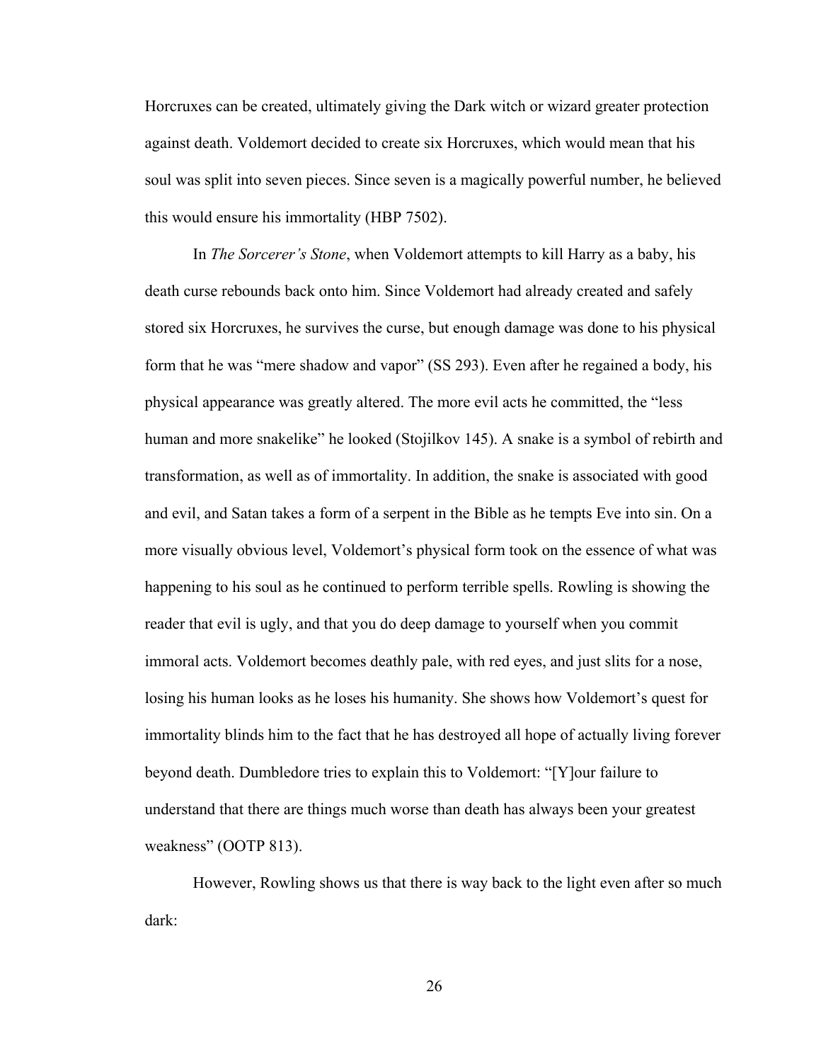Horcruxes can be created, ultimately giving the Dark witch or wizard greater protection against death. Voldemort decided to create six Horcruxes, which would mean that his soul was split into seven pieces. Since seven is a magically powerful number, he believed this would ensure his immortality (HBP 7502).

In *The Sorcerer's Stone*, when Voldemort attempts to kill Harry as a baby, his death curse rebounds back onto him. Since Voldemort had already created and safely stored six Horcruxes, he survives the curse, but enough damage was done to his physical form that he was "mere shadow and vapor" (SS 293). Even after he regained a body, his physical appearance was greatly altered. The more evil acts he committed, the "less human and more snakelike" he looked (Stojilkov 145). A snake is a symbol of rebirth and transformation, as well as of immortality. In addition, the snake is associated with good and evil, and Satan takes a form of a serpent in the Bible as he tempts Eve into sin. On a more visually obvious level, Voldemort's physical form took on the essence of what was happening to his soul as he continued to perform terrible spells. Rowling is showing the reader that evil is ugly, and that you do deep damage to yourself when you commit immoral acts. Voldemort becomes deathly pale, with red eyes, and just slits for a nose, losing his human looks as he loses his humanity. She shows how Voldemort's quest for immortality blinds him to the fact that he has destroyed all hope of actually living forever beyond death. Dumbledore tries to explain this to Voldemort: "[Y]our failure to understand that there are things much worse than death has always been your greatest weakness" (OOTP 813).

However, Rowling shows us that there is way back to the light even after so much dark: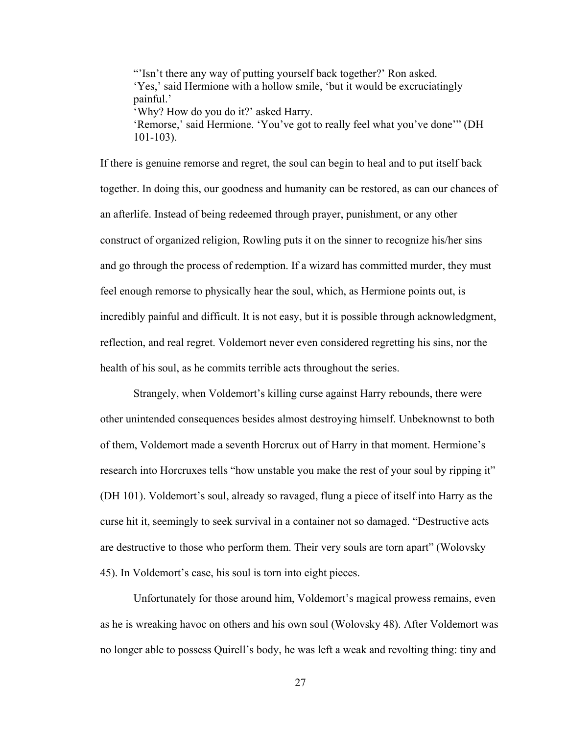> "'Isn't there any way of putting yourself back together?' Ron asked.
> 'Yes,' said Hermione with a hollow smile, 'but it would be excruciatingly painful.'
> 'Why? How do you do it?' asked Harry.
> 'Remorse,' said Hermione. 'You've got to really feel what you've done'" (DH 101-103).

If there is genuine remorse and regret, the soul can begin to heal and to put itself back together. In doing this, our goodness and humanity can be restored, as can our chances of an afterlife. Instead of being redeemed through prayer, punishment, or any other construct of organized religion, Rowling puts it on the sinner to recognize his/her sins and go through the process of redemption. If a wizard has committed murder, they must feel enough remorse to physically hear the soul, which, as Hermione points out, is incredibly painful and difficult. It is not easy, but it is possible through acknowledgment, reflection, and real regret. Voldemort never even considered regretting his sins, nor the health of his soul, as he commits terrible acts throughout the series.

Strangely, when Voldemort's killing curse against Harry rebounds, there were other unintended consequences besides almost destroying himself. Unbeknownst to both of them, Voldemort made a seventh Horcrux out of Harry in that moment. Hermione's research into Horcruxes tells "how unstable you make the rest of your soul by ripping it" (DH 101). Voldemort's soul, already so ravaged, flung a piece of itself into Harry as the curse hit it, seemingly to seek survival in a container not so damaged. "Destructive acts are destructive to those who perform them. Their very souls are torn apart" (Wolovsky 45). In Voldemort's case, his soul is torn into eight pieces.

Unfortunately for those around him, Voldemort's magical prowess remains, even as he is wreaking havoc on others and his own soul (Wolovsky 48). After Voldemort was no longer able to possess Quirell's body, he was left a weak and revolting thing: tiny and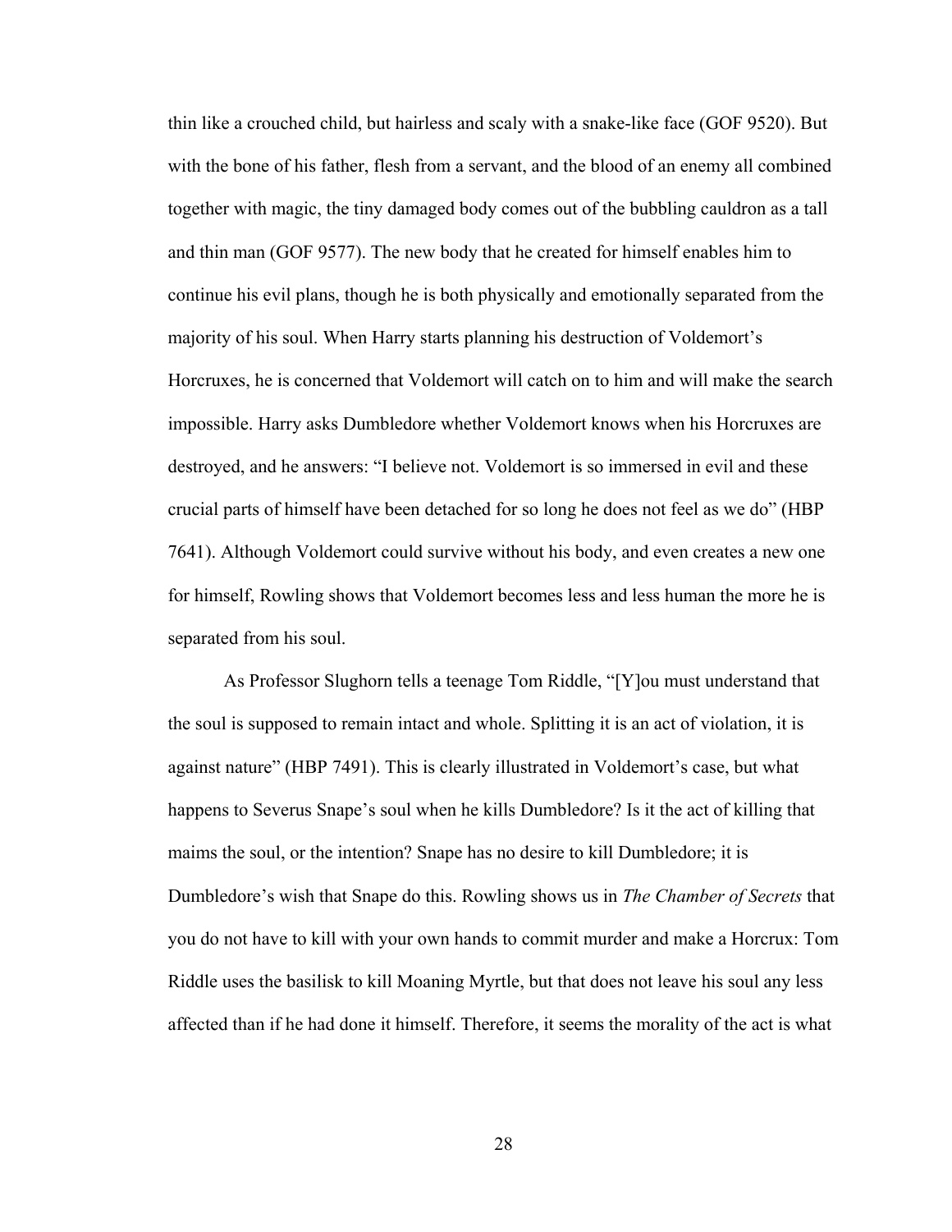thin like a crouched child, but hairless and scaly with a snake-like face (GOF 9520). But with the bone of his father, flesh from a servant, and the blood of an enemy all combined together with magic, the tiny damaged body comes out of the bubbling cauldron as a tall and thin man (GOF 9577). The new body that he created for himself enables him to continue his evil plans, though he is both physically and emotionally separated from the majority of his soul. When Harry starts planning his destruction of Voldemort's Horcruxes, he is concerned that Voldemort will catch on to him and will make the search impossible. Harry asks Dumbledore whether Voldemort knows when his Horcruxes are destroyed, and he answers: "I believe not. Voldemort is so immersed in evil and these crucial parts of himself have been detached for so long he does not feel as we do" (HBP 7641). Although Voldemort could survive without his body, and even creates a new one for himself, Rowling shows that Voldemort becomes less and less human the more he is separated from his soul.

As Professor Slughorn tells a teenage Tom Riddle, "[Y]ou must understand that the soul is supposed to remain intact and whole. Splitting it is an act of violation, it is against nature" (HBP 7491). This is clearly illustrated in Voldemort's case, but what happens to Severus Snape's soul when he kills Dumbledore? Is it the act of killing that maims the soul, or the intention? Snape has no desire to kill Dumbledore; it is Dumbledore's wish that Snape do this. Rowling shows us in *The Chamber of Secrets* that you do not have to kill with your own hands to commit murder and make a Horcrux: Tom Riddle uses the basilisk to kill Moaning Myrtle, but that does not leave his soul any less affected than if he had done it himself. Therefore, it seems the morality of the act is what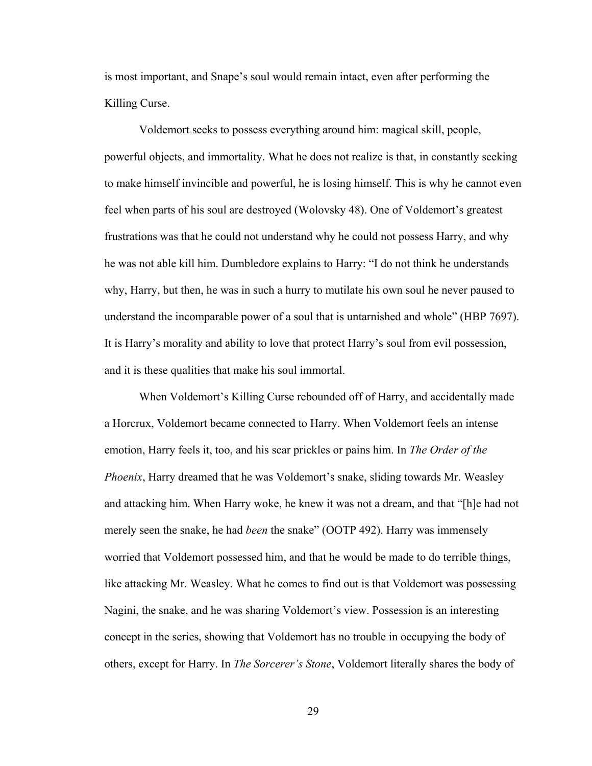is most important, and Snape's soul would remain intact, even after performing the Killing Curse.

Voldemort seeks to possess everything around him: magical skill, people, powerful objects, and immortality. What he does not realize is that, in constantly seeking to make himself invincible and powerful, he is losing himself. This is why he cannot even feel when parts of his soul are destroyed (Wolovsky 48). One of Voldemort's greatest frustrations was that he could not understand why he could not possess Harry, and why he was not able kill him. Dumbledore explains to Harry: "I do not think he understands why, Harry, but then, he was in such a hurry to mutilate his own soul he never paused to understand the incomparable power of a soul that is untarnished and whole" (HBP 7697). It is Harry's morality and ability to love that protect Harry's soul from evil possession, and it is these qualities that make his soul immortal.

When Voldemort's Killing Curse rebounded off of Harry, and accidentally made a Horcrux, Voldemort became connected to Harry. When Voldemort feels an intense emotion, Harry feels it, too, and his scar prickles or pains him. In *The Order of the Phoenix*, Harry dreamed that he was Voldemort's snake, sliding towards Mr. Weasley and attacking him. When Harry woke, he knew it was not a dream, and that "[h]e had not merely seen the snake, he had *been* the snake" (OOTP 492). Harry was immensely worried that Voldemort possessed him, and that he would be made to do terrible things, like attacking Mr. Weasley. What he comes to find out is that Voldemort was possessing Nagini, the snake, and he was sharing Voldemort's view. Possession is an interesting concept in the series, showing that Voldemort has no trouble in occupying the body of others, except for Harry. In *The Sorcerer's Stone*, Voldemort literally shares the body of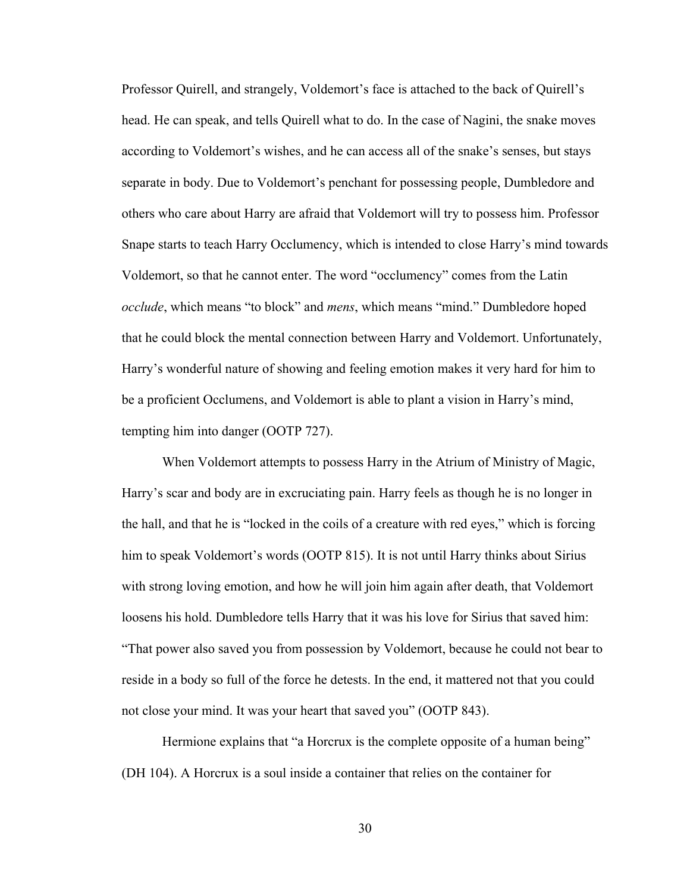Professor Quirell, and strangely, Voldemort's face is attached to the back of Quirell's head. He can speak, and tells Quirell what to do. In the case of Nagini, the snake moves according to Voldemort's wishes, and he can access all of the snake's senses, but stays separate in body. Due to Voldemort's penchant for possessing people, Dumbledore and others who care about Harry are afraid that Voldemort will try to possess him. Professor Snape starts to teach Harry Occlumency, which is intended to close Harry's mind towards Voldemort, so that he cannot enter. The word "occlumency" comes from the Latin *occlude*, which means "to block" and *mens*, which means "mind." Dumbledore hoped that he could block the mental connection between Harry and Voldemort. Unfortunately, Harry's wonderful nature of showing and feeling emotion makes it very hard for him to be a proficient Occlumens, and Voldemort is able to plant a vision in Harry's mind, tempting him into danger (OOTP 727).

When Voldemort attempts to possess Harry in the Atrium of Ministry of Magic, Harry's scar and body are in excruciating pain. Harry feels as though he is no longer in the hall, and that he is "locked in the coils of a creature with red eyes," which is forcing him to speak Voldemort's words (OOTP 815). It is not until Harry thinks about Sirius with strong loving emotion, and how he will join him again after death, that Voldemort loosens his hold. Dumbledore tells Harry that it was his love for Sirius that saved him: "That power also saved you from possession by Voldemort, because he could not bear to reside in a body so full of the force he detests. In the end, it mattered not that you could not close your mind. It was your heart that saved you" (OOTP 843).

Hermione explains that "a Horcrux is the complete opposite of a human being" (DH 104). A Horcrux is a soul inside a container that relies on the container for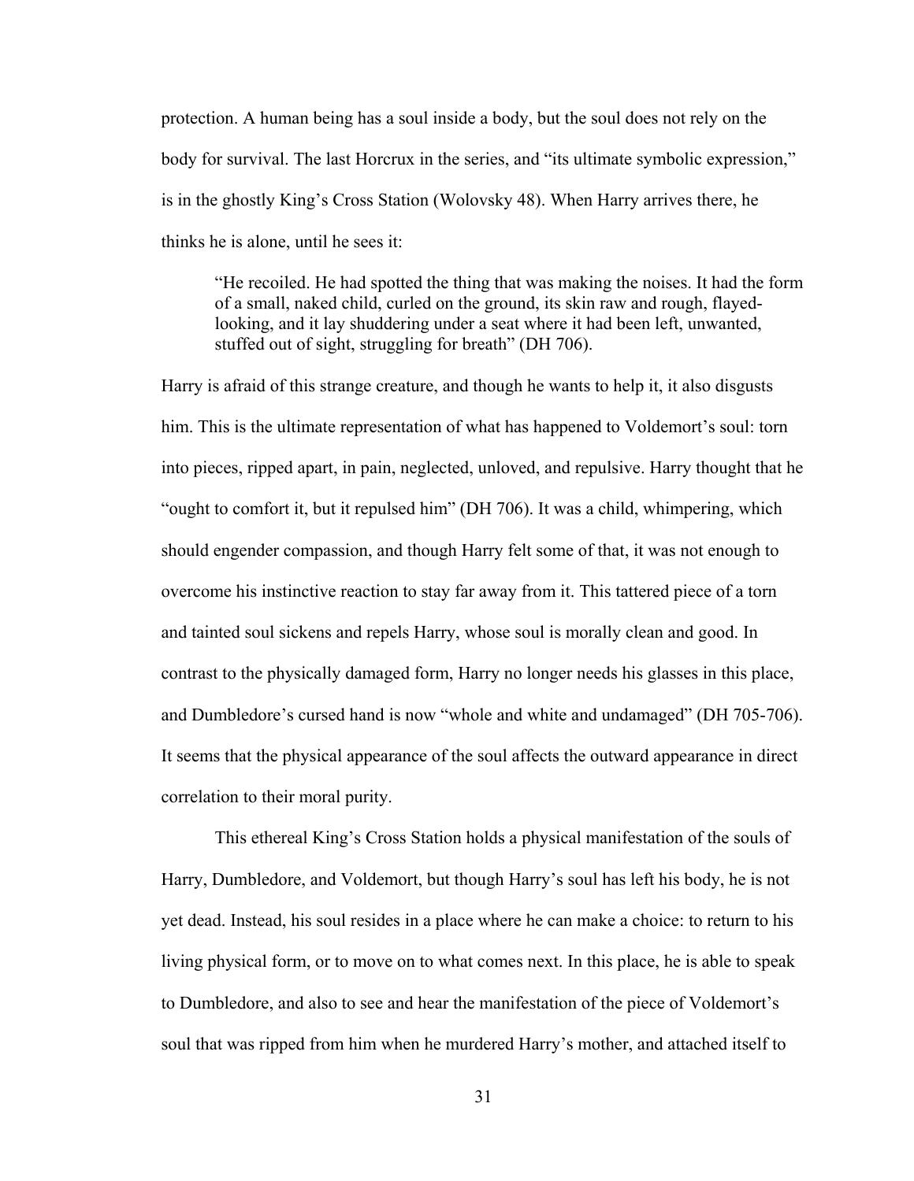protection. A human being has a soul inside a body, but the soul does not rely on the body for survival. The last Horcrux in the series, and "its ultimate symbolic expression," is in the ghostly King's Cross Station (Wolovsky 48). When Harry arrives there, he thinks he is alone, until he sees it:

> "He recoiled. He had spotted the thing that was making the noises. It had the form of a small, naked child, curled on the ground, its skin raw and rough, flayed-looking, and it lay shuddering under a seat where it had been left, unwanted, stuffed out of sight, struggling for breath" (DH 706).

Harry is afraid of this strange creature, and though he wants to help it, it also disgusts him. This is the ultimate representation of what has happened to Voldemort's soul: torn into pieces, ripped apart, in pain, neglected, unloved, and repulsive. Harry thought that he "ought to comfort it, but it repulsed him" (DH 706). It was a child, whimpering, which should engender compassion, and though Harry felt some of that, it was not enough to overcome his instinctive reaction to stay far away from it. This tattered piece of a torn and tainted soul sickens and repels Harry, whose soul is morally clean and good. In contrast to the physically damaged form, Harry no longer needs his glasses in this place, and Dumbledore's cursed hand is now "whole and white and undamaged" (DH 705-706). It seems that the physical appearance of the soul affects the outward appearance in direct correlation to their moral purity.

This ethereal King's Cross Station holds a physical manifestation of the souls of Harry, Dumbledore, and Voldemort, but though Harry's soul has left his body, he is not yet dead. Instead, his soul resides in a place where he can make a choice: to return to his living physical form, or to move on to what comes next. In this place, he is able to speak to Dumbledore, and also to see and hear the manifestation of the piece of Voldemort's soul that was ripped from him when he murdered Harry's mother, and attached itself to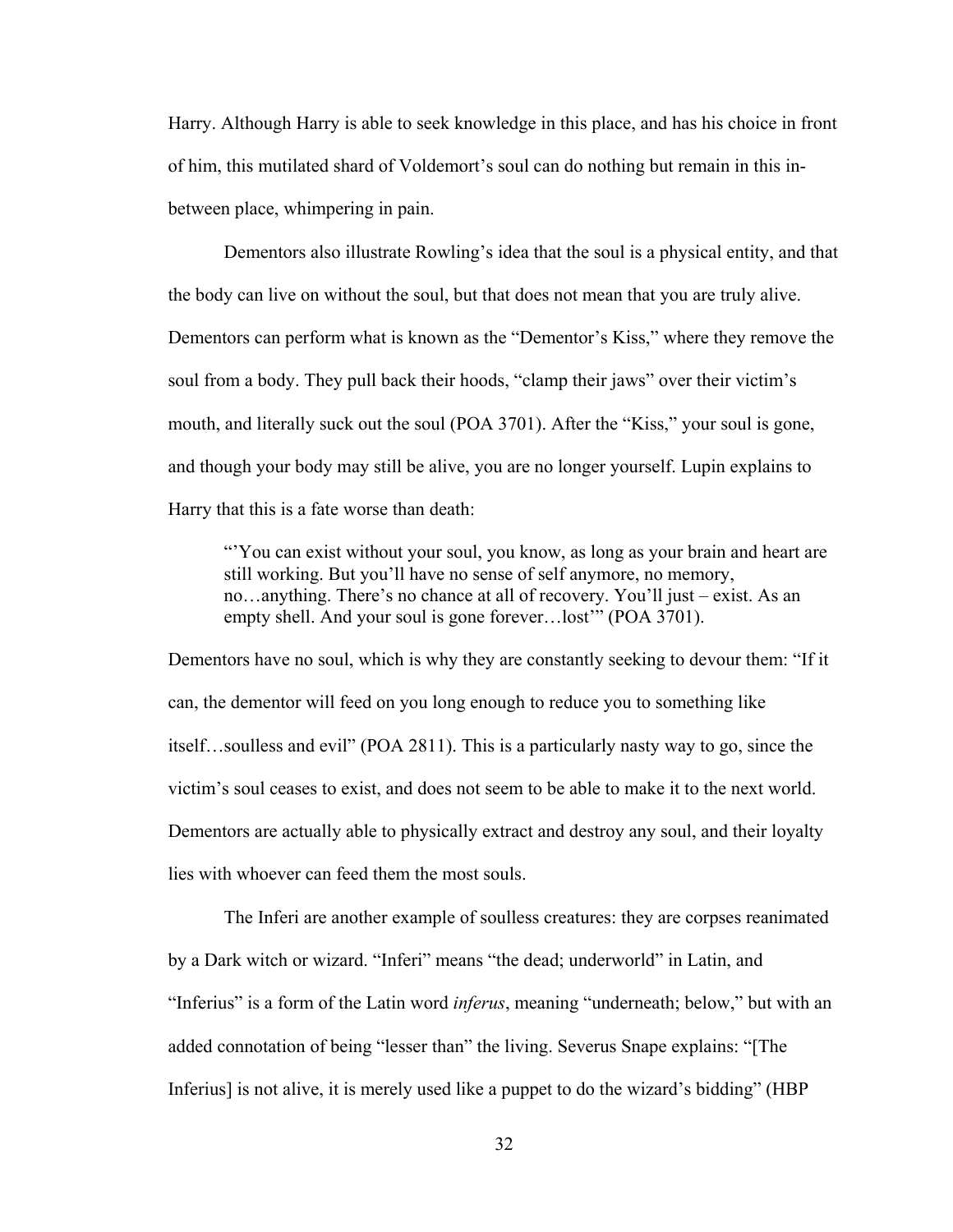Harry. Although Harry is able to seek knowledge in this place, and has his choice in front of him, this mutilated shard of Voldemort's soul can do nothing but remain in this in-between place, whimpering in pain.

Dementors also illustrate Rowling's idea that the soul is a physical entity, and that the body can live on without the soul, but that does not mean that you are truly alive. Dementors can perform what is known as the "Dementor's Kiss," where they remove the soul from a body. They pull back their hoods, "clamp their jaws" over their victim's mouth, and literally suck out the soul (POA 3701). After the "Kiss," your soul is gone, and though your body may still be alive, you are no longer yourself. Lupin explains to Harry that this is a fate worse than death:

> "'You can exist without your soul, you know, as long as your brain and heart are still working. But you'll have no sense of self anymore, no memory, no…anything. There's no chance at all of recovery. You'll just – exist. As an empty shell. And your soul is gone forever…lost'" (POA 3701).

Dementors have no soul, which is why they are constantly seeking to devour them: "If it can, the dementor will feed on you long enough to reduce you to something like itself…soulless and evil" (POA 2811). This is a particularly nasty way to go, since the victim's soul ceases to exist, and does not seem to be able to make it to the next world. Dementors are actually able to physically extract and destroy any soul, and their loyalty lies with whoever can feed them the most souls.

The Inferi are another example of soulless creatures: they are corpses reanimated by a Dark witch or wizard. "Inferi" means "the dead; underworld" in Latin, and "Inferius" is a form of the Latin word *inferus*, meaning "underneath; below," but with an added connotation of being "lesser than" the living. Severus Snape explains: "[The Inferius] is not alive, it is merely used like a puppet to do the wizard's bidding" (HBP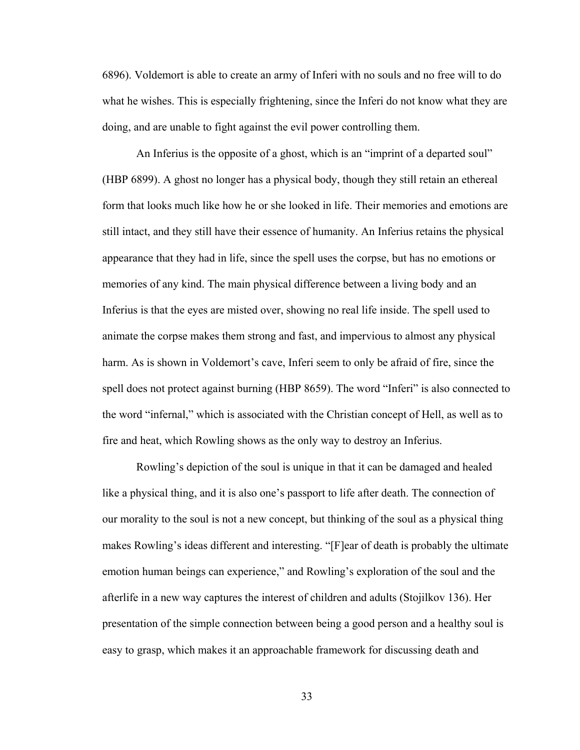6896). Voldemort is able to create an army of Inferi with no souls and no free will to do what he wishes. This is especially frightening, since the Inferi do not know what they are doing, and are unable to fight against the evil power controlling them.

An Inferius is the opposite of a ghost, which is an "imprint of a departed soul" (HBP 6899). A ghost no longer has a physical body, though they still retain an ethereal form that looks much like how he or she looked in life. Their memories and emotions are still intact, and they still have their essence of humanity. An Inferius retains the physical appearance that they had in life, since the spell uses the corpse, but has no emotions or memories of any kind. The main physical difference between a living body and an Inferius is that the eyes are misted over, showing no real life inside. The spell used to animate the corpse makes them strong and fast, and impervious to almost any physical harm. As is shown in Voldemort's cave, Inferi seem to only be afraid of fire, since the spell does not protect against burning (HBP 8659). The word "Inferi" is also connected to the word "infernal," which is associated with the Christian concept of Hell, as well as to fire and heat, which Rowling shows as the only way to destroy an Inferius.

Rowling's depiction of the soul is unique in that it can be damaged and healed like a physical thing, and it is also one's passport to life after death. The connection of our morality to the soul is not a new concept, but thinking of the soul as a physical thing makes Rowling's ideas different and interesting. "[F]ear of death is probably the ultimate emotion human beings can experience," and Rowling's exploration of the soul and the afterlife in a new way captures the interest of children and adults (Stojilkov 136). Her presentation of the simple connection between being a good person and a healthy soul is easy to grasp, which makes it an approachable framework for discussing death and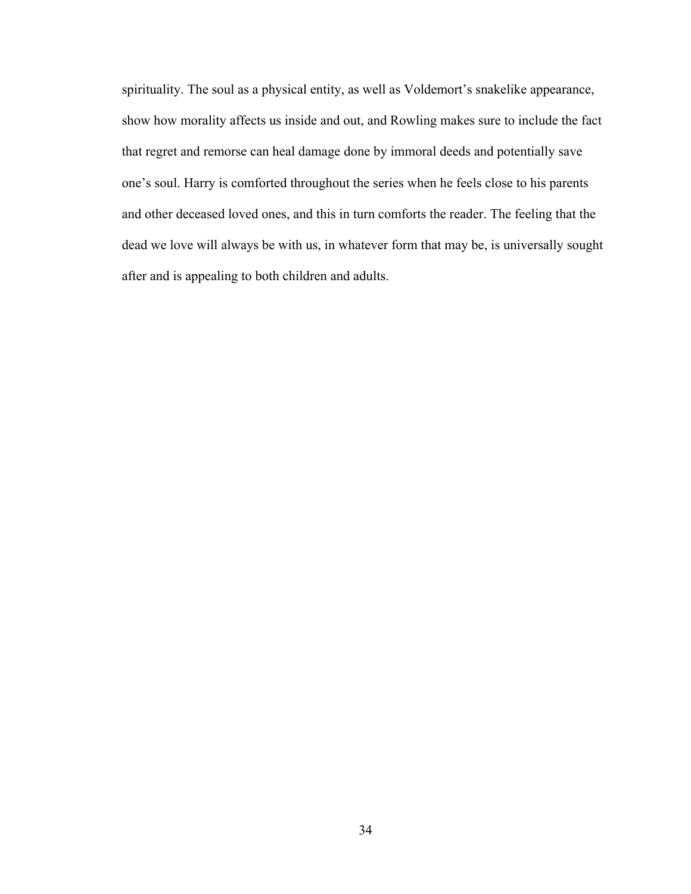spirituality. The soul as a physical entity, as well as Voldemort's snakelike appearance, show how morality affects us inside and out, and Rowling makes sure to include the fact that regret and remorse can heal damage done by immoral deeds and potentially save one's soul. Harry is comforted throughout the series when he feels close to his parents and other deceased loved ones, and this in turn comforts the reader. The feeling that the dead we love will always be with us, in whatever form that may be, is universally sought after and is appealing to both children and adults.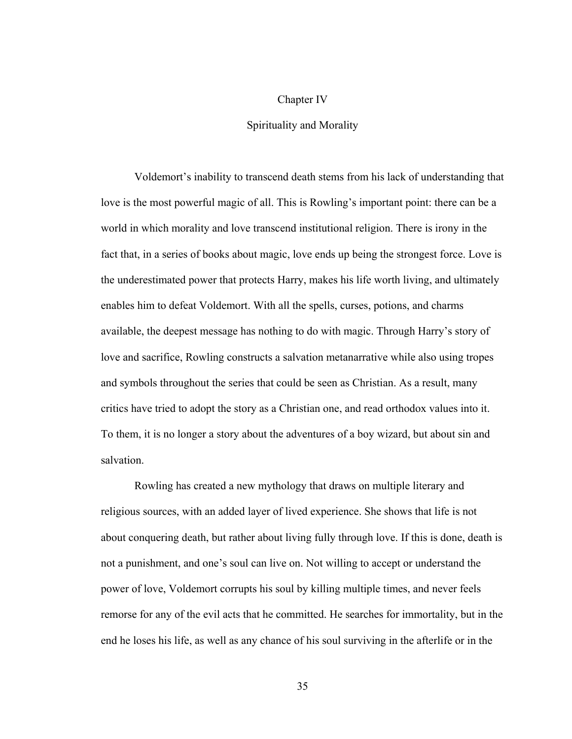# Chapter IV

## Spirituality and Morality

Voldemort's inability to transcend death stems from his lack of understanding that love is the most powerful magic of all. This is Rowling's important point: there can be a world in which morality and love transcend institutional religion. There is irony in the fact that, in a series of books about magic, love ends up being the strongest force. Love is the underestimated power that protects Harry, makes his life worth living, and ultimately enables him to defeat Voldemort. With all the spells, curses, potions, and charms available, the deepest message has nothing to do with magic. Through Harry's story of love and sacrifice, Rowling constructs a salvation metanarrative while also using tropes and symbols throughout the series that could be seen as Christian. As a result, many critics have tried to adopt the story as a Christian one, and read orthodox values into it. To them, it is no longer a story about the adventures of a boy wizard, but about sin and salvation.

Rowling has created a new mythology that draws on multiple literary and religious sources, with an added layer of lived experience. She shows that life is not about conquering death, but rather about living fully through love. If this is done, death is not a punishment, and one's soul can live on. Not willing to accept or understand the power of love, Voldemort corrupts his soul by killing multiple times, and never feels remorse for any of the evil acts that he committed. He searches for immortality, but in the end he loses his life, as well as any chance of his soul surviving in the afterlife or in the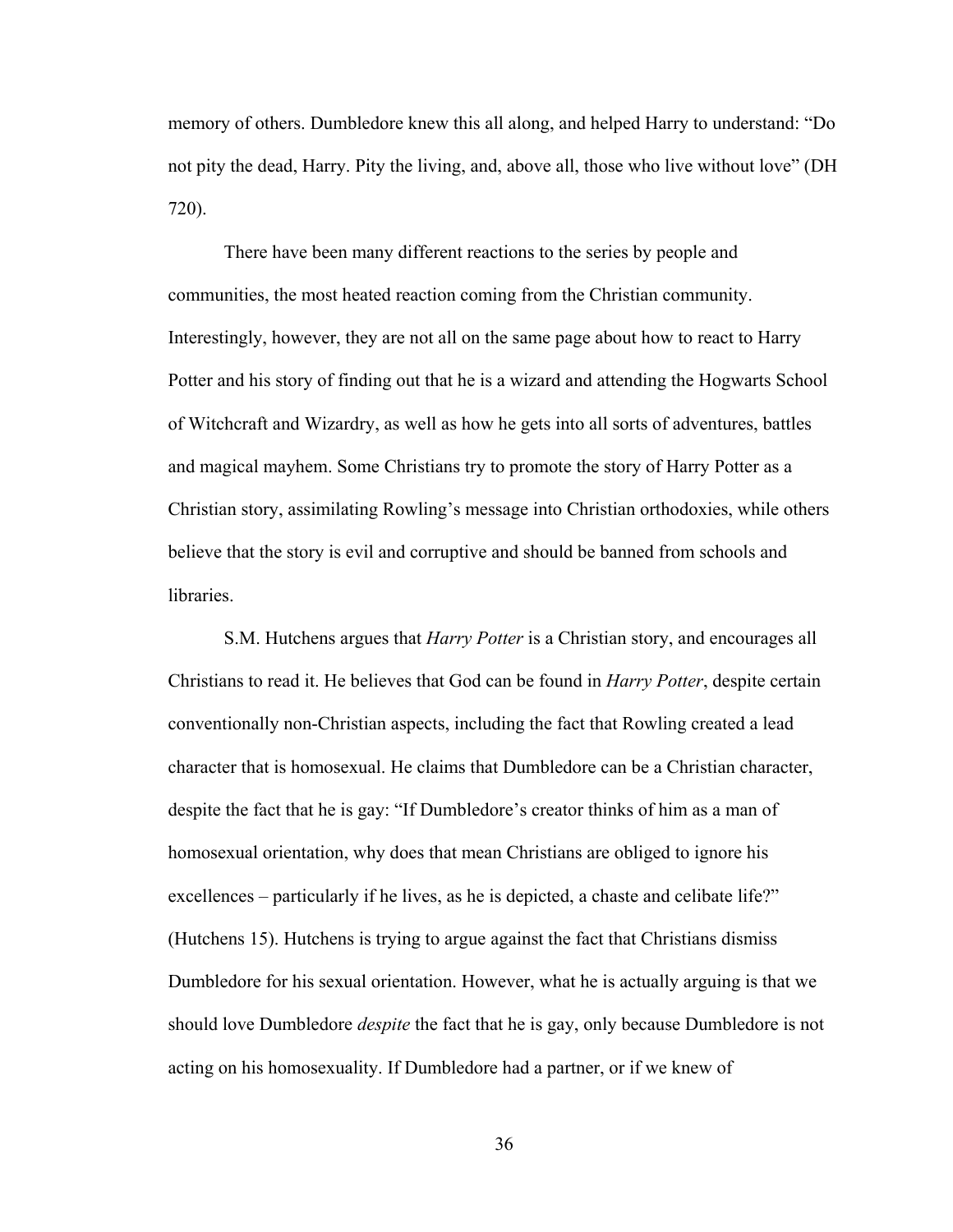memory of others. Dumbledore knew this all along, and helped Harry to understand: “Do not pity the dead, Harry. Pity the living, and, above all, those who live without love” (DH 720).

There have been many different reactions to the series by people and communities, the most heated reaction coming from the Christian community. Interestingly, however, they are not all on the same page about how to react to Harry Potter and his story of finding out that he is a wizard and attending the Hogwarts School of Witchcraft and Wizardry, as well as how he gets into all sorts of adventures, battles and magical mayhem. Some Christians try to promote the story of Harry Potter as a Christian story, assimilating Rowling’s message into Christian orthodoxies, while others believe that the story is evil and corruptive and should be banned from schools and libraries.

S.M. Hutchens argues that *Harry Potter* is a Christian story, and encourages all Christians to read it. He believes that God can be found in *Harry Potter*, despite certain conventionally non-Christian aspects, including the fact that Rowling created a lead character that is homosexual. He claims that Dumbledore can be a Christian character, despite the fact that he is gay: “If Dumbledore’s creator thinks of him as a man of homosexual orientation, why does that mean Christians are obliged to ignore his excellences – particularly if he lives, as he is depicted, a chaste and celibate life?” (Hutchens 15). Hutchens is trying to argue against the fact that Christians dismiss Dumbledore for his sexual orientation. However, what he is actually arguing is that we should love Dumbledore *despite* the fact that he is gay, only because Dumbledore is not acting on his homosexuality. If Dumbledore had a partner, or if we knew of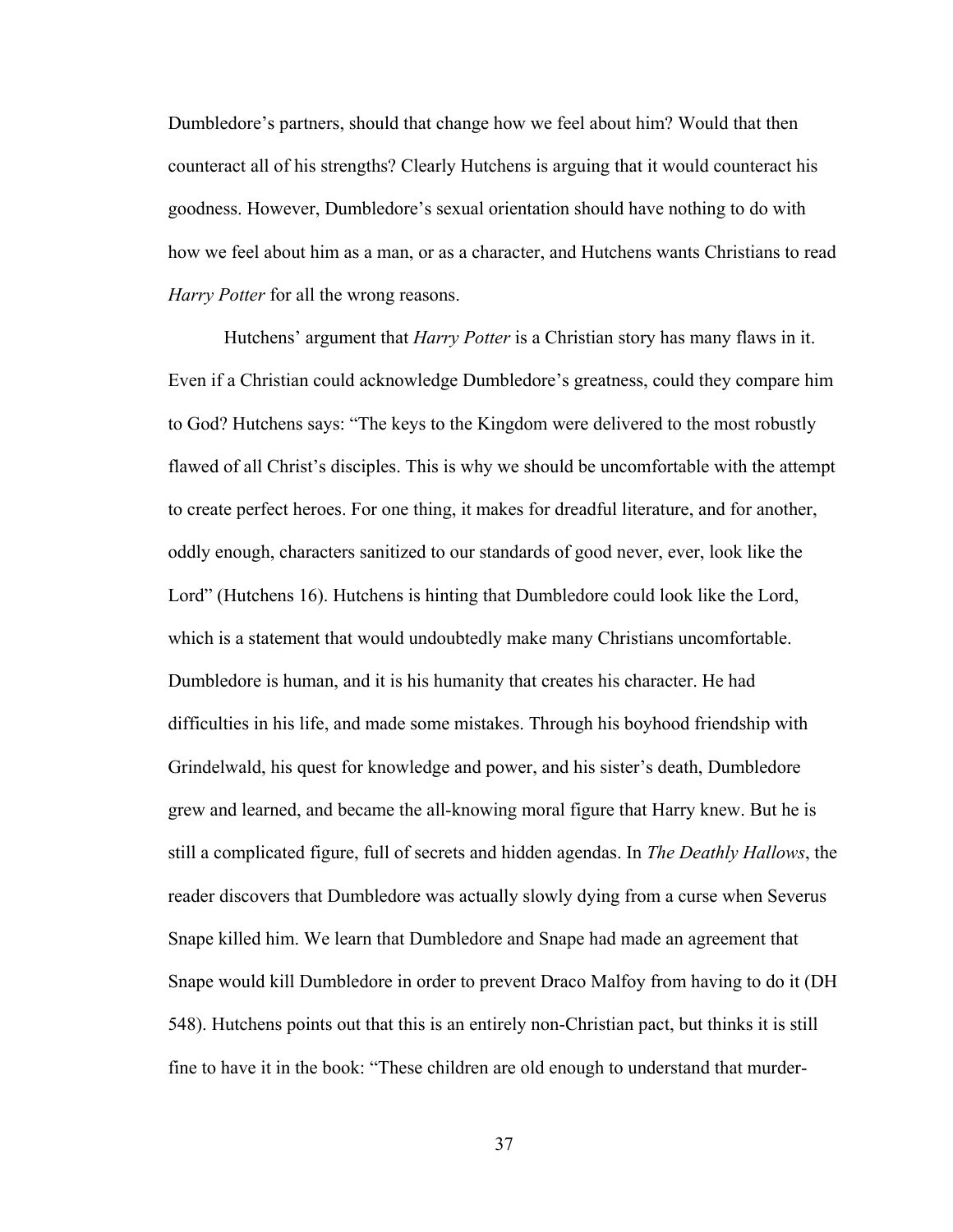Dumbledore's partners, should that change how we feel about him? Would that then counteract all of his strengths? Clearly Hutchens is arguing that it would counteract his goodness. However, Dumbledore's sexual orientation should have nothing to do with how we feel about him as a man, or as a character, and Hutchens wants Christians to read *Harry Potter* for all the wrong reasons.

Hutchens' argument that *Harry Potter* is a Christian story has many flaws in it. Even if a Christian could acknowledge Dumbledore's greatness, could they compare him to God? Hutchens says: "The keys to the Kingdom were delivered to the most robustly flawed of all Christ's disciples. This is why we should be uncomfortable with the attempt to create perfect heroes. For one thing, it makes for dreadful literature, and for another, oddly enough, characters sanitized to our standards of good never, ever, look like the Lord" (Hutchens 16). Hutchens is hinting that Dumbledore could look like the Lord, which is a statement that would undoubtedly make many Christians uncomfortable. Dumbledore is human, and it is his humanity that creates his character. He had difficulties in his life, and made some mistakes. Through his boyhood friendship with Grindelwald, his quest for knowledge and power, and his sister's death, Dumbledore grew and learned, and became the all-knowing moral figure that Harry knew. But he is still a complicated figure, full of secrets and hidden agendas. In *The Deathly Hallows*, the reader discovers that Dumbledore was actually slowly dying from a curse when Severus Snape killed him. We learn that Dumbledore and Snape had made an agreement that Snape would kill Dumbledore in order to prevent Draco Malfoy from having to do it (DH 548). Hutchens points out that this is an entirely non-Christian pact, but thinks it is still fine to have it in the book: "These children are old enough to understand that murder-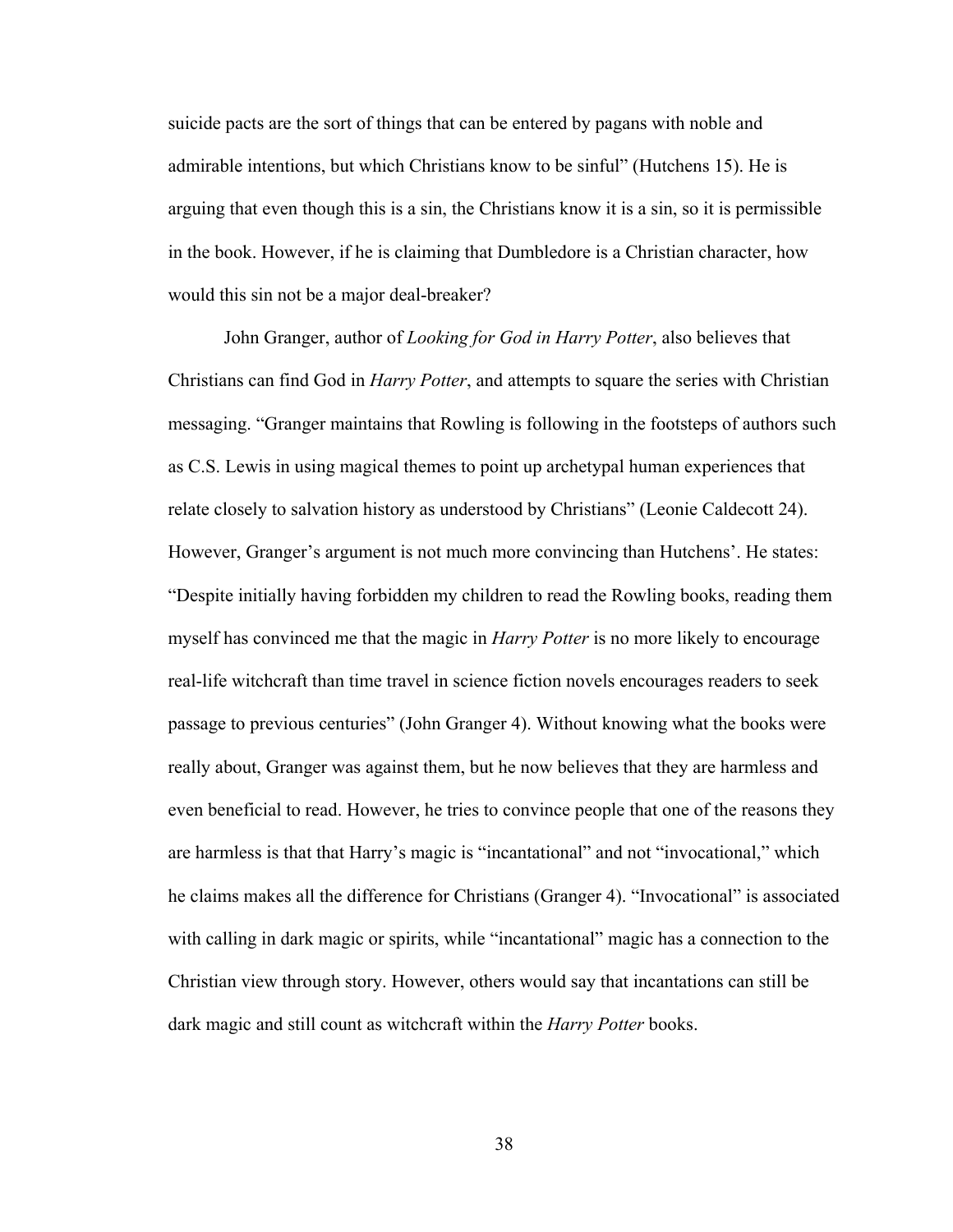suicide pacts are the sort of things that can be entered by pagans with noble and admirable intentions, but which Christians know to be sinful" (Hutchens 15). He is arguing that even though this is a sin, the Christians know it is a sin, so it is permissible in the book. However, if he is claiming that Dumbledore is a Christian character, how would this sin not be a major deal-breaker?

John Granger, author of *Looking for God in Harry Potter*, also believes that Christians can find God in *Harry Potter*, and attempts to square the series with Christian messaging. "Granger maintains that Rowling is following in the footsteps of authors such as C.S. Lewis in using magical themes to point up archetypal human experiences that relate closely to salvation history as understood by Christians" (Leonie Caldecott 24). However, Granger's argument is not much more convincing than Hutchens'. He states: "Despite initially having forbidden my children to read the Rowling books, reading them myself has convinced me that the magic in *Harry Potter* is no more likely to encourage real-life witchcraft than time travel in science fiction novels encourages readers to seek passage to previous centuries" (John Granger 4). Without knowing what the books were really about, Granger was against them, but he now believes that they are harmless and even beneficial to read. However, he tries to convince people that one of the reasons they are harmless is that that Harry's magic is "incantational" and not "invocational," which he claims makes all the difference for Christians (Granger 4). "Invocational" is associated with calling in dark magic or spirits, while "incantational" magic has a connection to the Christian view through story. However, others would say that incantations can still be dark magic and still count as witchcraft within the *Harry Potter* books.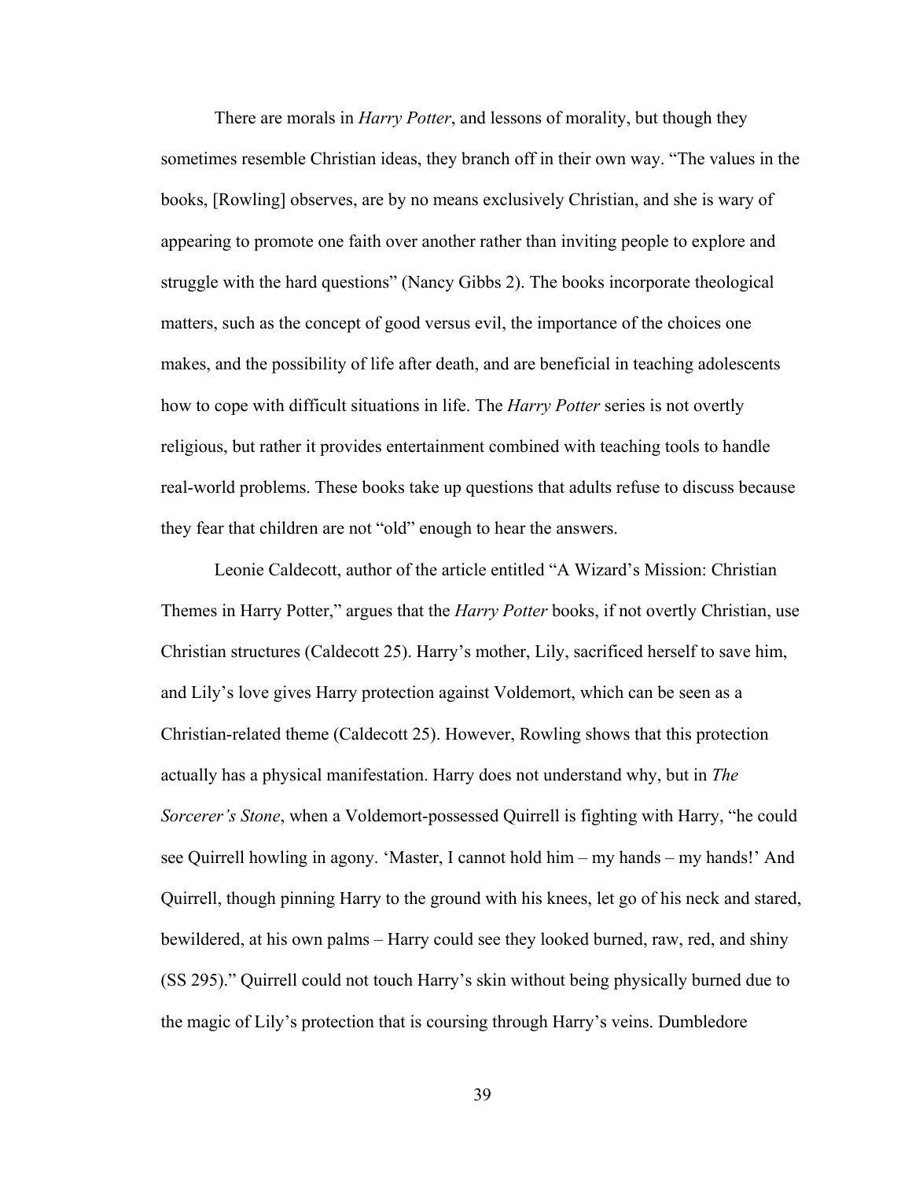There are morals in *Harry Potter*, and lessons of morality, but though they sometimes resemble Christian ideas, they branch off in their own way. "The values in the books, [Rowling] observes, are by no means exclusively Christian, and she is wary of appearing to promote one faith over another rather than inviting people to explore and struggle with the hard questions" (Nancy Gibbs 2). The books incorporate theological matters, such as the concept of good versus evil, the importance of the choices one makes, and the possibility of life after death, and are beneficial in teaching adolescents how to cope with difficult situations in life. The *Harry Potter* series is not overtly religious, but rather it provides entertainment combined with teaching tools to handle real-world problems. These books take up questions that adults refuse to discuss because they fear that children are not "old" enough to hear the answers.

Leonie Caldecott, author of the article entitled "A Wizard's Mission: Christian Themes in Harry Potter," argues that the *Harry Potter* books, if not overtly Christian, use Christian structures (Caldecott 25). Harry's mother, Lily, sacrificed herself to save him, and Lily's love gives Harry protection against Voldemort, which can be seen as a Christian-related theme (Caldecott 25). However, Rowling shows that this protection actually has a physical manifestation. Harry does not understand why, but in *The Sorcerer's Stone*, when a Voldemort-possessed Quirrell is fighting with Harry, "he could see Quirrell howling in agony. 'Master, I cannot hold him – my hands – my hands!' And Quirrell, though pinning Harry to the ground with his knees, let go of his neck and stared, bewildered, at his own palms – Harry could see they looked burned, raw, red, and shiny (SS 295)." Quirrell could not touch Harry's skin without being physically burned due to the magic of Lily's protection that is coursing through Harry's veins. Dumbledore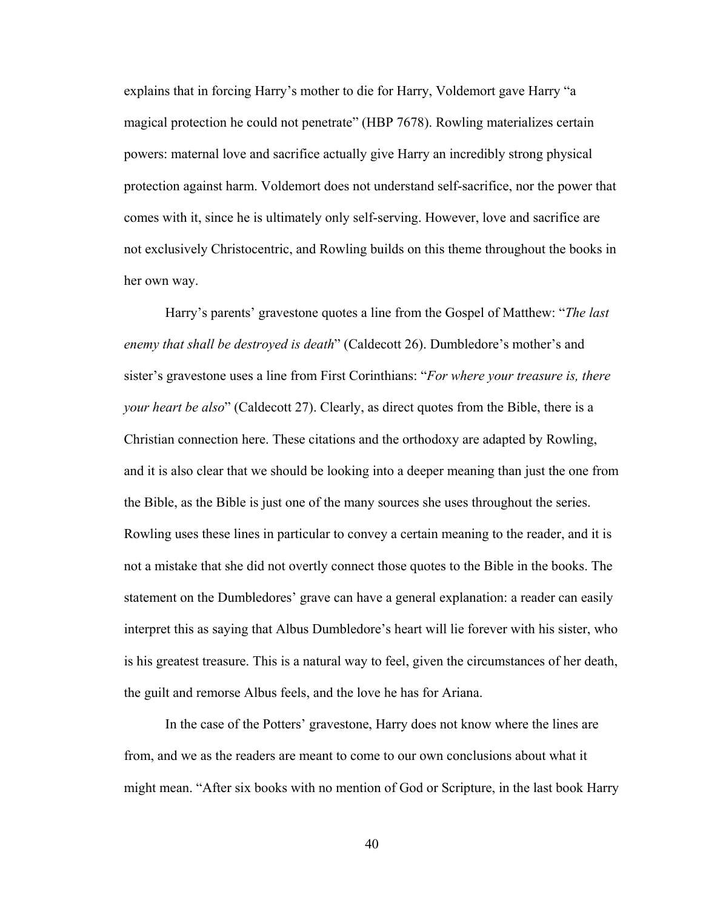explains that in forcing Harry's mother to die for Harry, Voldemort gave Harry "a magical protection he could not penetrate" (HBP 7678). Rowling materializes certain powers: maternal love and sacrifice actually give Harry an incredibly strong physical protection against harm. Voldemort does not understand self-sacrifice, nor the power that comes with it, since he is ultimately only self-serving. However, love and sacrifice are not exclusively Christocentric, and Rowling builds on this theme throughout the books in her own way.

Harry's parents' gravestone quotes a line from the Gospel of Matthew: "*The last enemy that shall be destroyed is death*" (Caldecott 26). Dumbledore's mother's and sister's gravestone uses a line from First Corinthians: "*For where your treasure is, there your heart be also*" (Caldecott 27). Clearly, as direct quotes from the Bible, there is a Christian connection here. These citations and the orthodoxy are adapted by Rowling, and it is also clear that we should be looking into a deeper meaning than just the one from the Bible, as the Bible is just one of the many sources she uses throughout the series. Rowling uses these lines in particular to convey a certain meaning to the reader, and it is not a mistake that she did not overtly connect those quotes to the Bible in the books. The statement on the Dumbledores' grave can have a general explanation: a reader can easily interpret this as saying that Albus Dumbledore's heart will lie forever with his sister, who is his greatest treasure. This is a natural way to feel, given the circumstances of her death, the guilt and remorse Albus feels, and the love he has for Ariana.

In the case of the Potters' gravestone, Harry does not know where the lines are from, and we as the readers are meant to come to our own conclusions about what it might mean. "After six books with no mention of God or Scripture, in the last book Harry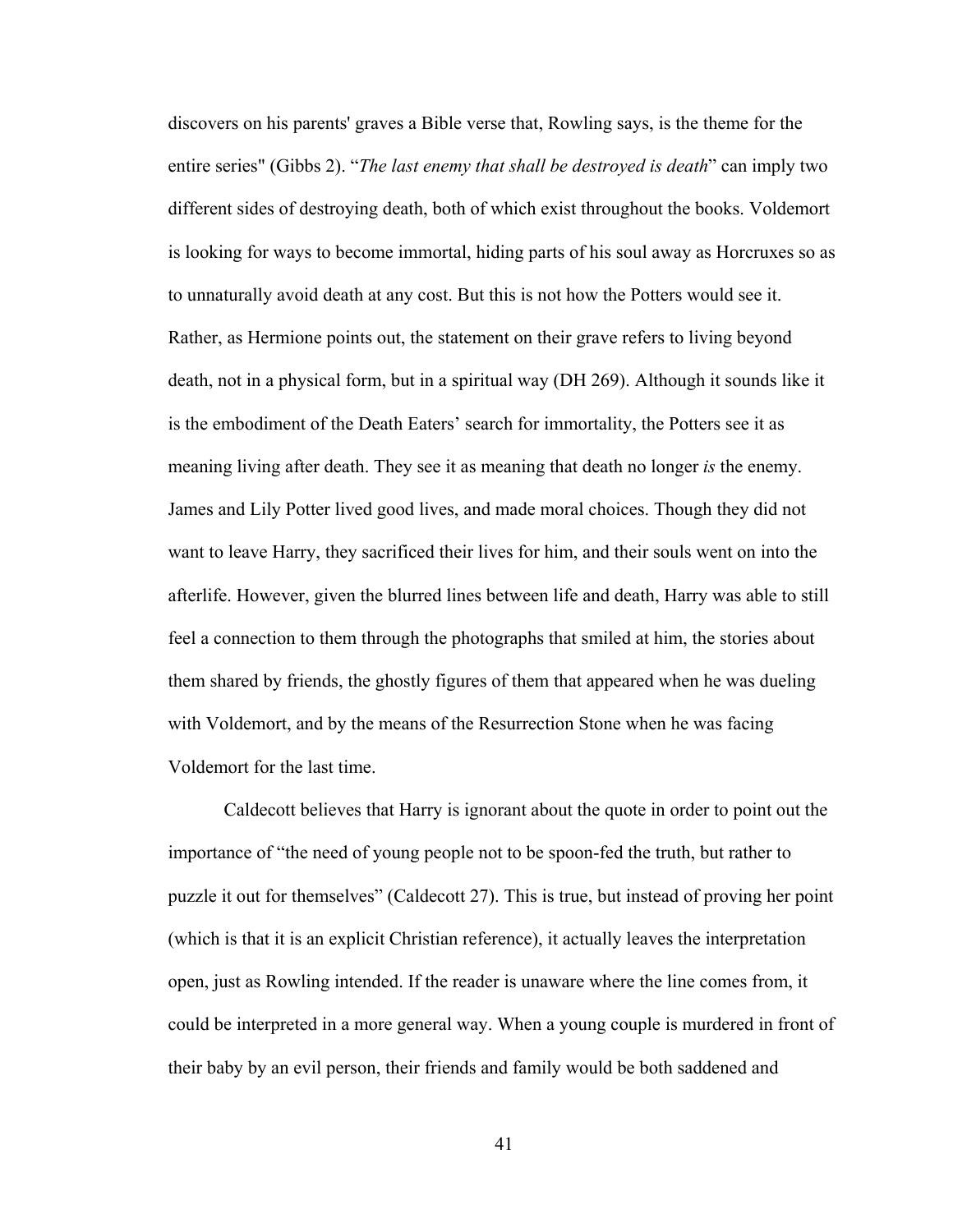discovers on his parents' graves a Bible verse that, Rowling says, is the theme for the entire series" (Gibbs 2). "*The last enemy that shall be destroyed is death*" can imply two different sides of destroying death, both of which exist throughout the books. Voldemort is looking for ways to become immortal, hiding parts of his soul away as Horcruxes so as to unnaturally avoid death at any cost. But this is not how the Potters would see it. Rather, as Hermione points out, the statement on their grave refers to living beyond death, not in a physical form, but in a spiritual way (DH 269). Although it sounds like it is the embodiment of the Death Eaters' search for immortality, the Potters see it as meaning living after death. They see it as meaning that death no longer *is* the enemy. James and Lily Potter lived good lives, and made moral choices. Though they did not want to leave Harry, they sacrificed their lives for him, and their souls went on into the afterlife. However, given the blurred lines between life and death, Harry was able to still feel a connection to them through the photographs that smiled at him, the stories about them shared by friends, the ghostly figures of them that appeared when he was dueling with Voldemort, and by the means of the Resurrection Stone when he was facing Voldemort for the last time.

Caldecott believes that Harry is ignorant about the quote in order to point out the importance of "the need of young people not to be spoon-fed the truth, but rather to puzzle it out for themselves" (Caldecott 27). This is true, but instead of proving her point (which is that it is an explicit Christian reference), it actually leaves the interpretation open, just as Rowling intended. If the reader is unaware where the line comes from, it could be interpreted in a more general way. When a young couple is murdered in front of their baby by an evil person, their friends and family would be both saddened and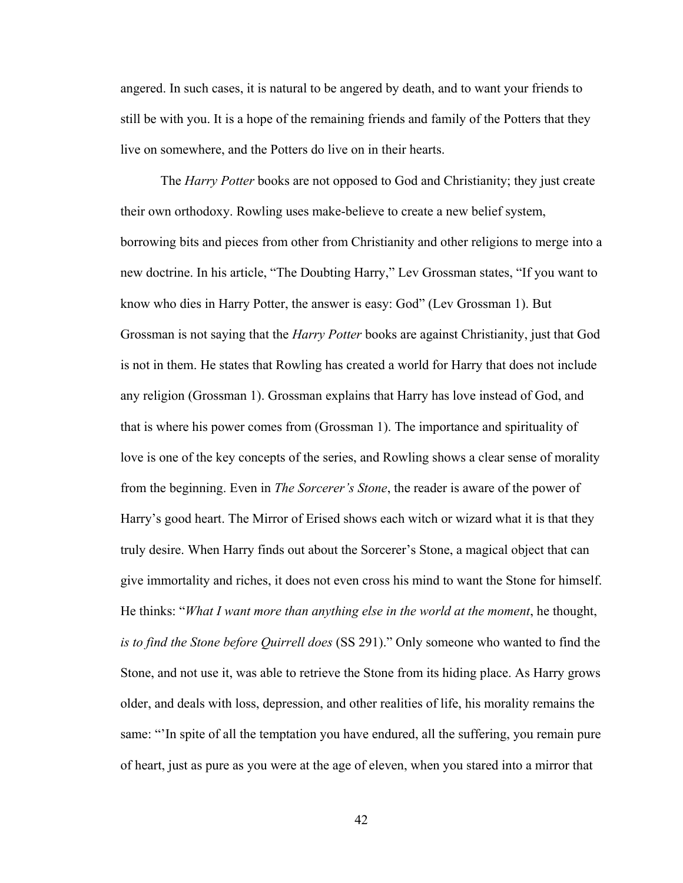angered. In such cases, it is natural to be angered by death, and to want your friends to still be with you. It is a hope of the remaining friends and family of the Potters that they live on somewhere, and the Potters do live on in their hearts.

The *Harry Potter* books are not opposed to God and Christianity; they just create their own orthodoxy. Rowling uses make-believe to create a new belief system, borrowing bits and pieces from other from Christianity and other religions to merge into a new doctrine. In his article, "The Doubting Harry," Lev Grossman states, "If you want to know who dies in Harry Potter, the answer is easy: God" (Lev Grossman 1). But Grossman is not saying that the *Harry Potter* books are against Christianity, just that God is not in them. He states that Rowling has created a world for Harry that does not include any religion (Grossman 1). Grossman explains that Harry has love instead of God, and that is where his power comes from (Grossman 1). The importance and spirituality of love is one of the key concepts of the series, and Rowling shows a clear sense of morality from the beginning. Even in *The Sorcerer's Stone*, the reader is aware of the power of Harry's good heart. The Mirror of Erised shows each witch or wizard what it is that they truly desire. When Harry finds out about the Sorcerer's Stone, a magical object that can give immortality and riches, it does not even cross his mind to want the Stone for himself. He thinks: "*What I want more than anything else in the world at the moment*, he thought, *is to find the Stone before Quirrell does* (SS 291)." Only someone who wanted to find the Stone, and not use it, was able to retrieve the Stone from its hiding place. As Harry grows older, and deals with loss, depression, and other realities of life, his morality remains the same: "'In spite of all the temptation you have endured, all the suffering, you remain pure of heart, just as pure as you were at the age of eleven, when you stared into a mirror that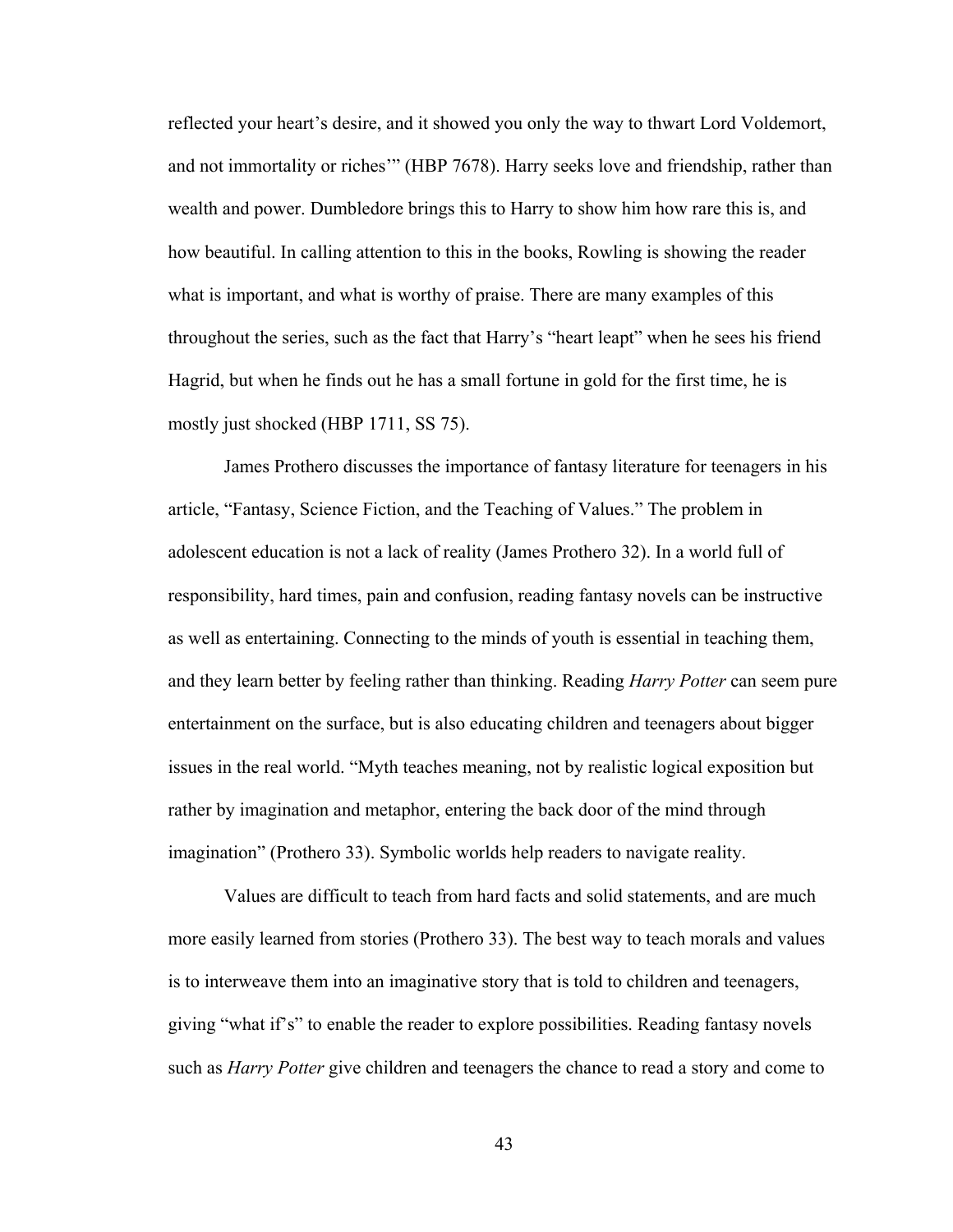reflected your heart's desire, and it showed you only the way to thwart Lord Voldemort, and not immortality or riches'" (HBP 7678). Harry seeks love and friendship, rather than wealth and power. Dumbledore brings this to Harry to show him how rare this is, and how beautiful. In calling attention to this in the books, Rowling is showing the reader what is important, and what is worthy of praise. There are many examples of this throughout the series, such as the fact that Harry's "heart leapt" when he sees his friend Hagrid, but when he finds out he has a small fortune in gold for the first time, he is mostly just shocked (HBP 1711, SS 75).

James Prothero discusses the importance of fantasy literature for teenagers in his article, "Fantasy, Science Fiction, and the Teaching of Values." The problem in adolescent education is not a lack of reality (James Prothero 32). In a world full of responsibility, hard times, pain and confusion, reading fantasy novels can be instructive as well as entertaining. Connecting to the minds of youth is essential in teaching them, and they learn better by feeling rather than thinking. Reading *Harry Potter* can seem pure entertainment on the surface, but is also educating children and teenagers about bigger issues in the real world. "Myth teaches meaning, not by realistic logical exposition but rather by imagination and metaphor, entering the back door of the mind through imagination" (Prothero 33). Symbolic worlds help readers to navigate reality.

Values are difficult to teach from hard facts and solid statements, and are much more easily learned from stories (Prothero 33). The best way to teach morals and values is to interweave them into an imaginative story that is told to children and teenagers, giving "what if's" to enable the reader to explore possibilities. Reading fantasy novels such as *Harry Potter* give children and teenagers the chance to read a story and come to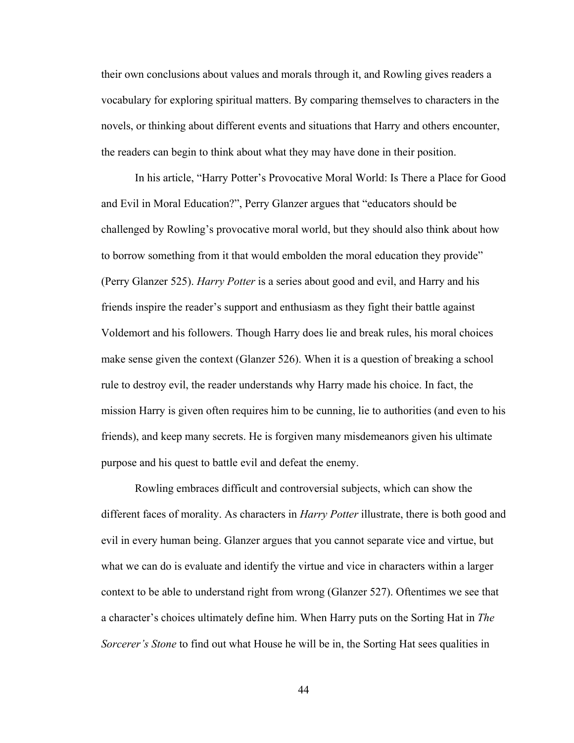their own conclusions about values and morals through it, and Rowling gives readers a vocabulary for exploring spiritual matters. By comparing themselves to characters in the novels, or thinking about different events and situations that Harry and others encounter, the readers can begin to think about what they may have done in their position.

In his article, "Harry Potter's Provocative Moral World: Is There a Place for Good and Evil in Moral Education?", Perry Glanzer argues that "educators should be challenged by Rowling's provocative moral world, but they should also think about how to borrow something from it that would embolden the moral education they provide" (Perry Glanzer 525). *Harry Potter* is a series about good and evil, and Harry and his friends inspire the reader's support and enthusiasm as they fight their battle against Voldemort and his followers. Though Harry does lie and break rules, his moral choices make sense given the context (Glanzer 526). When it is a question of breaking a school rule to destroy evil, the reader understands why Harry made his choice. In fact, the mission Harry is given often requires him to be cunning, lie to authorities (and even to his friends), and keep many secrets. He is forgiven many misdemeanors given his ultimate purpose and his quest to battle evil and defeat the enemy.

Rowling embraces difficult and controversial subjects, which can show the different faces of morality. As characters in *Harry Potter* illustrate, there is both good and evil in every human being. Glanzer argues that you cannot separate vice and virtue, but what we can do is evaluate and identify the virtue and vice in characters within a larger context to be able to understand right from wrong (Glanzer 527). Oftentimes we see that a character's choices ultimately define him. When Harry puts on the Sorting Hat in *The Sorcerer's Stone* to find out what House he will be in, the Sorting Hat sees qualities in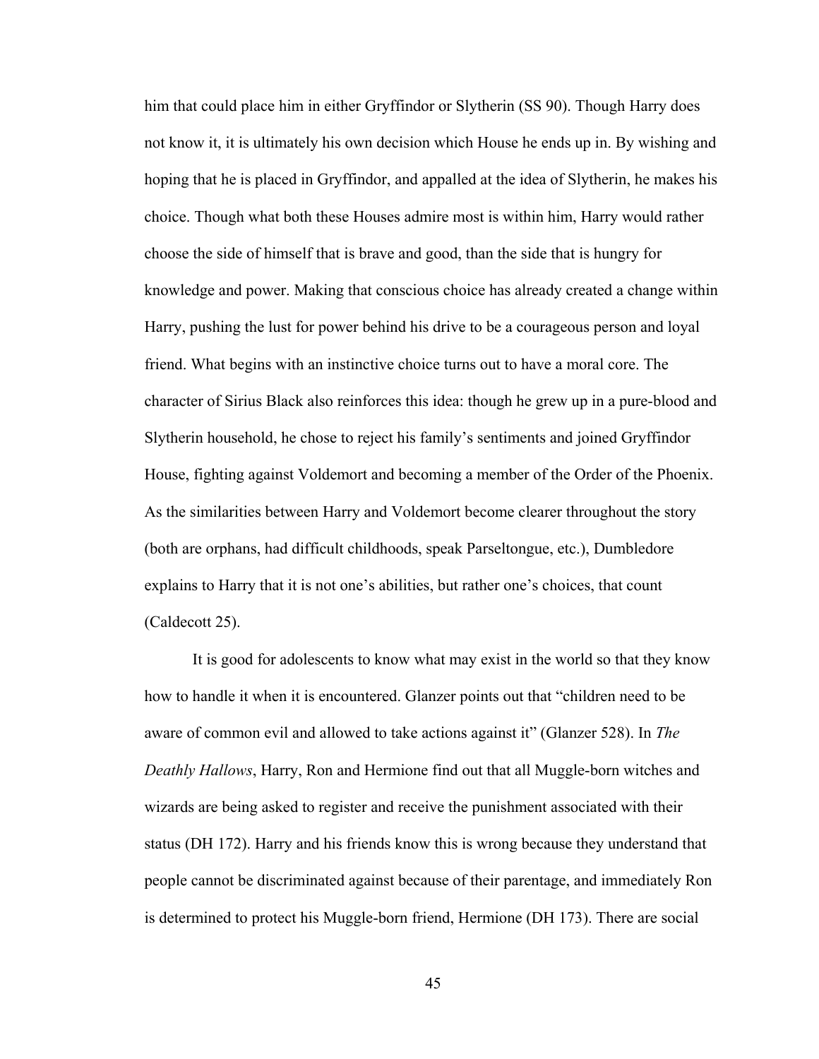him that could place him in either Gryffindor or Slytherin (SS 90). Though Harry does not know it, it is ultimately his own decision which House he ends up in. By wishing and hoping that he is placed in Gryffindor, and appalled at the idea of Slytherin, he makes his choice. Though what both these Houses admire most is within him, Harry would rather choose the side of himself that is brave and good, than the side that is hungry for knowledge and power. Making that conscious choice has already created a change within Harry, pushing the lust for power behind his drive to be a courageous person and loyal friend. What begins with an instinctive choice turns out to have a moral core. The character of Sirius Black also reinforces this idea: though he grew up in a pure-blood and Slytherin household, he chose to reject his family's sentiments and joined Gryffindor House, fighting against Voldemort and becoming a member of the Order of the Phoenix. As the similarities between Harry and Voldemort become clearer throughout the story (both are orphans, had difficult childhoods, speak Parseltongue, etc.), Dumbledore explains to Harry that it is not one's abilities, but rather one's choices, that count (Caldecott 25).

It is good for adolescents to know what may exist in the world so that they know how to handle it when it is encountered. Glanzer points out that "children need to be aware of common evil and allowed to take actions against it" (Glanzer 528). In *The Deathly Hallows*, Harry, Ron and Hermione find out that all Muggle-born witches and wizards are being asked to register and receive the punishment associated with their status (DH 172). Harry and his friends know this is wrong because they understand that people cannot be discriminated against because of their parentage, and immediately Ron is determined to protect his Muggle-born friend, Hermione (DH 173). There are social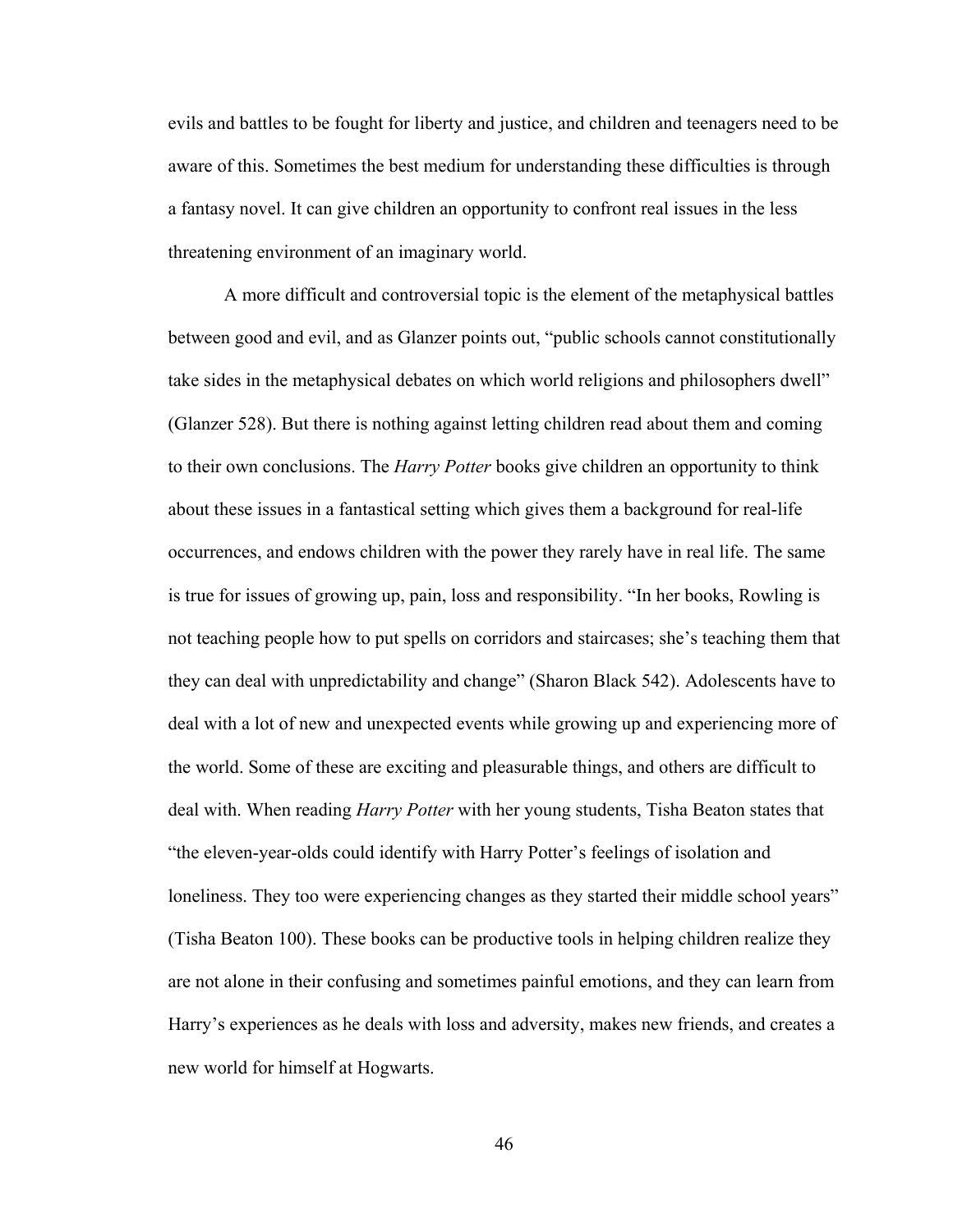evils and battles to be fought for liberty and justice, and children and teenagers need to be aware of this. Sometimes the best medium for understanding these difficulties is through a fantasy novel. It can give children an opportunity to confront real issues in the less threatening environment of an imaginary world.

A more difficult and controversial topic is the element of the metaphysical battles between good and evil, and as Glanzer points out, “public schools cannot constitutionally take sides in the metaphysical debates on which world religions and philosophers dwell” (Glanzer 528). But there is nothing against letting children read about them and coming to their own conclusions. The *Harry Potter* books give children an opportunity to think about these issues in a fantastical setting which gives them a background for real-life occurrences, and endows children with the power they rarely have in real life. The same is true for issues of growing up, pain, loss and responsibility. “In her books, Rowling is not teaching people how to put spells on corridors and staircases; she’s teaching them that they can deal with unpredictability and change” (Sharon Black 542). Adolescents have to deal with a lot of new and unexpected events while growing up and experiencing more of the world. Some of these are exciting and pleasurable things, and others are difficult to deal with. When reading *Harry Potter* with her young students, Tisha Beaton states that “the eleven-year-olds could identify with Harry Potter’s feelings of isolation and loneliness. They too were experiencing changes as they started their middle school years” (Tisha Beaton 100). These books can be productive tools in helping children realize they are not alone in their confusing and sometimes painful emotions, and they can learn from Harry’s experiences as he deals with loss and adversity, makes new friends, and creates a new world for himself at Hogwarts.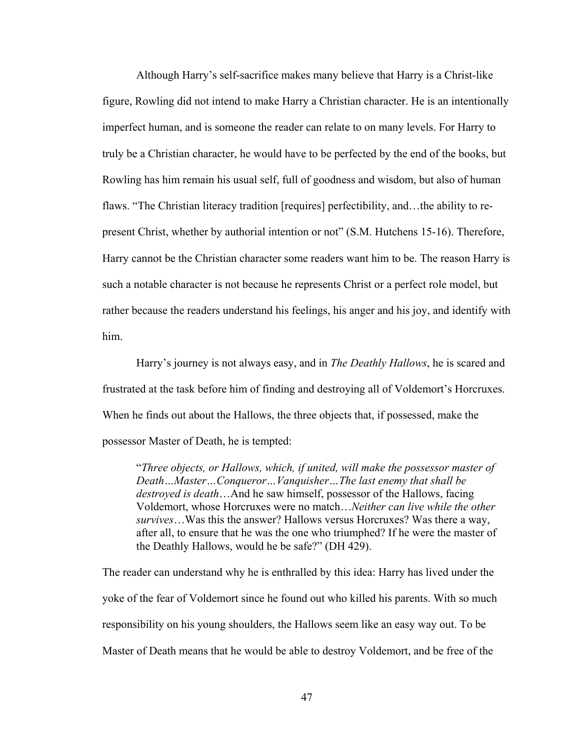Although Harry's self-sacrifice makes many believe that Harry is a Christ-like figure, Rowling did not intend to make Harry a Christian character. He is an intentionally imperfect human, and is someone the reader can relate to on many levels. For Harry to truly be a Christian character, he would have to be perfected by the end of the books, but Rowling has him remain his usual self, full of goodness and wisdom, but also of human flaws. "The Christian literacy tradition [requires] perfectibility, and…the ability to re-present Christ, whether by authorial intention or not" (S.M. Hutchens 15-16). Therefore, Harry cannot be the Christian character some readers want him to be. The reason Harry is such a notable character is not because he represents Christ or a perfect role model, but rather because the readers understand his feelings, his anger and his joy, and identify with him.

Harry's journey is not always easy, and in *The Deathly Hallows*, he is scared and frustrated at the task before him of finding and destroying all of Voldemort's Horcruxes. When he finds out about the Hallows, the three objects that, if possessed, make the possessor Master of Death, he is tempted:

> "*Three objects, or Hallows, which, if united, will make the possessor master of Death…Master…Conqueror…Vanquisher…The last enemy that shall be destroyed is death*…And he saw himself, possessor of the Hallows, facing Voldemort, whose Horcruxes were no match…*Neither can live while the other survives*…Was this the answer? Hallows versus Horcruxes? Was there a way, after all, to ensure that he was the one who triumphed? If he were the master of the Deathly Hallows, would he be safe?" (DH 429).

The reader can understand why he is enthralled by this idea: Harry has lived under the yoke of the fear of Voldemort since he found out who killed his parents. With so much responsibility on his young shoulders, the Hallows seem like an easy way out. To be Master of Death means that he would be able to destroy Voldemort, and be free of the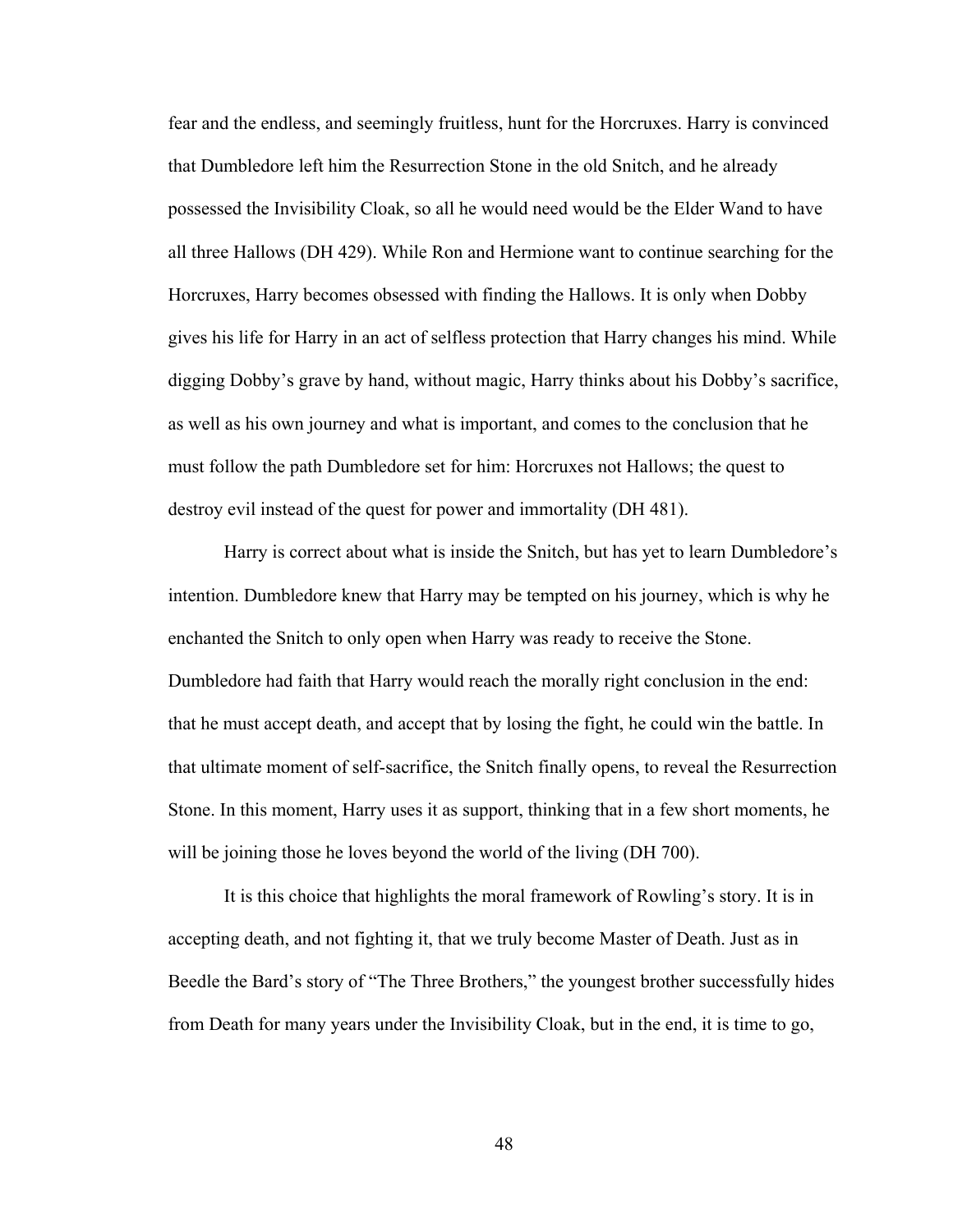fear and the endless, and seemingly fruitless, hunt for the Horcruxes. Harry is convinced that Dumbledore left him the Resurrection Stone in the old Snitch, and he already possessed the Invisibility Cloak, so all he would need would be the Elder Wand to have all three Hallows (DH 429). While Ron and Hermione want to continue searching for the Horcruxes, Harry becomes obsessed with finding the Hallows. It is only when Dobby gives his life for Harry in an act of selfless protection that Harry changes his mind. While digging Dobby's grave by hand, without magic, Harry thinks about his Dobby's sacrifice, as well as his own journey and what is important, and comes to the conclusion that he must follow the path Dumbledore set for him: Horcruxes not Hallows; the quest to destroy evil instead of the quest for power and immortality (DH 481).

Harry is correct about what is inside the Snitch, but has yet to learn Dumbledore's intention. Dumbledore knew that Harry may be tempted on his journey, which is why he enchanted the Snitch to only open when Harry was ready to receive the Stone. Dumbledore had faith that Harry would reach the morally right conclusion in the end: that he must accept death, and accept that by losing the fight, he could win the battle. In that ultimate moment of self-sacrifice, the Snitch finally opens, to reveal the Resurrection Stone. In this moment, Harry uses it as support, thinking that in a few short moments, he will be joining those he loves beyond the world of the living (DH 700).

It is this choice that highlights the moral framework of Rowling's story. It is in accepting death, and not fighting it, that we truly become Master of Death. Just as in Beedle the Bard's story of "The Three Brothers," the youngest brother successfully hides from Death for many years under the Invisibility Cloak, but in the end, it is time to go,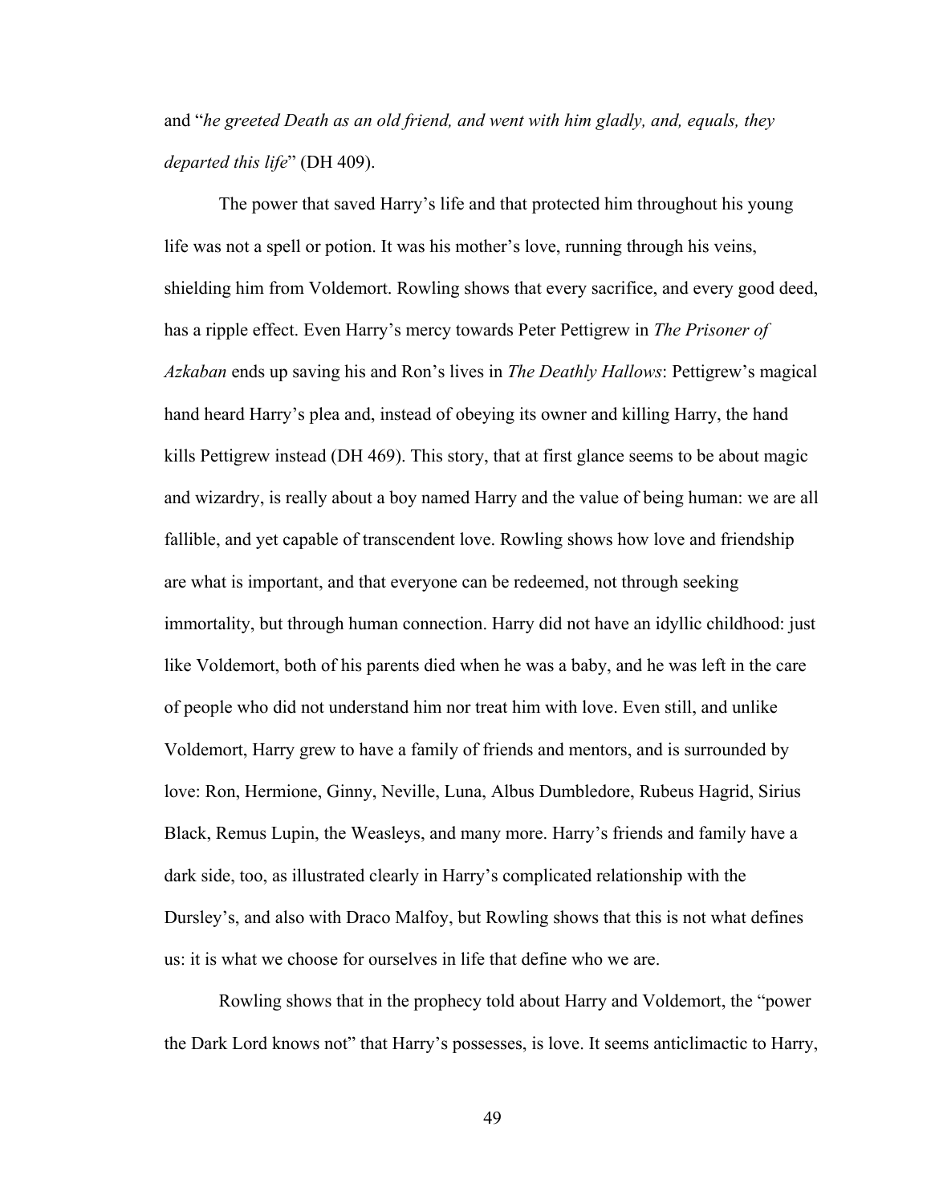and "*he greeted Death as an old friend, and went with him gladly, and, equals, they departed this life*" (DH 409).

The power that saved Harry's life and that protected him throughout his young life was not a spell or potion. It was his mother's love, running through his veins, shielding him from Voldemort. Rowling shows that every sacrifice, and every good deed, has a ripple effect. Even Harry's mercy towards Peter Pettigrew in *The Prisoner of Azkaban* ends up saving his and Ron's lives in *The Deathly Hallows*: Pettigrew's magical hand heard Harry's plea and, instead of obeying its owner and killing Harry, the hand kills Pettigrew instead (DH 469). This story, that at first glance seems to be about magic and wizardry, is really about a boy named Harry and the value of being human: we are all fallible, and yet capable of transcendent love. Rowling shows how love and friendship are what is important, and that everyone can be redeemed, not through seeking immortality, but through human connection. Harry did not have an idyllic childhood: just like Voldemort, both of his parents died when he was a baby, and he was left in the care of people who did not understand him nor treat him with love. Even still, and unlike Voldemort, Harry grew to have a family of friends and mentors, and is surrounded by love: Ron, Hermione, Ginny, Neville, Luna, Albus Dumbledore, Rubeus Hagrid, Sirius Black, Remus Lupin, the Weasleys, and many more. Harry's friends and family have a dark side, too, as illustrated clearly in Harry's complicated relationship with the Dursley's, and also with Draco Malfoy, but Rowling shows that this is not what defines us: it is what we choose for ourselves in life that define who we are.

Rowling shows that in the prophecy told about Harry and Voldemort, the "power the Dark Lord knows not" that Harry's possesses, is love. It seems anticlimactic to Harry,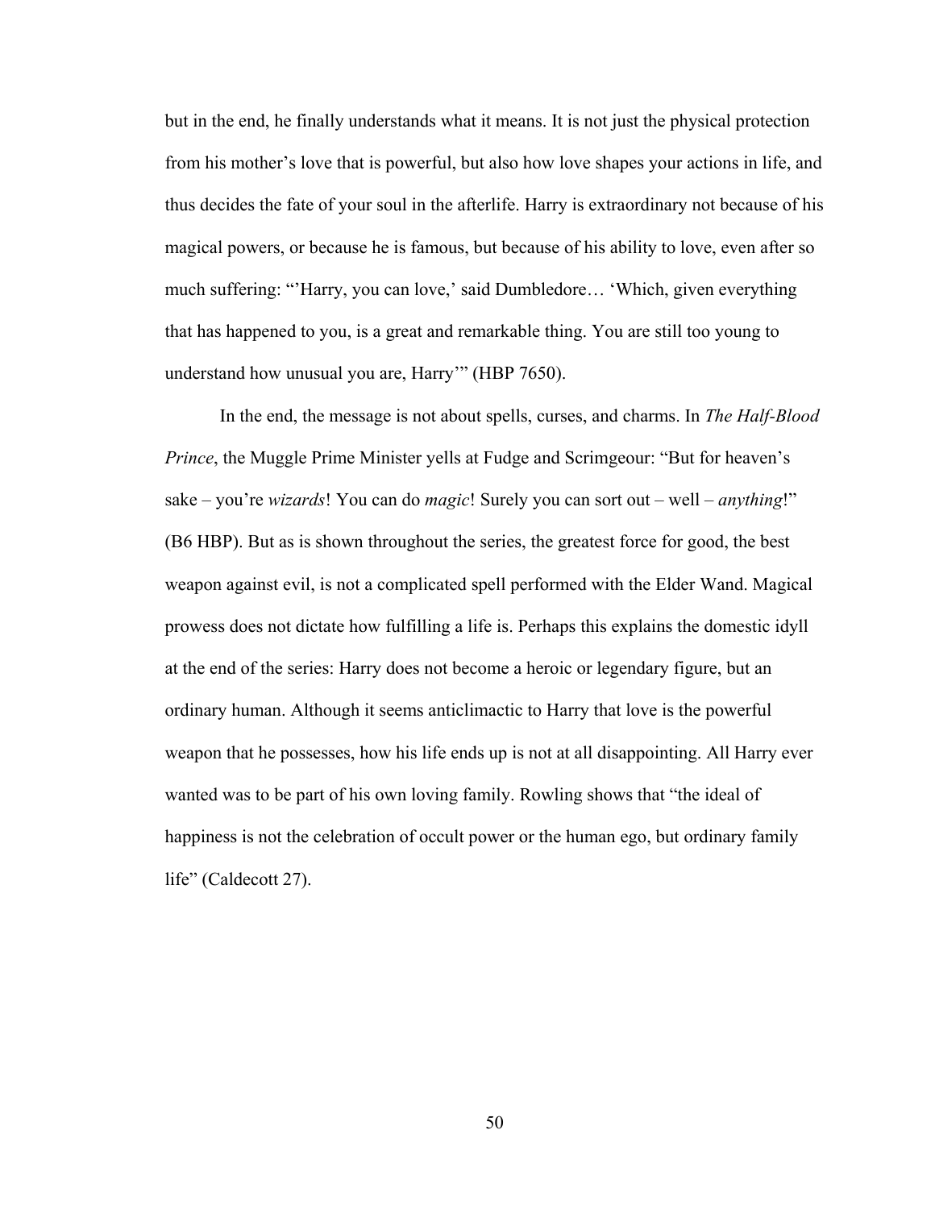but in the end, he finally understands what it means. It is not just the physical protection from his mother's love that is powerful, but also how love shapes your actions in life, and thus decides the fate of your soul in the afterlife. Harry is extraordinary not because of his magical powers, or because he is famous, but because of his ability to love, even after so much suffering: "'Harry, you can love,' said Dumbledore… 'Which, given everything that has happened to you, is a great and remarkable thing. You are still too young to understand how unusual you are, Harry'" (HBP 7650).

In the end, the message is not about spells, curses, and charms. In *The Half-Blood Prince*, the Muggle Prime Minister yells at Fudge and Scrimgeour: "But for heaven's sake – you're *wizards*! You can do *magic*! Surely you can sort out – well – *anything*!" (B6 HBP). But as is shown throughout the series, the greatest force for good, the best weapon against evil, is not a complicated spell performed with the Elder Wand. Magical prowess does not dictate how fulfilling a life is. Perhaps this explains the domestic idyll at the end of the series: Harry does not become a heroic or legendary figure, but an ordinary human. Although it seems anticlimactic to Harry that love is the powerful weapon that he possesses, how his life ends up is not at all disappointing. All Harry ever wanted was to be part of his own loving family. Rowling shows that "the ideal of happiness is not the celebration of occult power or the human ego, but ordinary family life" (Caldecott 27).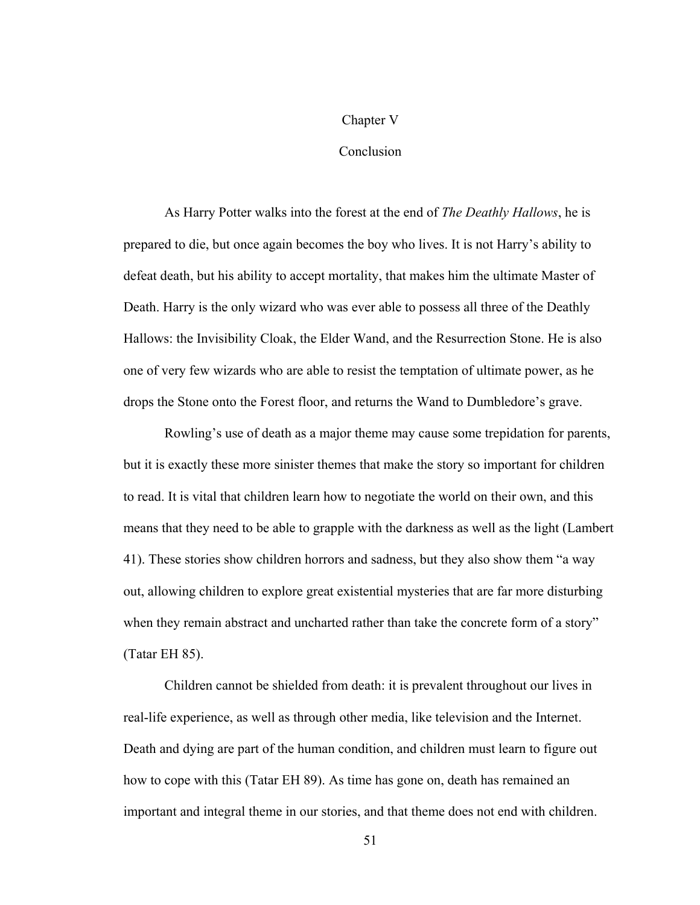# Chapter V

# Conclusion

As Harry Potter walks into the forest at the end of *The Deathly Hallows*, he is prepared to die, but once again becomes the boy who lives. It is not Harry's ability to defeat death, but his ability to accept mortality, that makes him the ultimate Master of Death. Harry is the only wizard who was ever able to possess all three of the Deathly Hallows: the Invisibility Cloak, the Elder Wand, and the Resurrection Stone. He is also one of very few wizards who are able to resist the temptation of ultimate power, as he drops the Stone onto the Forest floor, and returns the Wand to Dumbledore's grave.

Rowling's use of death as a major theme may cause some trepidation for parents, but it is exactly these more sinister themes that make the story so important for children to read. It is vital that children learn how to negotiate the world on their own, and this means that they need to be able to grapple with the darkness as well as the light (Lambert 41). These stories show children horrors and sadness, but they also show them "a way out, allowing children to explore great existential mysteries that are far more disturbing when they remain abstract and uncharted rather than take the concrete form of a story" (Tatar EH 85).

Children cannot be shielded from death: it is prevalent throughout our lives in real-life experience, as well as through other media, like television and the Internet. Death and dying are part of the human condition, and children must learn to figure out how to cope with this (Tatar EH 89). As time has gone on, death has remained an important and integral theme in our stories, and that theme does not end with children.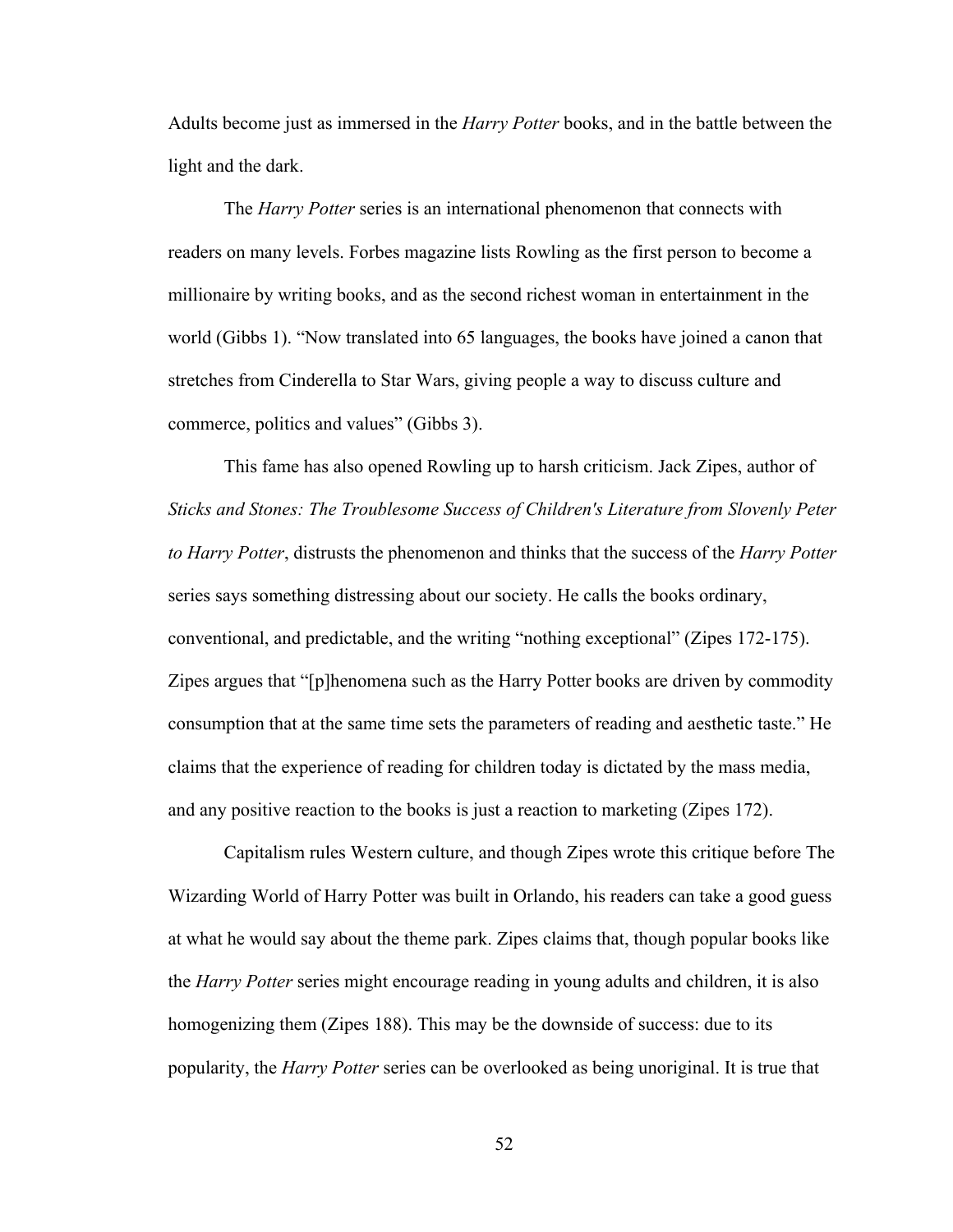Adults become just as immersed in the *Harry Potter* books, and in the battle between the light and the dark.

The *Harry Potter* series is an international phenomenon that connects with readers on many levels. Forbes magazine lists Rowling as the first person to become a millionaire by writing books, and as the second richest woman in entertainment in the world (Gibbs 1). "Now translated into 65 languages, the books have joined a canon that stretches from Cinderella to Star Wars, giving people a way to discuss culture and commerce, politics and values" (Gibbs 3).

This fame has also opened Rowling up to harsh criticism. Jack Zipes, author of *Sticks and Stones: The Troublesome Success of Children's Literature from Slovenly Peter to Harry Potter*, distrusts the phenomenon and thinks that the success of the *Harry Potter* series says something distressing about our society. He calls the books ordinary, conventional, and predictable, and the writing "nothing exceptional" (Zipes 172-175). Zipes argues that "[p]henomena such as the Harry Potter books are driven by commodity consumption that at the same time sets the parameters of reading and aesthetic taste." He claims that the experience of reading for children today is dictated by the mass media, and any positive reaction to the books is just a reaction to marketing (Zipes 172).

Capitalism rules Western culture, and though Zipes wrote this critique before The Wizarding World of Harry Potter was built in Orlando, his readers can take a good guess at what he would say about the theme park. Zipes claims that, though popular books like the *Harry Potter* series might encourage reading in young adults and children, it is also homogenizing them (Zipes 188). This may be the downside of success: due to its popularity, the *Harry Potter* series can be overlooked as being unoriginal. It is true that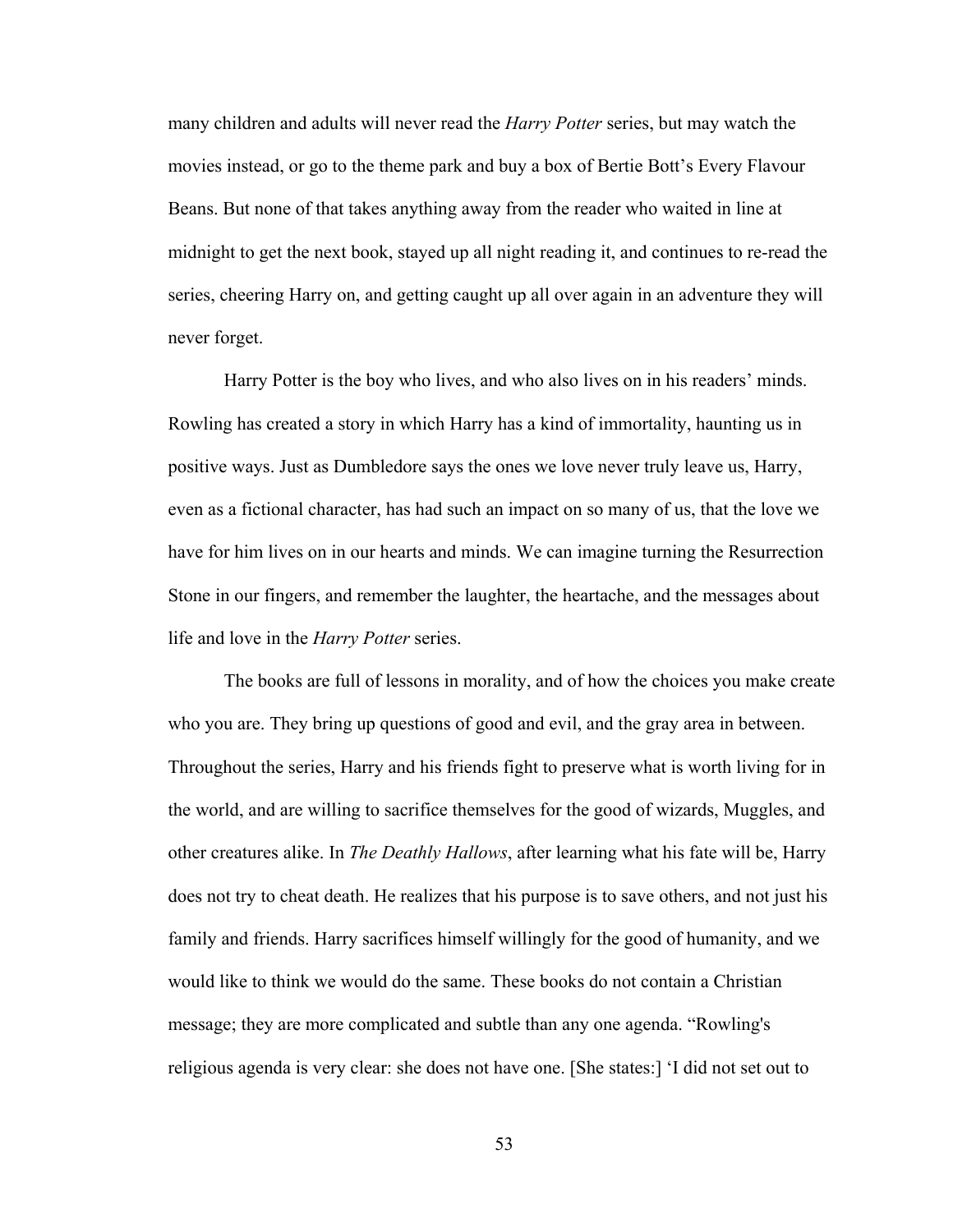many children and adults will never read the *Harry Potter* series, but may watch the movies instead, or go to the theme park and buy a box of Bertie Bott's Every Flavour Beans. But none of that takes anything away from the reader who waited in line at midnight to get the next book, stayed up all night reading it, and continues to re-read the series, cheering Harry on, and getting caught up all over again in an adventure they will never forget.

Harry Potter is the boy who lives, and who also lives on in his readers' minds. Rowling has created a story in which Harry has a kind of immortality, haunting us in positive ways. Just as Dumbledore says the ones we love never truly leave us, Harry, even as a fictional character, has had such an impact on so many of us, that the love we have for him lives on in our hearts and minds. We can imagine turning the Resurrection Stone in our fingers, and remember the laughter, the heartache, and the messages about life and love in the *Harry Potter* series.

The books are full of lessons in morality, and of how the choices you make create who you are. They bring up questions of good and evil, and the gray area in between. Throughout the series, Harry and his friends fight to preserve what is worth living for in the world, and are willing to sacrifice themselves for the good of wizards, Muggles, and other creatures alike. In *The Deathly Hallows*, after learning what his fate will be, Harry does not try to cheat death. He realizes that his purpose is to save others, and not just his family and friends. Harry sacrifices himself willingly for the good of humanity, and we would like to think we would do the same. These books do not contain a Christian message; they are more complicated and subtle than any one agenda. "Rowling's religious agenda is very clear: she does not have one. [She states:] 'I did not set out to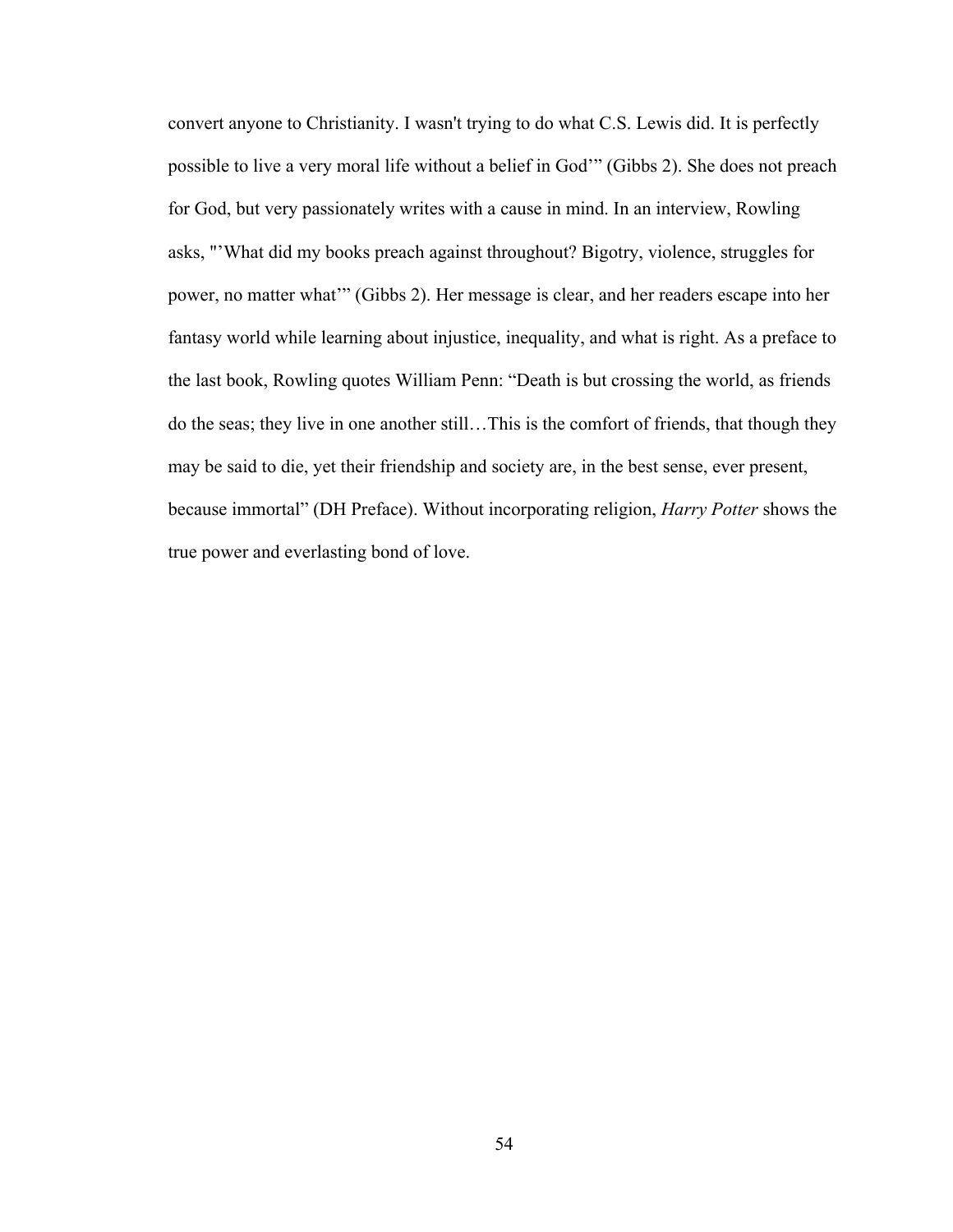convert anyone to Christianity. I wasn't trying to do what C.S. Lewis did. It is perfectly possible to live a very moral life without a belief in God'" (Gibbs 2). She does not preach for God, but very passionately writes with a cause in mind. In an interview, Rowling asks, "'What did my books preach against throughout? Bigotry, violence, struggles for power, no matter what'" (Gibbs 2). Her message is clear, and her readers escape into her fantasy world while learning about injustice, inequality, and what is right. As a preface to the last book, Rowling quotes William Penn: "Death is but crossing the world, as friends do the seas; they live in one another still…This is the comfort of friends, that though they may be said to die, yet their friendship and society are, in the best sense, ever present, because immortal" (DH Preface). Without incorporating religion, *Harry Potter* shows the true power and everlasting bond of love.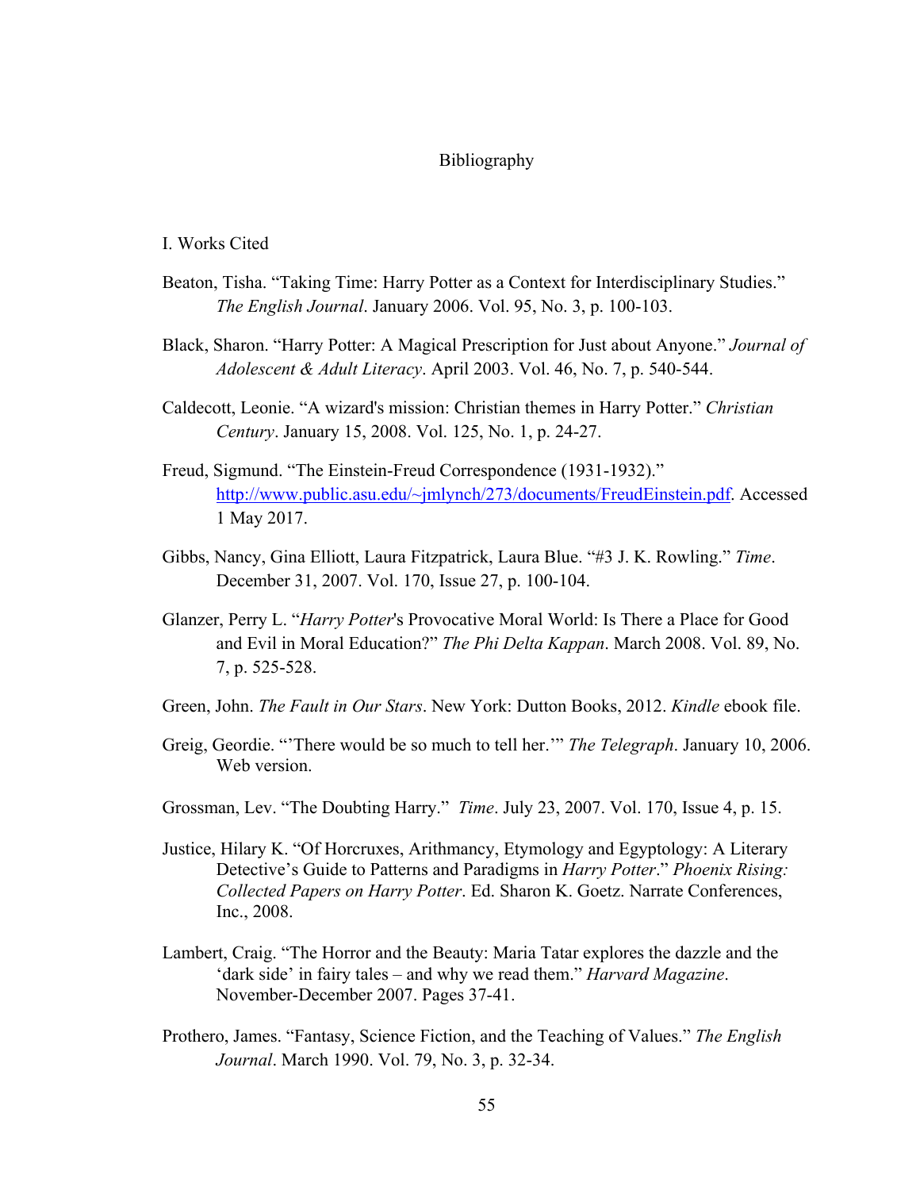# Bibliography

## I. Works Cited

Beaton, Tisha. "Taking Time: Harry Potter as a Context for Interdisciplinary Studies." *The English Journal*. January 2006. Vol. 95, No. 3, p. 100-103.

Black, Sharon. "Harry Potter: A Magical Prescription for Just about Anyone." *Journal of Adolescent & Adult Literacy*. April 2003. Vol. 46, No. 7, p. 540-544.

Caldecott, Leonie. "A wizard's mission: Christian themes in Harry Potter." *Christian Century*. January 15, 2008. Vol. 125, No. 1, p. 24-27.

Freud, Sigmund. "The Einstein-Freud Correspondence (1931-1932)." http://www.public.asu.edu/~jmlynch/273/documents/FreudEinstein.pdf. Accessed 1 May 2017.

Gibbs, Nancy, Gina Elliott, Laura Fitzpatrick, Laura Blue. "#3 J. K. Rowling." *Time*. December 31, 2007. Vol. 170, Issue 27, p. 100-104.

Glanzer, Perry L. "*Harry Potter*'s Provocative Moral World: Is There a Place for Good and Evil in Moral Education?" *The Phi Delta Kappan*. March 2008. Vol. 89, No. 7, p. 525-528.

Green, John. *The Fault in Our Stars*. New York: Dutton Books, 2012. *Kindle* ebook file.

Greig, Geordie. "'There would be so much to tell her.'" *The Telegraph*. January 10, 2006. Web version.

Grossman, Lev. "The Doubting Harry." *Time*. July 23, 2007. Vol. 170, Issue 4, p. 15.

Justice, Hilary K. "Of Horcruxes, Arithmancy, Etymology and Egyptology: A Literary Detective's Guide to Patterns and Paradigms in *Harry Potter*." *Phoenix Rising: Collected Papers on Harry Potter*. Ed. Sharon K. Goetz. Narrate Conferences, Inc., 2008.

Lambert, Craig. "The Horror and the Beauty: Maria Tatar explores the dazzle and the 'dark side' in fairy tales – and why we read them." *Harvard Magazine*. November-December 2007. Pages 37-41.

Prothero, James. "Fantasy, Science Fiction, and the Teaching of Values." *The English Journal*. March 1990. Vol. 79, No. 3, p. 32-34.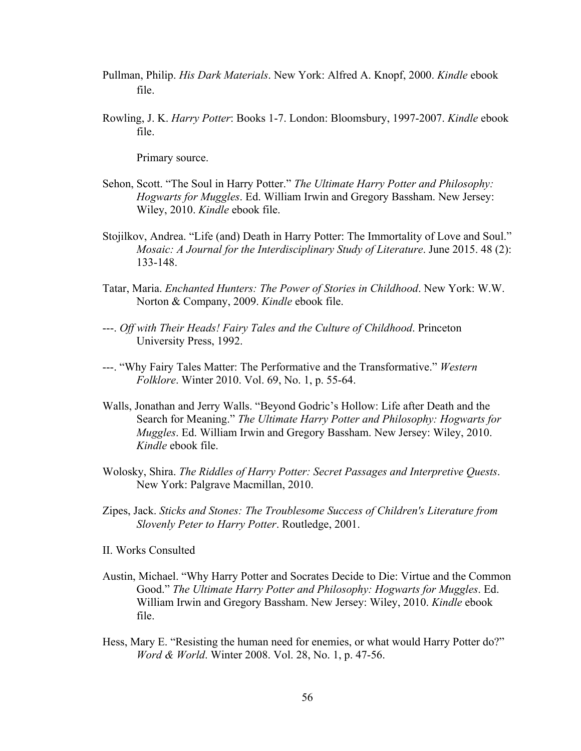Pullman, Philip. *His Dark Materials*. New York: Alfred A. Knopf, 2000. *Kindle* ebook file.

Rowling, J. K. *Harry Potter*: Books 1-7. London: Bloomsbury, 1997-2007. *Kindle* ebook file.

Primary source.

Sehon, Scott. "The Soul in Harry Potter." *The Ultimate Harry Potter and Philosophy: Hogwarts for Muggles*. Ed. William Irwin and Gregory Bassham. New Jersey: Wiley, 2010. *Kindle* ebook file.

Stojilkov, Andrea. "Life (and) Death in Harry Potter: The Immortality of Love and Soul." *Mosaic: A Journal for the Interdisciplinary Study of Literature*. June 2015. 48 (2): 133-148.

Tatar, Maria. *Enchanted Hunters: The Power of Stories in Childhood*. New York: W.W. Norton & Company, 2009. *Kindle* ebook file.

---. *Off with Their Heads! Fairy Tales and the Culture of Childhood*. Princeton University Press, 1992.

---. "Why Fairy Tales Matter: The Performative and the Transformative." *Western Folklore*. Winter 2010. Vol. 69, No. 1, p. 55-64.

Walls, Jonathan and Jerry Walls. "Beyond Godric's Hollow: Life after Death and the Search for Meaning." *The Ultimate Harry Potter and Philosophy: Hogwarts for Muggles*. Ed. William Irwin and Gregory Bassham. New Jersey: Wiley, 2010. *Kindle* ebook file.

Wolosky, Shira. *The Riddles of Harry Potter: Secret Passages and Interpretive Quests*. New York: Palgrave Macmillan, 2010.

Zipes, Jack. *Sticks and Stones: The Troublesome Success of Children's Literature from Slovenly Peter to Harry Potter*. Routledge, 2001.

II. Works Consulted

Austin, Michael. "Why Harry Potter and Socrates Decide to Die: Virtue and the Common Good." *The Ultimate Harry Potter and Philosophy: Hogwarts for Muggles*. Ed. William Irwin and Gregory Bassham. New Jersey: Wiley, 2010. *Kindle* ebook file.

Hess, Mary E. "Resisting the human need for enemies, or what would Harry Potter do?" *Word & World*. Winter 2008. Vol. 28, No. 1, p. 47-56.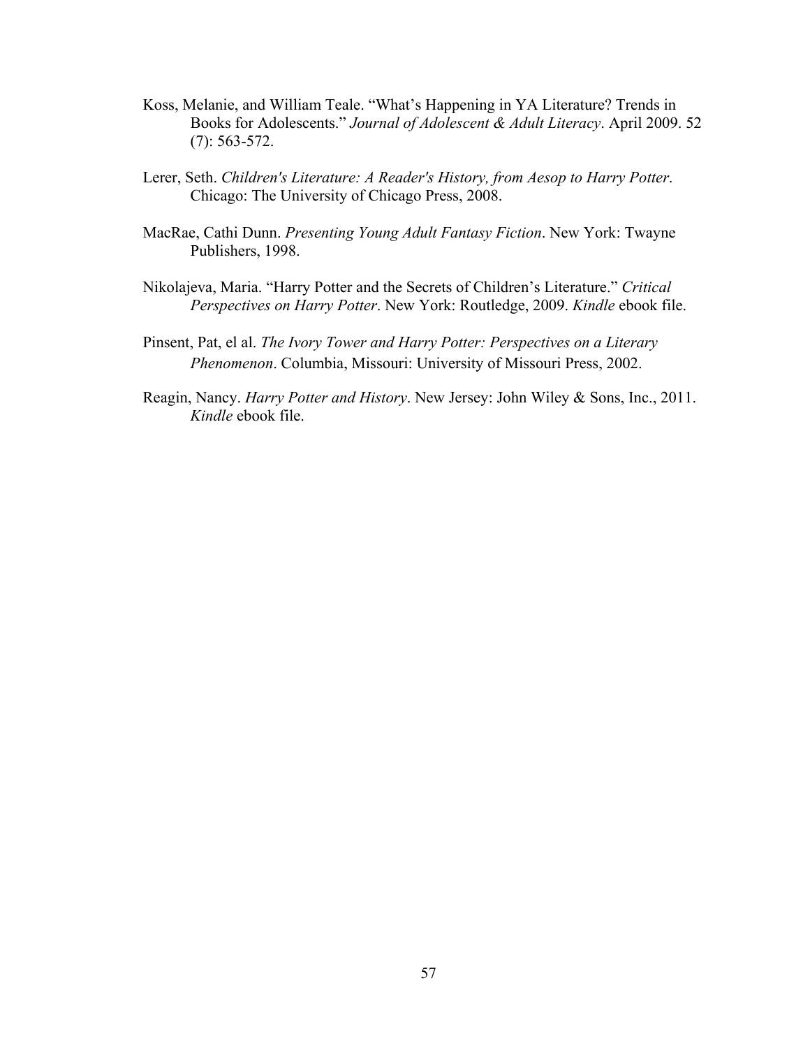Koss, Melanie, and William Teale. "What's Happening in YA Literature? Trends in Books for Adolescents." *Journal of Adolescent & Adult Literacy*. April 2009. 52 (7): 563-572.

Lerer, Seth. *Children's Literature: A Reader's History, from Aesop to Harry Potter*. Chicago: The University of Chicago Press, 2008.

MacRae, Cathi Dunn. *Presenting Young Adult Fantasy Fiction*. New York: Twayne Publishers, 1998.

Nikolajeva, Maria. "Harry Potter and the Secrets of Children's Literature." *Critical Perspectives on Harry Potter*. New York: Routledge, 2009. *Kindle* ebook file.

Pinsent, Pat, el al. *The Ivory Tower and Harry Potter: Perspectives on a Literary Phenomenon*. Columbia, Missouri: University of Missouri Press, 2002.

Reagin, Nancy. *Harry Potter and History*. New Jersey: John Wiley & Sons, Inc., 2011. *Kindle* ebook file.